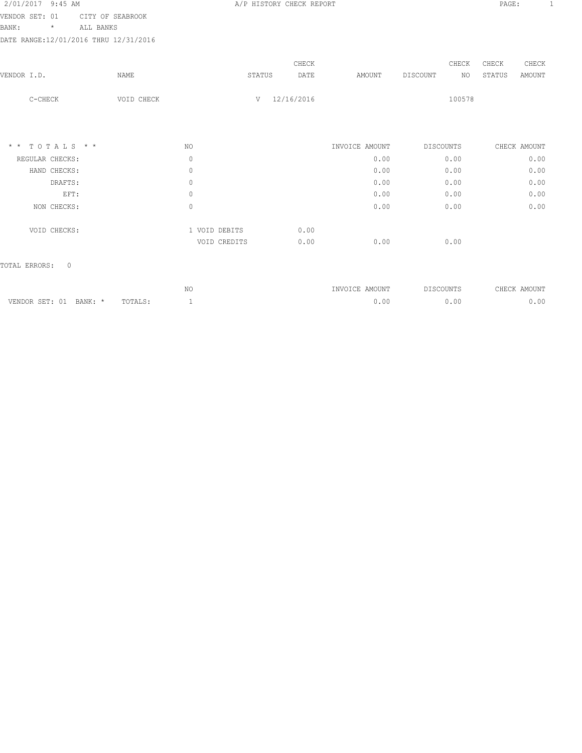2/01/2017 9:45 AM A/P HISTORY CHECK REPORT PAGE: 1

VENDOR SET: 01 CITY OF SEABROOK
BANK: * ALL BANKS
DATE RANGE:12/01/2016 THRU 12/31/2016

| VENDOR I.D. | NAME | STATUS | CHECK DATE | AMOUNT | DISCOUNT | CHECK NO | CHECK STATUS | CHECK AMOUNT |
|---|---|---|---|---|---|---|---|---|
| C-CHECK | VOID CHECK | V | 12/16/2016 | | | 100578 | | |

| * * T O T A L S * * | NO | | | INVOICE AMOUNT | DISCOUNTS | CHECK AMOUNT |
|---|---|---|---|---|---|---|
| REGULAR CHECKS: | 0 | | | 0.00 | 0.00 | 0.00 |
| HAND CHECKS: | 0 | | | 0.00 | 0.00 | 0.00 |
| DRAFTS: | 0 | | | 0.00 | 0.00 | 0.00 |
| EFT: | 0 | | | 0.00 | 0.00 | 0.00 |
| NON CHECKS: | 0 | | | 0.00 | 0.00 | 0.00 |
| VOID CHECKS: | 1 | VOID DEBITS | 0.00 | | | |
| | | VOID CREDITS | 0.00 | 0.00 | 0.00 | |

TOTAL ERRORS: 0

| | | NO | INVOICE AMOUNT | DISCOUNTS | CHECK AMOUNT |
|---|---|---|---|---|---|
| VENDOR SET: 01 BANK: * | TOTALS: | 1 | 0.00 | 0.00 | 0.00 |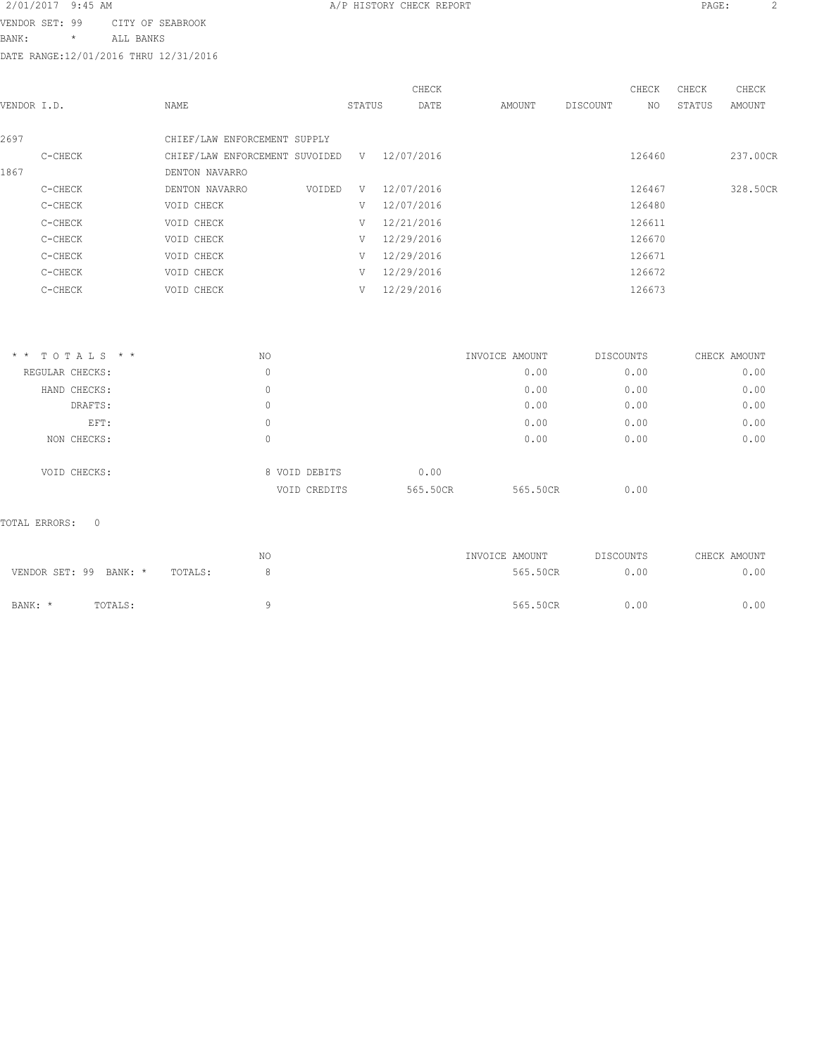A/P HISTORY CHECK REPORT

VENDOR SET: 99 CITY OF SEABROOK
BANK: * ALL BANKS
DATE RANGE:12/01/2016 THRU 12/31/2016

| VENDOR I.D. | NAME | STATUS | CHECK DATE | AMOUNT | DISCOUNT | CHECK NO | CHECK STATUS | CHECK AMOUNT |
|---|---|---|---|---|---|---|---|---|
| 2697 | CHIEF/LAW ENFORCEMENT SUPPLY | | | | | | | |
| C-CHECK | CHIEF/LAW ENFORCEMENT SUVOIDED | V | 12/07/2016 | | | 126460 | | 237.00CR |
| 1867 | DENTON NAVARRO | | | | | | | |
| C-CHECK | DENTON NAVARRO VOIDED | V | 12/07/2016 | | | 126467 | | 328.50CR |
| C-CHECK | VOID CHECK | V | 12/07/2016 | | | 126480 | | |
| C-CHECK | VOID CHECK | V | 12/21/2016 | | | 126611 | | |
| C-CHECK | VOID CHECK | V | 12/29/2016 | | | 126670 | | |
| C-CHECK | VOID CHECK | V | 12/29/2016 | | | 126671 | | |
| C-CHECK | VOID CHECK | V | 12/29/2016 | | | 126672 | | |
| C-CHECK | VOID CHECK | V | 12/29/2016 | | | 126673 | | |

| * * T O T A L S * * | NO | | | INVOICE AMOUNT | DISCOUNTS | CHECK AMOUNT |
|---|---|---|---|---|---|---|
| REGULAR CHECKS: | 0 | | | 0.00 | 0.00 | 0.00 |
| HAND CHECKS: | 0 | | | 0.00 | 0.00 | 0.00 |
| DRAFTS: | 0 | | | 0.00 | 0.00 | 0.00 |
| EFT: | 0 | | | 0.00 | 0.00 | 0.00 |
| NON CHECKS: | 0 | | | 0.00 | 0.00 | 0.00 |
| VOID CHECKS: | 8 | VOID DEBITS | 0.00 | | | |
| | | VOID CREDITS | 565.50CR | 565.50CR | 0.00 | |

TOTAL ERRORS: 0

| | NO | INVOICE AMOUNT | DISCOUNTS | CHECK AMOUNT |
|---|---|---|---|---|
| VENDOR SET: 99 BANK: * TOTALS: | 8 | 565.50CR | 0.00 | 0.00 |
| BANK: * TOTALS: | 9 | 565.50CR | 0.00 | 0.00 |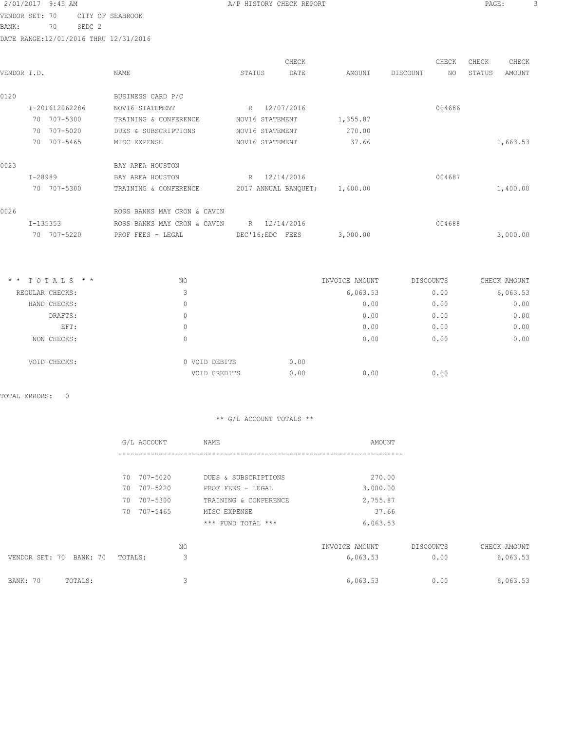2/01/2017 9:45 AM A/P HISTORY CHECK REPORT

VENDOR SET: 70 CITY OF SEABROOK
BANK: 70 SEDC 2
DATE RANGE:12/01/2016 THRU 12/31/2016

| VENDOR I.D. | NAME | STATUS | CHECK DATE | AMOUNT | DISCOUNT | CHECK NO | CHECK STATUS | CHECK AMOUNT |
|---|---|---|---|---|---|---|---|---|
| 0120 | BUSINESS CARD P/C | | | | | | | |
| I-201612062286 | NOV16 STATEMENT | R | 12/07/2016 | | | 004686 | | |
| 70 707-5300 | TRAINING & CONFERENCE | NOV16 STATEMENT | | 1,355.87 | | | | |
| 70 707-5020 | DUES & SUBSCRIPTIONS | NOV16 STATEMENT | | 270.00 | | | | |
| 70 707-5465 | MISC EXPENSE | NOV16 STATEMENT | | 37.66 | | | | 1,663.53 |
| 0023 | BAY AREA HOUSTON | | | | | | | |
| I-28989 | BAY AREA HOUSTON | R | 12/14/2016 | | | 004687 | | |
| 70 707-5300 | TRAINING & CONFERENCE | 2017 ANNUAL BANQUET; | | 1,400.00 | | | | 1,400.00 |
| 0026 | ROSS BANKS MAY CRON & CAVIN | | | | | | | |
| I-135353 | ROSS BANKS MAY CRON & CAVIN | R | 12/14/2016 | | | 004688 | | |
| 70 707-5220 | PROF FEES - LEGAL | DEC'16;EDC FEES | | 3,000.00 | | | | 3,000.00 |

| * * T O T A L S * * | NO | | INVOICE AMOUNT | DISCOUNTS | CHECK AMOUNT |
|---|---|---|---|---|---|
| REGULAR CHECKS: | 3 | | 6,063.53 | 0.00 | 6,063.53 |
| HAND CHECKS: | 0 | | 0.00 | 0.00 | 0.00 |
| DRAFTS: | 0 | | 0.00 | 0.00 | 0.00 |
| EFT: | 0 | | 0.00 | 0.00 | 0.00 |
| NON CHECKS: | 0 | | 0.00 | 0.00 | 0.00 |
| VOID CHECKS: | 0 VOID DEBITS | 0.00 | | | |
| | VOID CREDITS | 0.00 | 0.00 | 0.00 | |

TOTAL ERRORS: 0

** G/L ACCOUNT TOTALS **

| G/L ACCOUNT | NAME | AMOUNT |
|---|---|---|
| 70 707-5020 | DUES & SUBSCRIPTIONS | 270.00 |
| 70 707-5220 | PROF FEES - LEGAL | 3,000.00 |
| 70 707-5300 | TRAINING & CONFERENCE | 2,755.87 |
| 70 707-5465 | MISC EXPENSE | 37.66 |
| | *** FUND TOTAL *** | 6,063.53 |

| | NO | INVOICE AMOUNT | DISCOUNTS | CHECK AMOUNT |
|---|---|---|---|---|
| VENDOR SET: 70 BANK: 70 TOTALS: | 3 | 6,063.53 | 0.00 | 6,063.53 |
| BANK: 70 TOTALS: | 3 | 6,063.53 | 0.00 | 6,063.53 |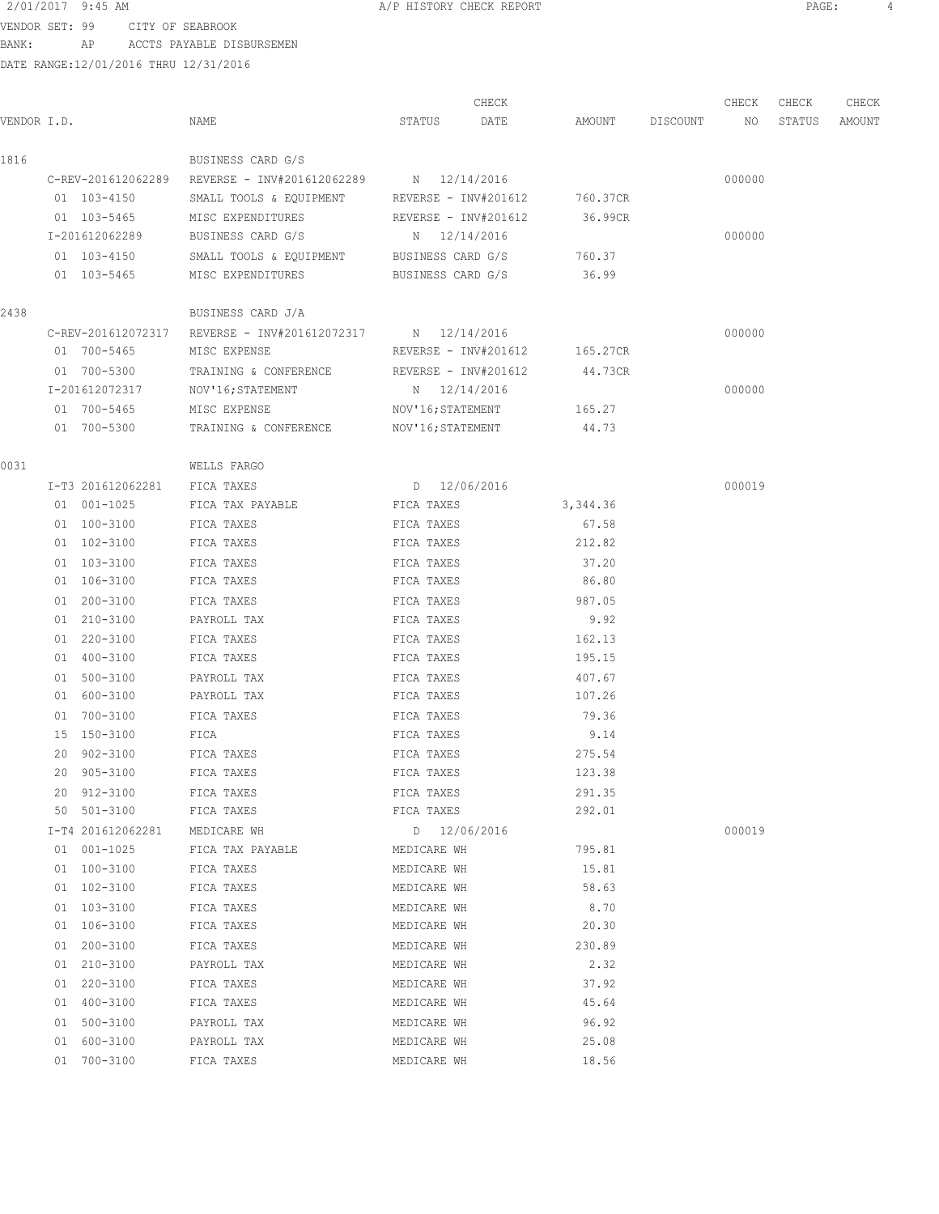VENDOR SET: 99 CITY OF SEABROOK
BANK: AP ACCTS PAYABLE DISBURSEMEN
DATE RANGE:12/01/2016 THRU 12/31/2016

| VENDOR I.D. | NAME | STATUS | CHECK DATE | AMOUNT | DISCOUNT | CHECK NO | CHECK STATUS | CHECK AMOUNT |
|---|---|---|---|---|---|---|---|---|
| 1816 | BUSINESS CARD G/S | | | | | | | |
| C-REV-201612062289 | REVERSE - INV#201612062289 | N | 12/14/2016 | | | 000000 | | |
| 01 103-4150 | SMALL TOOLS & EQUIPMENT | REVERSE - INV#201612 | | 760.37CR | | | | |
| 01 103-5465 | MISC EXPENDITURES | REVERSE - INV#201612 | | 36.99CR | | | | |
| I-201612062289 | BUSINESS CARD G/S | N | 12/14/2016 | | | 000000 | | |
| 01 103-4150 | SMALL TOOLS & EQUIPMENT | BUSINESS CARD G/S | | 760.37 | | | | |
| 01 103-5465 | MISC EXPENDITURES | BUSINESS CARD G/S | | 36.99 | | | | |
| 2438 | BUSINESS CARD J/A | | | | | | | |
| C-REV-201612072317 | REVERSE - INV#201612072317 | N | 12/14/2016 | | | 000000 | | |
| 01 700-5465 | MISC EXPENSE | REVERSE - INV#201612 | | 165.27CR | | | | |
| 01 700-5300 | TRAINING & CONFERENCE | REVERSE - INV#201612 | | 44.73CR | | | | |
| I-201612072317 | NOV'16;STATEMENT | N | 12/14/2016 | | | 000000 | | |
| 01 700-5465 | MISC EXPENSE | NOV'16;STATEMENT | | 165.27 | | | | |
| 01 700-5300 | TRAINING & CONFERENCE | NOV'16;STATEMENT | | 44.73 | | | | |
| 0031 | WELLS FARGO | | | | | | | |
| I-T3 201612062281 | FICA TAXES | D | 12/06/2016 | | | 000019 | | |
| 01 001-1025 | FICA TAX PAYABLE | FICA TAXES | | 3,344.36 | | | | |
| 01 100-3100 | FICA TAXES | FICA TAXES | | 67.58 | | | | |
| 01 102-3100 | FICA TAXES | FICA TAXES | | 212.82 | | | | |
| 01 103-3100 | FICA TAXES | FICA TAXES | | 37.20 | | | | |
| 01 106-3100 | FICA TAXES | FICA TAXES | | 86.80 | | | | |
| 01 200-3100 | FICA TAXES | FICA TAXES | | 987.05 | | | | |
| 01 210-3100 | PAYROLL TAX | FICA TAXES | | 9.92 | | | | |
| 01 220-3100 | FICA TAXES | FICA TAXES | | 162.13 | | | | |
| 01 400-3100 | FICA TAXES | FICA TAXES | | 195.15 | | | | |
| 01 500-3100 | PAYROLL TAX | FICA TAXES | | 407.67 | | | | |
| 01 600-3100 | PAYROLL TAX | FICA TAXES | | 107.26 | | | | |
| 01 700-3100 | FICA TAXES | FICA TAXES | | 79.36 | | | | |
| 15 150-3100 | FICA | FICA TAXES | | 9.14 | | | | |
| 20 902-3100 | FICA TAXES | FICA TAXES | | 275.54 | | | | |
| 20 905-3100 | FICA TAXES | FICA TAXES | | 123.38 | | | | |
| 20 912-3100 | FICA TAXES | FICA TAXES | | 291.35 | | | | |
| 50 501-3100 | FICA TAXES | FICA TAXES | | 292.01 | | | | |
| I-T4 201612062281 | MEDICARE WH | D | 12/06/2016 | | | 000019 | | |
| 01 001-1025 | FICA TAX PAYABLE | MEDICARE WH | | 795.81 | | | | |
| 01 100-3100 | FICA TAXES | MEDICARE WH | | 15.81 | | | | |
| 01 102-3100 | FICA TAXES | MEDICARE WH | | 58.63 | | | | |
| 01 103-3100 | FICA TAXES | MEDICARE WH | | 8.70 | | | | |
| 01 106-3100 | FICA TAXES | MEDICARE WH | | 20.30 | | | | |
| 01 200-3100 | FICA TAXES | MEDICARE WH | | 230.89 | | | | |
| 01 210-3100 | PAYROLL TAX | MEDICARE WH | | 2.32 | | | | |
| 01 220-3100 | FICA TAXES | MEDICARE WH | | 37.92 | | | | |
| 01 400-3100 | FICA TAXES | MEDICARE WH | | 45.64 | | | | |
| 01 500-3100 | PAYROLL TAX | MEDICARE WH | | 96.92 | | | | |
| 01 600-3100 | PAYROLL TAX | MEDICARE WH | | 25.08 | | | | |
| 01 700-3100 | FICA TAXES | MEDICARE WH | | 18.56 | | | | |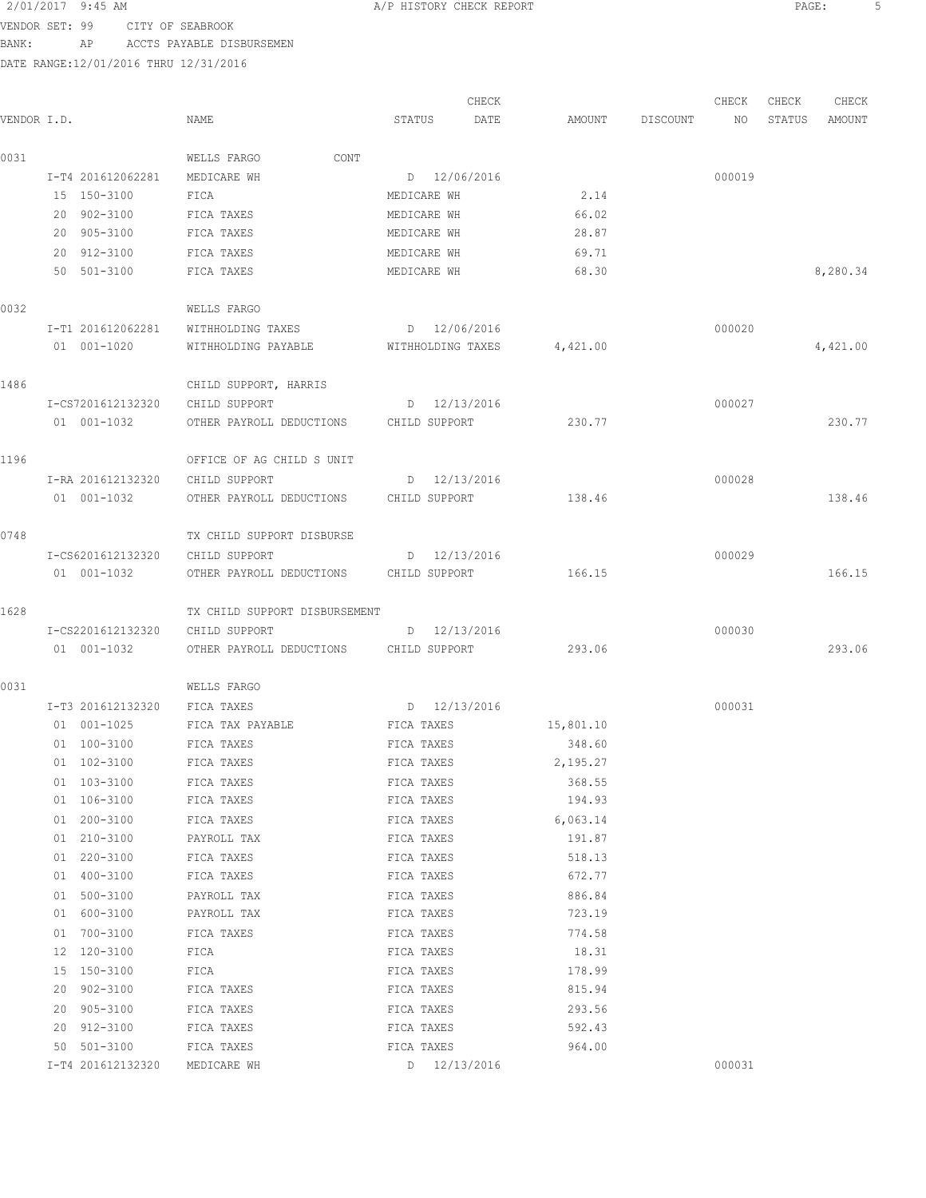2/01/2017 9:45 AM A/P HISTORY CHECK REPORT

VENDOR SET: 99 CITY OF SEABROOK
BANK: AP ACCTS PAYABLE DISBURSEMEN
DATE RANGE:12/01/2016 THRU 12/31/2016

| VENDOR I.D. | NAME | STATUS | CHECK DATE | AMOUNT | DISCOUNT | CHECK NO | CHECK STATUS | CHECK AMOUNT |
|---|---|---|---|---|---|---|---|---|
| 0031 | WELLS FARGO CONT | | | | | | | |
| I-T4 201612062281 | MEDICARE WH | D | 12/06/2016 | | | 000019 | | |
| 15 150-3100 | FICA | MEDICARE WH | | 2.14 | | | | |
| 20 902-3100 | FICA TAXES | MEDICARE WH | | 66.02 | | | | |
| 20 905-3100 | FICA TAXES | MEDICARE WH | | 28.87 | | | | |
| 20 912-3100 | FICA TAXES | MEDICARE WH | | 69.71 | | | | |
| 50 501-3100 | FICA TAXES | MEDICARE WH | | 68.30 | | | | 8,280.34 |
| 0032 | WELLS FARGO | | | | | | | |
| I-T1 201612062281 | WITHHOLDING TAXES | D | 12/06/2016 | | | 000020 | | |
| 01 001-1020 | WITHHOLDING PAYABLE | WITHHOLDING TAXES | | 4,421.00 | | | | 4,421.00 |
| 1486 | CHILD SUPPORT, HARRIS | | | | | | | |
| I-CS7201612132320 | CHILD SUPPORT | D | 12/13/2016 | | | 000027 | | |
| 01 001-1032 | OTHER PAYROLL DEDUCTIONS | CHILD SUPPORT | | 230.77 | | | | 230.77 |
| 1196 | OFFICE OF AG CHILD S UNIT | | | | | | | |
| I-RA 201612132320 | CHILD SUPPORT | D | 12/13/2016 | | | 000028 | | |
| 01 001-1032 | OTHER PAYROLL DEDUCTIONS | CHILD SUPPORT | | 138.46 | | | | 138.46 |
| 0748 | TX CHILD SUPPORT DISBURSE | | | | | | | |
| I-CS6201612132320 | CHILD SUPPORT | D | 12/13/2016 | | | 000029 | | |
| 01 001-1032 | OTHER PAYROLL DEDUCTIONS | CHILD SUPPORT | | 166.15 | | | | 166.15 |
| 1628 | TX CHILD SUPPORT DISBURSEMENT | | | | | | | |
| I-CS2201612132320 | CHILD SUPPORT | D | 12/13/2016 | | | 000030 | | |
| 01 001-1032 | OTHER PAYROLL DEDUCTIONS | CHILD SUPPORT | | 293.06 | | | | 293.06 |
| 0031 | WELLS FARGO | | | | | | | |
| I-T3 201612132320 | FICA TAXES | D | 12/13/2016 | | | 000031 | | |
| 01 001-1025 | FICA TAX PAYABLE | FICA TAXES | | 15,801.10 | | | | |
| 01 100-3100 | FICA TAXES | FICA TAXES | | 348.60 | | | | |
| 01 102-3100 | FICA TAXES | FICA TAXES | | 2,195.27 | | | | |
| 01 103-3100 | FICA TAXES | FICA TAXES | | 368.55 | | | | |
| 01 106-3100 | FICA TAXES | FICA TAXES | | 194.93 | | | | |
| 01 200-3100 | FICA TAXES | FICA TAXES | | 6,063.14 | | | | |
| 01 210-3100 | PAYROLL TAX | FICA TAXES | | 191.87 | | | | |
| 01 220-3100 | FICA TAXES | FICA TAXES | | 518.13 | | | | |
| 01 400-3100 | FICA TAXES | FICA TAXES | | 672.77 | | | | |
| 01 500-3100 | PAYROLL TAX | FICA TAXES | | 886.84 | | | | |
| 01 600-3100 | PAYROLL TAX | FICA TAXES | | 723.19 | | | | |
| 01 700-3100 | FICA TAXES | FICA TAXES | | 774.58 | | | | |
| 12 120-3100 | FICA | FICA TAXES | | 18.31 | | | | |
| 15 150-3100 | FICA | FICA TAXES | | 178.99 | | | | |
| 20 902-3100 | FICA TAXES | FICA TAXES | | 815.94 | | | | |
| 20 905-3100 | FICA TAXES | FICA TAXES | | 293.56 | | | | |
| 20 912-3100 | FICA TAXES | FICA TAXES | | 592.43 | | | | |
| 50 501-3100 | FICA TAXES | FICA TAXES | | 964.00 | | | | |
| I-T4 201612132320 | MEDICARE WH | D | 12/13/2016 | | | 000031 | | |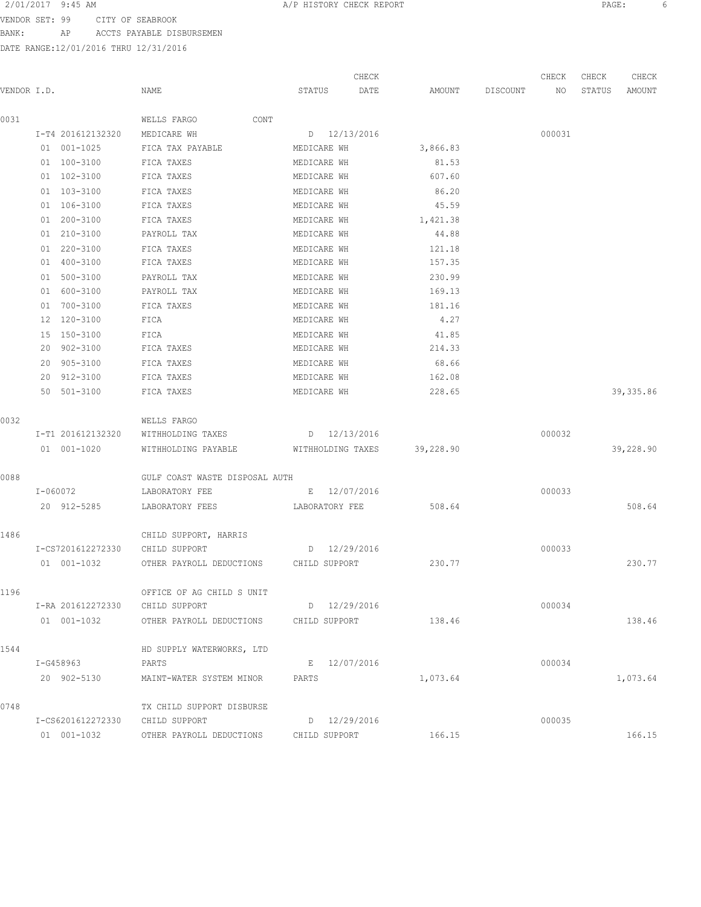2/01/2017 9:45 AM A/P HISTORY CHECK REPORT

VENDOR SET: 99 CITY OF SEABROOK
BANK: AP ACCTS PAYABLE DISBURSEMEN
DATE RANGE:12/01/2016 THRU 12/31/2016

| VENDOR I.D. | NAME | STATUS | CHECK DATE | AMOUNT | DISCOUNT | CHECK NO | CHECK STATUS | CHECK AMOUNT |
|---|---|---|---|---|---|---|---|---|
| 0031 | WELLS FARGO CONT | | | | | | | |
| I-T4 201612132320 | MEDICARE WH | D | 12/13/2016 | | | 000031 | | |
| 01 001-1025 | FICA TAX PAYABLE | MEDICARE WH | | 3,866.83 | | | | |
| 01 100-3100 | FICA TAXES | MEDICARE WH | | 81.53 | | | | |
| 01 102-3100 | FICA TAXES | MEDICARE WH | | 607.60 | | | | |
| 01 103-3100 | FICA TAXES | MEDICARE WH | | 86.20 | | | | |
| 01 106-3100 | FICA TAXES | MEDICARE WH | | 45.59 | | | | |
| 01 200-3100 | FICA TAXES | MEDICARE WH | | 1,421.38 | | | | |
| 01 210-3100 | PAYROLL TAX | MEDICARE WH | | 44.88 | | | | |
| 01 220-3100 | FICA TAXES | MEDICARE WH | | 121.18 | | | | |
| 01 400-3100 | FICA TAXES | MEDICARE WH | | 157.35 | | | | |
| 01 500-3100 | PAYROLL TAX | MEDICARE WH | | 230.99 | | | | |
| 01 600-3100 | PAYROLL TAX | MEDICARE WH | | 169.13 | | | | |
| 01 700-3100 | FICA TAXES | MEDICARE WH | | 181.16 | | | | |
| 12 120-3100 | FICA | MEDICARE WH | | 4.27 | | | | |
| 15 150-3100 | FICA | MEDICARE WH | | 41.85 | | | | |
| 20 902-3100 | FICA TAXES | MEDICARE WH | | 214.33 | | | | |
| 20 905-3100 | FICA TAXES | MEDICARE WH | | 68.66 | | | | |
| 20 912-3100 | FICA TAXES | MEDICARE WH | | 162.08 | | | | |
| 50 501-3100 | FICA TAXES | MEDICARE WH | | 228.65 | | | | 39,335.86 |
| 0032 | WELLS FARGO | | | | | | | |
| I-T1 201612132320 | WITHHOLDING TAXES | D | 12/13/2016 | | | 000032 | | |
| 01 001-1020 | WITHHOLDING PAYABLE | WITHHOLDING TAXES | | 39,228.90 | | | | 39,228.90 |
| 0088 | GULF COAST WASTE DISPOSAL AUTH | | | | | | | |
| I-060072 | LABORATORY FEE | E | 12/07/2016 | | | 000033 | | |
| 20 912-5285 | LABORATORY FEES | LABORATORY FEE | | 508.64 | | | | 508.64 |
| 1486 | CHILD SUPPORT, HARRIS | | | | | | | |
| I-CS7201612272330 | CHILD SUPPORT | D | 12/29/2016 | | | 000033 | | |
| 01 001-1032 | OTHER PAYROLL DEDUCTIONS | CHILD SUPPORT | | 230.77 | | | | 230.77 |
| 1196 | OFFICE OF AG CHILD S UNIT | | | | | | | |
| I-RA 201612272330 | CHILD SUPPORT | D | 12/29/2016 | | | 000034 | | |
| 01 001-1032 | OTHER PAYROLL DEDUCTIONS | CHILD SUPPORT | | 138.46 | | | | 138.46 |
| 1544 | HD SUPPLY WATERWORKS, LTD | | | | | | | |
| I-G458963 | PARTS | E | 12/07/2016 | | | 000034 | | |
| 20 902-5130 | MAINT-WATER SYSTEM MINOR | PARTS | | 1,073.64 | | | | 1,073.64 |
| 0748 | TX CHILD SUPPORT DISBURSE | | | | | | | |
| I-CS6201612272330 | CHILD SUPPORT | D | 12/29/2016 | | | 000035 | | |
| 01 001-1032 | OTHER PAYROLL DEDUCTIONS | CHILD SUPPORT | | 166.15 | | | | 166.15 |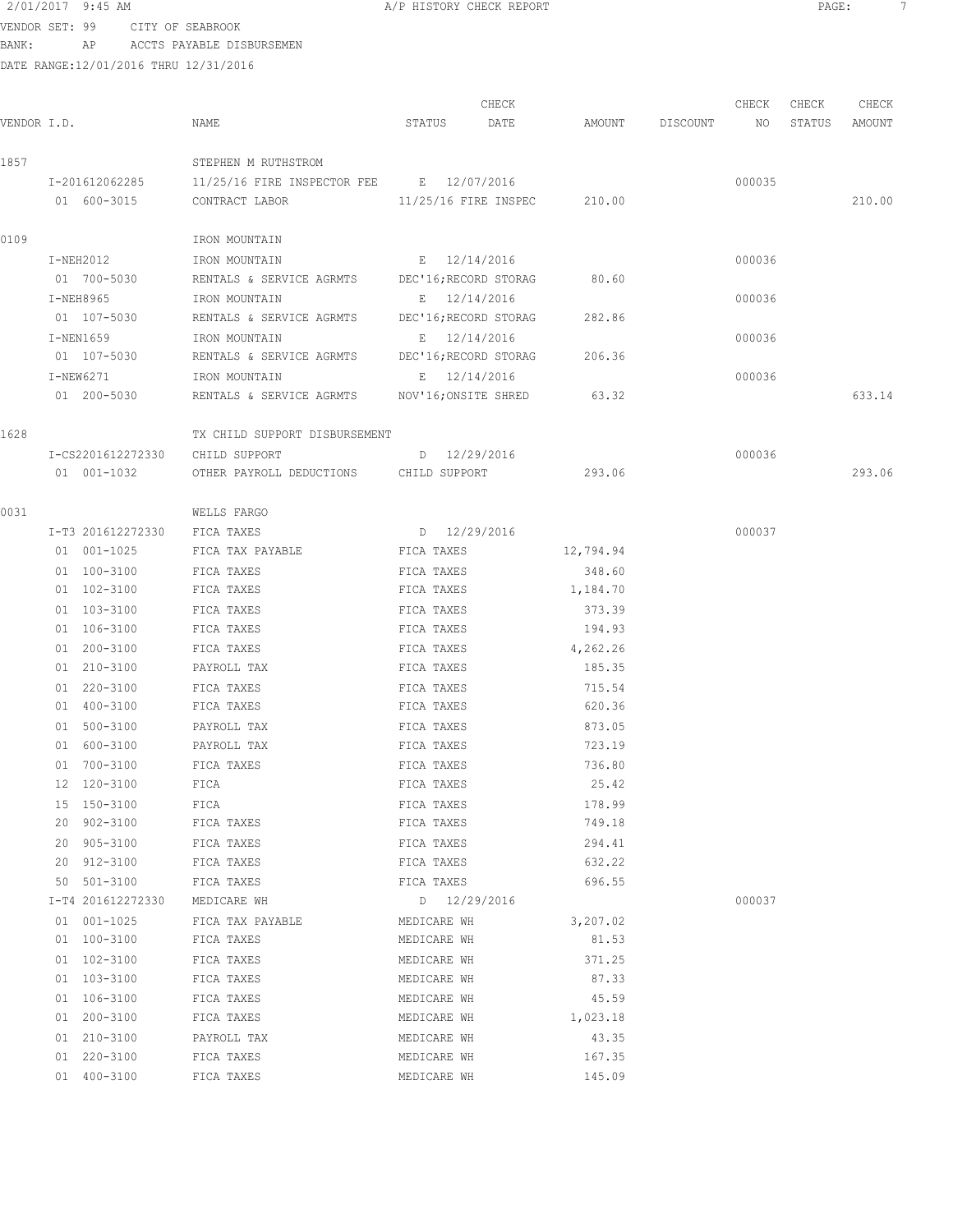2/01/2017 9:45 AM A/P HISTORY CHECK REPORT

VENDOR SET: 99 CITY OF SEABROOK
BANK: AP ACCTS PAYABLE DISBURSEMEN
DATE RANGE:12/01/2016 THRU 12/31/2016

| VENDOR I.D. | NAME | STATUS | CHECK DATE | AMOUNT | DISCOUNT | CHECK NO | CHECK STATUS | CHECK AMOUNT |
|---|---|---|---|---|---|---|---|---|
| 1857 | STEPHEN M RUTHSTROM | | | | | | | |
| I-201612062285 | 11/25/16 FIRE INSPECTOR FEE | E | 12/07/2016 | | | 000035 | | |
| 01 600-3015 | CONTRACT LABOR | 11/25/16 FIRE INSPEC | | 210.00 | | | | 210.00 |
| 0109 | IRON MOUNTAIN | | | | | | | |
| I-NEH2012 | IRON MOUNTAIN | E | 12/14/2016 | | | 000036 | | |
| 01 700-5030 | RENTALS & SERVICE AGRMTS | DEC'16;RECORD STORAG | | 80.60 | | | | |
| I-NEH8965 | IRON MOUNTAIN | E | 12/14/2016 | | | 000036 | | |
| 01 107-5030 | RENTALS & SERVICE AGRMTS | DEC'16;RECORD STORAG | | 282.86 | | | | |
| I-NEN1659 | IRON MOUNTAIN | E | 12/14/2016 | | | 000036 | | |
| 01 107-5030 | RENTALS & SERVICE AGRMTS | DEC'16;RECORD STORAG | | 206.36 | | | | |
| I-NEW6271 | IRON MOUNTAIN | E | 12/14/2016 | | | 000036 | | |
| 01 200-5030 | RENTALS & SERVICE AGRMTS | NOV'16;ONSITE SHRED | | 63.32 | | | | 633.14 |
| 1628 | TX CHILD SUPPORT DISBURSEMENT | | | | | | | |
| I-CS2201612272330 | CHILD SUPPORT | D | 12/29/2016 | | | 000036 | | |
| 01 001-1032 | OTHER PAYROLL DEDUCTIONS | CHILD SUPPORT | | 293.06 | | | | 293.06 |
| 0031 | WELLS FARGO | | | | | | | |
| I-T3 201612272330 | FICA TAXES | D | 12/29/2016 | | | 000037 | | |
| 01 001-1025 | FICA TAX PAYABLE | FICA TAXES | | 12,794.94 | | | | |
| 01 100-3100 | FICA TAXES | FICA TAXES | | 348.60 | | | | |
| 01 102-3100 | FICA TAXES | FICA TAXES | | 1,184.70 | | | | |
| 01 103-3100 | FICA TAXES | FICA TAXES | | 373.39 | | | | |
| 01 106-3100 | FICA TAXES | FICA TAXES | | 194.93 | | | | |
| 01 200-3100 | FICA TAXES | FICA TAXES | | 4,262.26 | | | | |
| 01 210-3100 | PAYROLL TAX | FICA TAXES | | 185.35 | | | | |
| 01 220-3100 | FICA TAXES | FICA TAXES | | 715.54 | | | | |
| 01 400-3100 | FICA TAXES | FICA TAXES | | 620.36 | | | | |
| 01 500-3100 | PAYROLL TAX | FICA TAXES | | 873.05 | | | | |
| 01 600-3100 | PAYROLL TAX | FICA TAXES | | 723.19 | | | | |
| 01 700-3100 | FICA TAXES | FICA TAXES | | 736.80 | | | | |
| 12 120-3100 | FICA | FICA TAXES | | 25.42 | | | | |
| 15 150-3100 | FICA | FICA TAXES | | 178.99 | | | | |
| 20 902-3100 | FICA TAXES | FICA TAXES | | 749.18 | | | | |
| 20 905-3100 | FICA TAXES | FICA TAXES | | 294.41 | | | | |
| 20 912-3100 | FICA TAXES | FICA TAXES | | 632.22 | | | | |
| 50 501-3100 | FICA TAXES | FICA TAXES | | 696.55 | | | | |
| I-T4 201612272330 | MEDICARE WH | D | 12/29/2016 | | | 000037 | | |
| 01 001-1025 | FICA TAX PAYABLE | MEDICARE WH | | 3,207.02 | | | | |
| 01 100-3100 | FICA TAXES | MEDICARE WH | | 81.53 | | | | |
| 01 102-3100 | FICA TAXES | MEDICARE WH | | 371.25 | | | | |
| 01 103-3100 | FICA TAXES | MEDICARE WH | | 87.33 | | | | |
| 01 106-3100 | FICA TAXES | MEDICARE WH | | 45.59 | | | | |
| 01 200-3100 | FICA TAXES | MEDICARE WH | | 1,023.18 | | | | |
| 01 210-3100 | PAYROLL TAX | MEDICARE WH | | 43.35 | | | | |
| 01 220-3100 | FICA TAXES | MEDICARE WH | | 167.35 | | | | |
| 01 400-3100 | FICA TAXES | MEDICARE WH | | 145.09 | | | | |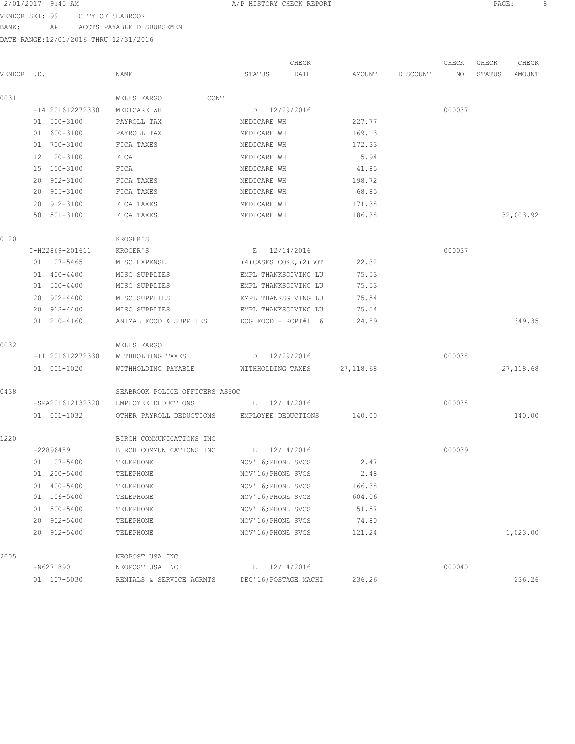2/01/2017 9:45 AM A/P HISTORY CHECK REPORT

VENDOR SET: 99 CITY OF SEABROOK

BANK: AP ACCTS PAYABLE DISBURSEMEN

DATE RANGE:12/01/2016 THRU 12/31/2016

| VENDOR I.D. | NAME | STATUS | CHECK DATE | AMOUNT | DISCOUNT | CHECK NO | CHECK STATUS | CHECK AMOUNT |
|---|---|---|---|---|---|---|---|---|
| 0031 | WELLS FARGO CONT | | | | | | | |
| I-T4 201612272330 | MEDICARE WH | D | 12/29/2016 | | | 000037 | | |
| 01 500-3100 | PAYROLL TAX | MEDICARE WH | | 227.77 | | | | |
| 01 600-3100 | PAYROLL TAX | MEDICARE WH | | 169.13 | | | | |
| 01 700-3100 | FICA TAXES | MEDICARE WH | | 172.33 | | | | |
| 12 120-3100 | FICA | MEDICARE WH | | 5.94 | | | | |
| 15 150-3100 | FICA | MEDICARE WH | | 41.85 | | | | |
| 20 902-3100 | FICA TAXES | MEDICARE WH | | 198.72 | | | | |
| 20 905-3100 | FICA TAXES | MEDICARE WH | | 68.85 | | | | |
| 20 912-3100 | FICA TAXES | MEDICARE WH | | 171.38 | | | | |
| 50 501-3100 | FICA TAXES | MEDICARE WH | | 186.38 | | | | 32,003.92 |
| 0120 | KROGER'S | | | | | | | |
| I-H22869-201611 | KROGER'S | E | 12/14/2016 | | | 000037 | | |
| 01 107-5465 | MISC EXPENSE | (4)CASES COKE,(2)BOT | | 22.32 | | | | |
| 01 400-4400 | MISC SUPPLIES | EMPL THANKSGIVING LU | | 75.53 | | | | |
| 01 500-4400 | MISC SUPPLIES | EMPL THANKSGIVING LU | | 75.53 | | | | |
| 20 902-4400 | MISC SUPPLIES | EMPL THANKSGIVING LU | | 75.54 | | | | |
| 20 912-4400 | MISC SUPPLIES | EMPL THANKSGIVING LU | | 75.54 | | | | |
| 01 210-4160 | ANIMAL FOOD & SUPPLIES | DOG FOOD - RCPT#1116 | | 24.89 | | | | 349.35 |
| 0032 | WELLS FARGO | | | | | | | |
| I-T1 201612272330 | WITHHOLDING TAXES | D | 12/29/2016 | | | 000038 | | |
| 01 001-1020 | WITHHOLDING PAYABLE | WITHHOLDING TAXES | | 27,118.68 | | | | 27,118.68 |
| 0438 | SEABROOK POLICE OFFICERS ASSOC | | | | | | | |
| I-SPA201612132320 | EMPLOYEE DEDUCTIONS | E | 12/14/2016 | | | 000038 | | |
| 01 001-1032 | OTHER PAYROLL DEDUCTIONS | EMPLOYEE DEDUCTIONS | | 140.00 | | | | 140.00 |
| 1220 | BIRCH COMMUNICATIONS INC | | | | | | | |
| I-22896489 | BIRCH COMMUNICATIONS INC | E | 12/14/2016 | | | 000039 | | |
| 01 107-5400 | TELEPHONE | NOV'16;PHONE SVCS | | 2.47 | | | | |
| 01 200-5400 | TELEPHONE | NOV'16;PHONE SVCS | | 2.48 | | | | |
| 01 400-5400 | TELEPHONE | NOV'16;PHONE SVCS | | 166.38 | | | | |
| 01 106-5400 | TELEPHONE | NOV'16;PHONE SVCS | | 604.06 | | | | |
| 01 500-5400 | TELEPHONE | NOV'16;PHONE SVCS | | 51.57 | | | | |
| 20 902-5400 | TELEPHONE | NOV'16;PHONE SVCS | | 74.80 | | | | |
| 20 912-5400 | TELEPHONE | NOV'16;PHONE SVCS | | 121.24 | | | | 1,023.00 |
| 2005 | NEOPOST USA INC | | | | | | | |
| I-N6271890 | NEOPOST USA INC | E | 12/14/2016 | | | 000040 | | |
| 01 107-5030 | RENTALS & SERVICE AGRMTS | DEC'16;POSTAGE MACHI | | 236.26 | | | | 236.26 |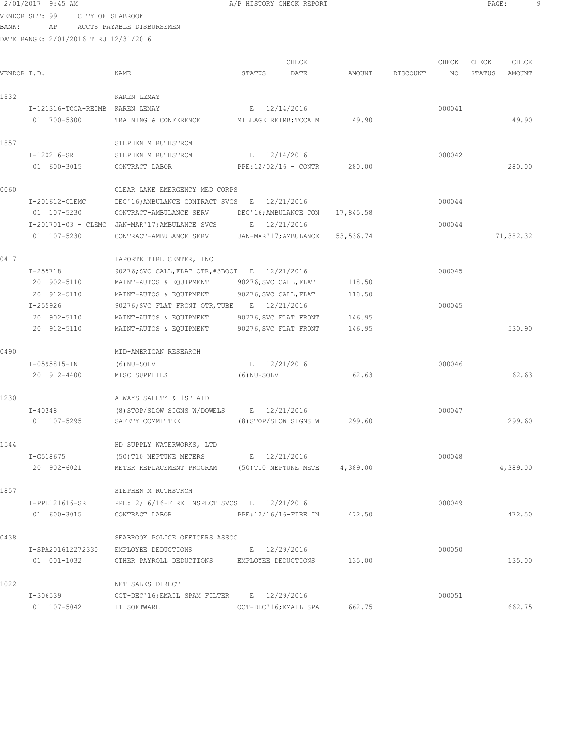2/01/2017 9:45 AM A/P HISTORY CHECK REPORT

VENDOR SET: 99 CITY OF SEABROOK
BANK: AP ACCTS PAYABLE DISBURSEMEN
DATE RANGE:12/01/2016 THRU 12/31/2016

| VENDOR I.D. | NAME | STATUS | CHECK DATE | AMOUNT | DISCOUNT | CHECK NO | CHECK STATUS | CHECK AMOUNT |
|---|---|---|---|---|---|---|---|---|
| 1832 | KAREN LEMAY | | | | | | | |
| I-121316-TCCA-REIMB | KAREN LEMAY | E | 12/14/2016 | | | 000041 | | |
| 01 700-5300 | TRAINING & CONFERENCE | MILEAGE REIMB;TCCA M | | 49.90 | | | | 49.90 |
| 1857 | STEPHEN M RUTHSTROM | | | | | | | |
| I-120216-SR | STEPHEN M RUTHSTROM | E | 12/14/2016 | | | 000042 | | |
| 01 600-3015 | CONTRACT LABOR | PPE:12/02/16 - CONTR | | 280.00 | | | | 280.00 |
| 0060 | CLEAR LAKE EMERGENCY MED CORPS | | | | | | | |
| I-201612-CLEMC | DEC'16;AMBULANCE CONTRACT SVCS | E | 12/21/2016 | | | 000044 | | |
| 01 107-5230 | CONTRACT-AMBULANCE SERV | DEC'16;AMBULANCE CON | | 17,845.58 | | | | |
| I-201701-03 - CLEMC | JAN-MAR'17;AMBULANCE SVCS | E | 12/21/2016 | | | 000044 | | |
| 01 107-5230 | CONTRACT-AMBULANCE SERV | JAN-MAR'17;AMBULANCE | | 53,536.74 | | | | 71,382.32 |
| 0417 | LAPORTE TIRE CENTER, INC | | | | | | | |
| I-255718 | 90276;SVC CALL,FLAT OTR,#3BOOT | E | 12/21/2016 | | | 000045 | | |
| 20 902-5110 | MAINT-AUTOS & EQUIPMENT | 90276;SVC CALL,FLAT | | 118.50 | | | | |
| 20 912-5110 | MAINT-AUTOS & EQUIPMENT | 90276;SVC CALL,FLAT | | 118.50 | | | | |
| I-255926 | 90276;SVC FLAT FRONT OTR,TUBE | E | 12/21/2016 | | | 000045 | | |
| 20 902-5110 | MAINT-AUTOS & EQUIPMENT | 90276;SVC FLAT FRONT | | 146.95 | | | | |
| 20 912-5110 | MAINT-AUTOS & EQUIPMENT | 90276;SVC FLAT FRONT | | 146.95 | | | | 530.90 |
| 0490 | MID-AMERICAN RESEARCH | | | | | | | |
| I-0595815-IN | (6)NU-SOLV | E | 12/21/2016 | | | 000046 | | |
| 20 912-4400 | MISC SUPPLIES | (6)NU-SOLV | | 62.63 | | | | 62.63 |
| 1230 | ALWAYS SAFETY & 1ST AID | | | | | | | |
| I-40348 | (8)STOP/SLOW SIGNS W/DOWELS | E | 12/21/2016 | | | 000047 | | |
| 01 107-5295 | SAFETY COMMITTEE | (8)STOP/SLOW SIGNS W | | 299.60 | | | | 299.60 |
| 1544 | HD SUPPLY WATERWORKS, LTD | | | | | | | |
| I-G518675 | (50)T10 NEPTUNE METERS | E | 12/21/2016 | | | 000048 | | |
| 20 902-6021 | METER REPLACEMENT PROGRAM | (50)T10 NEPTUNE METE | | 4,389.00 | | | | 4,389.00 |
| 1857 | STEPHEN M RUTHSTROM | | | | | | | |
| I-PPE121616-SR | PPE:12/16/16-FIRE INSPECT SVCS | E | 12/21/2016 | | | 000049 | | |
| 01 600-3015 | CONTRACT LABOR | PPE:12/16/16-FIRE IN | | 472.50 | | | | 472.50 |
| 0438 | SEABROOK POLICE OFFICERS ASSOC | | | | | | | |
| I-SPA201612272330 | EMPLOYEE DEDUCTIONS | E | 12/29/2016 | | | 000050 | | |
| 01 001-1032 | OTHER PAYROLL DEDUCTIONS | EMPLOYEE DEDUCTIONS | | 135.00 | | | | 135.00 |
| 1022 | NET SALES DIRECT | | | | | | | |
| I-306539 | OCT-DEC'16;EMAIL SPAM FILTER | E | 12/29/2016 | | | 000051 | | |
| 01 107-5042 | IT SOFTWARE | OCT-DEC'16;EMAIL SPA | | 662.75 | | | | 662.75 |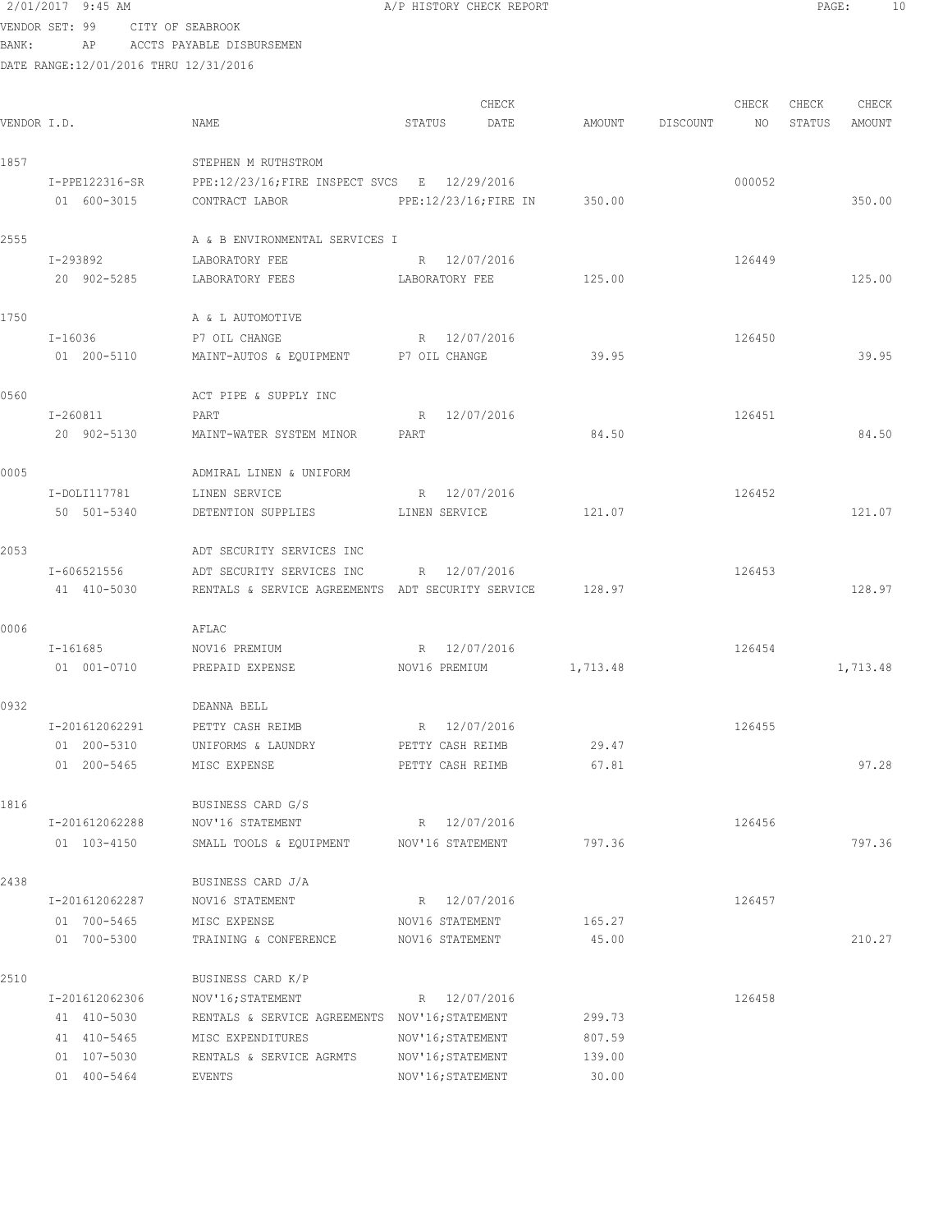VENDOR SET: 99 CITY OF SEABROOK
BANK: AP ACCTS PAYABLE DISBURSEMEN
DATE RANGE:12/01/2016 THRU 12/31/2016

| VENDOR I.D. | NAME | STATUS | CHECK DATE | AMOUNT | DISCOUNT | CHECK NO | CHECK STATUS | CHECK AMOUNT |
|---|---|---|---|---|---|---|---|---|
| 1857 | STEPHEN M RUTHSTROM | | | | | | | |
| I-PPE122316-SR | PPE:12/23/16;FIRE INSPECT SVCS | E | 12/29/2016 | | | 000052 | | |
| 01 600-3015 | CONTRACT LABOR | PPE:12/23/16;FIRE IN | | 350.00 | | | | 350.00 |
| 2555 | A & B ENVIRONMENTAL SERVICES I | | | | | | | |
| I-293892 | LABORATORY FEE | R | 12/07/2016 | | | 126449 | | |
| 20 902-5285 | LABORATORY FEES | LABORATORY FEE | | 125.00 | | | | 125.00 |
| 1750 | A & L AUTOMOTIVE | | | | | | | |
| I-16036 | P7 OIL CHANGE | R | 12/07/2016 | | | 126450 | | |
| 01 200-5110 | MAINT-AUTOS & EQUIPMENT | P7 OIL CHANGE | | 39.95 | | | | 39.95 |
| 0560 | ACT PIPE & SUPPLY INC | | | | | | | |
| I-260811 | PART | R | 12/07/2016 | | | 126451 | | |
| 20 902-5130 | MAINT-WATER SYSTEM MINOR | PART | | 84.50 | | | | 84.50 |
| 0005 | ADMIRAL LINEN & UNIFORM | | | | | | | |
| I-DOLI117781 | LINEN SERVICE | R | 12/07/2016 | | | 126452 | | |
| 50 501-5340 | DETENTION SUPPLIES | LINEN SERVICE | | 121.07 | | | | 121.07 |
| 2053 | ADT SECURITY SERVICES INC | | | | | | | |
| I-606521556 | ADT SECURITY SERVICES INC | R | 12/07/2016 | | | 126453 | | |
| 41 410-5030 | RENTALS & SERVICE AGREEMENTS | ADT SECURITY SERVICE | | 128.97 | | | | 128.97 |
| 0006 | AFLAC | | | | | | | |
| I-161685 | NOV16 PREMIUM | R | 12/07/2016 | | | 126454 | | |
| 01 001-0710 | PREPAID EXPENSE | NOV16 PREMIUM | | 1,713.48 | | | | 1,713.48 |
| 0932 | DEANNA BELL | | | | | | | |
| I-201612062291 | PETTY CASH REIMB | R | 12/07/2016 | | | 126455 | | |
| 01 200-5310 | UNIFORMS & LAUNDRY | PETTY CASH REIMB | | 29.47 | | | | |
| 01 200-5465 | MISC EXPENSE | PETTY CASH REIMB | | 67.81 | | | | 97.28 |
| 1816 | BUSINESS CARD G/S | | | | | | | |
| I-201612062288 | NOV'16 STATEMENT | R | 12/07/2016 | | | 126456 | | |
| 01 103-4150 | SMALL TOOLS & EQUIPMENT | NOV'16 STATEMENT | | 797.36 | | | | 797.36 |
| 2438 | BUSINESS CARD J/A | | | | | | | |
| I-201612062287 | NOV16 STATEMENT | R | 12/07/2016 | | | 126457 | | |
| 01 700-5465 | MISC EXPENSE | NOV16 STATEMENT | | 165.27 | | | | |
| 01 700-5300 | TRAINING & CONFERENCE | NOV16 STATEMENT | | 45.00 | | | | 210.27 |
| 2510 | BUSINESS CARD K/P | | | | | | | |
| I-201612062306 | NOV'16;STATEMENT | R | 12/07/2016 | | | 126458 | | |
| 41 410-5030 | RENTALS & SERVICE AGREEMENTS | NOV'16;STATEMENT | | 299.73 | | | | |
| 41 410-5465 | MISC EXPENDITURES | NOV'16;STATEMENT | | 807.59 | | | | |
| 01 107-5030 | RENTALS & SERVICE AGRMTS | NOV'16;STATEMENT | | 139.00 | | | | |
| 01 400-5464 | EVENTS | NOV'16;STATEMENT | | 30.00 | | | | |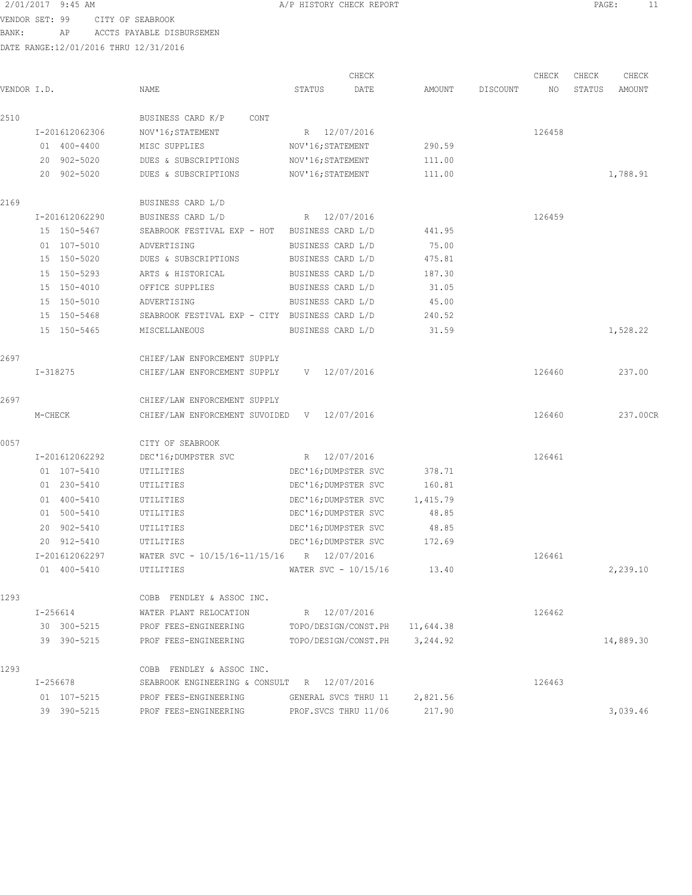2/01/2017 9:45 AM A/P HISTORY CHECK REPORT

VENDOR SET: 99 CITY OF SEABROOK
BANK: AP ACCTS PAYABLE DISBURSEMEN
DATE RANGE:12/01/2016 THRU 12/31/2016

| VENDOR I.D. | NAME | STATUS | CHECK DATE | AMOUNT | DISCOUNT | CHECK NO | CHECK STATUS | CHECK AMOUNT |
|---|---|---|---|---|---|---|---|---|
| 2510 | BUSINESS CARD K/P CONT | | | | | | | |
| I-201612062306 | NOV'16;STATEMENT | R | 12/07/2016 | | | 126458 | | |
| 01 400-4400 | MISC SUPPLIES | NOV'16;STATEMENT | | 290.59 | | | | |
| 20 902-5020 | DUES & SUBSCRIPTIONS | NOV'16;STATEMENT | | 111.00 | | | | |
| 20 902-5020 | DUES & SUBSCRIPTIONS | NOV'16;STATEMENT | | 111.00 | | | | 1,788.91 |
| 2169 | BUSINESS CARD L/D | | | | | | | |
| I-201612062290 | BUSINESS CARD L/D | R | 12/07/2016 | | | 126459 | | |
| 15 150-5467 | SEABROOK FESTIVAL EXP - HOT | BUSINESS CARD L/D | | 441.95 | | | | |
| 01 107-5010 | ADVERTISING | BUSINESS CARD L/D | | 75.00 | | | | |
| 15 150-5020 | DUES & SUBSCRIPTIONS | BUSINESS CARD L/D | | 475.81 | | | | |
| 15 150-5293 | ARTS & HISTORICAL | BUSINESS CARD L/D | | 187.30 | | | | |
| 15 150-4010 | OFFICE SUPPLIES | BUSINESS CARD L/D | | 31.05 | | | | |
| 15 150-5010 | ADVERTISING | BUSINESS CARD L/D | | 45.00 | | | | |
| 15 150-5468 | SEABROOK FESTIVAL EXP - CITY | BUSINESS CARD L/D | | 240.52 | | | | |
| 15 150-5465 | MISCELLANEOUS | BUSINESS CARD L/D | | 31.59 | | | | 1,528.22 |
| 2697 | CHIEF/LAW ENFORCEMENT SUPPLY | | | | | | | |
| I-318275 | CHIEF/LAW ENFORCEMENT SUPPLY | V | 12/07/2016 | | | 126460 | | 237.00 |
| 2697 | CHIEF/LAW ENFORCEMENT SUPPLY | | | | | | | |
| M-CHECK | CHIEF/LAW ENFORCEMENT SUVOIDED | V | 12/07/2016 | | | 126460 | | 237.00CR |
| 0057 | CITY OF SEABROOK | | | | | | | |
| I-201612062292 | DEC'16;DUMPSTER SVC | R | 12/07/2016 | | | 126461 | | |
| 01 107-5410 | UTILITIES | DEC'16;DUMPSTER SVC | | 378.71 | | | | |
| 01 230-5410 | UTILITIES | DEC'16;DUMPSTER SVC | | 160.81 | | | | |
| 01 400-5410 | UTILITIES | DEC'16;DUMPSTER SVC | | 1,415.79 | | | | |
| 01 500-5410 | UTILITIES | DEC'16;DUMPSTER SVC | | 48.85 | | | | |
| 20 902-5410 | UTILITIES | DEC'16;DUMPSTER SVC | | 48.85 | | | | |
| 20 912-5410 | UTILITIES | DEC'16;DUMPSTER SVC | | 172.69 | | | | |
| I-201612062297 | WATER SVC - 10/15/16-11/15/16 | R | 12/07/2016 | | | 126461 | | |
| 01 400-5410 | UTILITIES | WATER SVC - 10/15/16 | | 13.40 | | | | 2,239.10 |
| 1293 | COBB FENDLEY & ASSOC INC. | | | | | | | |
| I-256614 | WATER PLANT RELOCATION | R | 12/07/2016 | | | 126462 | | |
| 30 300-5215 | PROF FEES-ENGINEERING | TOPO/DESIGN/CONST.PH | | 11,644.38 | | | | |
| 39 390-5215 | PROF FEES-ENGINEERING | TOPO/DESIGN/CONST.PH | | 3,244.92 | | | | 14,889.30 |
| 1293 | COBB FENDLEY & ASSOC INC. | | | | | | | |
| I-256678 | SEABROOK ENGINEERING & CONSULT | R | 12/07/2016 | | | 126463 | | |
| 01 107-5215 | PROF FEES-ENGINEERING | GENERAL SVCS THRU 11 | | 2,821.56 | | | | |
| 39 390-5215 | PROF FEES-ENGINEERING | PROF.SVCS THRU 11/06 | | 217.90 | | | | 3,039.46 |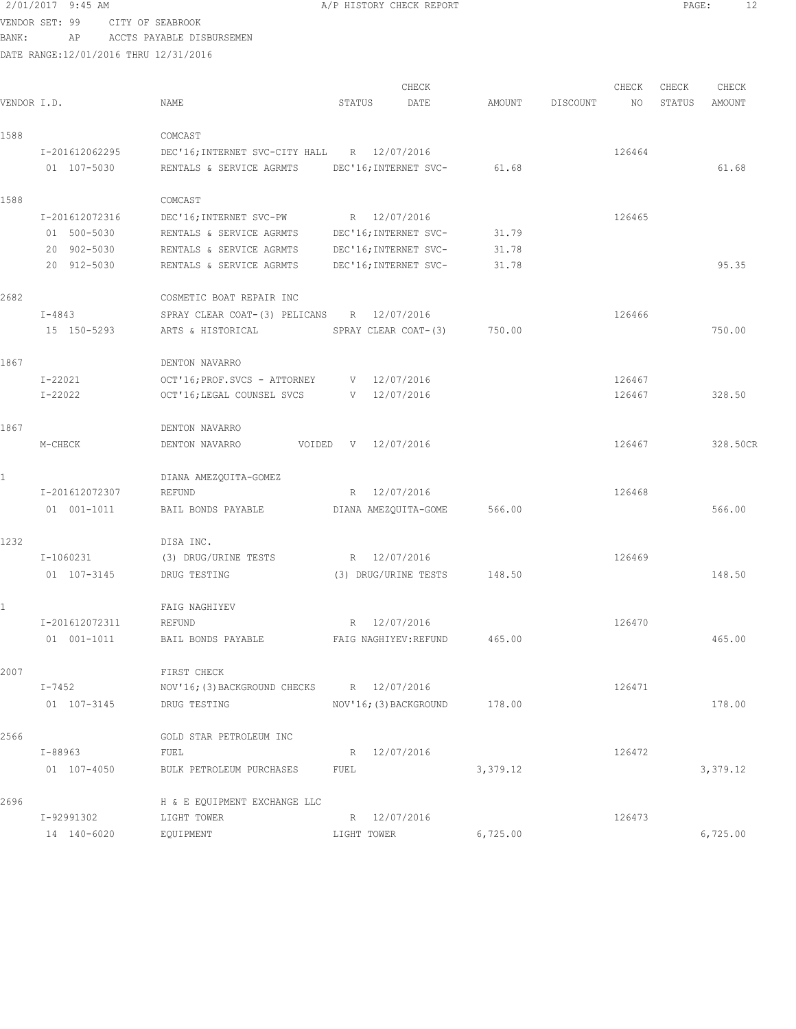2/01/2017 9:45 AM — A/P HISTORY CHECK REPORT

VENDOR SET: 99 CITY OF SEABROOK
BANK: AP ACCTS PAYABLE DISBURSEMEN
DATE RANGE:12/01/2016 THRU 12/31/2016

| VENDOR I.D. | NAME | STATUS | CHECK DATE | AMOUNT | DISCOUNT | CHECK NO | CHECK STATUS | CHECK AMOUNT |
|---|---|---|---|---|---|---|---|---|
| 1588 | COMCAST | | | | | | | |
| I-201612062295 | DEC'16;INTERNET SVC-CITY HALL | R | 12/07/2016 | | | 126464 | | |
| 01 107-5030 | RENTALS & SERVICE AGRMTS | DEC'16;INTERNET SVC- | | 61.68 | | | | 61.68 |
| 1588 | COMCAST | | | | | | | |
| I-201612072316 | DEC'16;INTERNET SVC-PW | R | 12/07/2016 | | | 126465 | | |
| 01 500-5030 | RENTALS & SERVICE AGRMTS | DEC'16;INTERNET SVC- | | 31.79 | | | | |
| 20 902-5030 | RENTALS & SERVICE AGRMTS | DEC'16;INTERNET SVC- | | 31.78 | | | | |
| 20 912-5030 | RENTALS & SERVICE AGRMTS | DEC'16;INTERNET SVC- | | 31.78 | | | | 95.35 |
| 2682 | COSMETIC BOAT REPAIR INC | | | | | | | |
| I-4843 | SPRAY CLEAR COAT-(3) PELICANS | R | 12/07/2016 | | | 126466 | | |
| 15 150-5293 | ARTS & HISTORICAL | SPRAY CLEAR COAT-(3) | | 750.00 | | | | 750.00 |
| 1867 | DENTON NAVARRO | | | | | | | |
| I-22021 | OCT'16;PROF.SVCS - ATTORNEY | V | 12/07/2016 | | | 126467 | | |
| I-22022 | OCT'16;LEGAL COUNSEL SVCS | V | 12/07/2016 | | | 126467 | | 328.50 |
| 1867 | DENTON NAVARRO | | | | | | | |
| M-CHECK | DENTON NAVARRO VOIDED | V | 12/07/2016 | | | 126467 | | 328.50CR |
| 1 | DIANA AMEZQUITA-GOMEZ | | | | | | | |
| I-201612072307 | REFUND | R | 12/07/2016 | | | 126468 | | |
| 01 001-1011 | BAIL BONDS PAYABLE | DIANA AMEZQUITA-GOME | | 566.00 | | | | 566.00 |
| 1232 | DISA INC. | | | | | | | |
| I-1060231 | (3) DRUG/URINE TESTS | R | 12/07/2016 | | | 126469 | | |
| 01 107-3145 | DRUG TESTING | (3) DRUG/URINE TESTS | | 148.50 | | | | 148.50 |
| 1 | FAIG NAGHIYEV | | | | | | | |
| I-201612072311 | REFUND | R | 12/07/2016 | | | 126470 | | |
| 01 001-1011 | BAIL BONDS PAYABLE | FAIG NAGHIYEV:REFUND | | 465.00 | | | | 465.00 |
| 2007 | FIRST CHECK | | | | | | | |
| I-7452 | NOV'16;(3)BACKGROUND CHECKS | R | 12/07/2016 | | | 126471 | | |
| 01 107-3145 | DRUG TESTING | NOV'16;(3)BACKGROUND | | 178.00 | | | | 178.00 |
| 2566 | GOLD STAR PETROLEUM INC | | | | | | | |
| I-88963 | FUEL | R | 12/07/2016 | | | 126472 | | |
| 01 107-4050 | BULK PETROLEUM PURCHASES | FUEL | | 3,379.12 | | | | 3,379.12 |
| 2696 | H & E EQUIPMENT EXCHANGE LLC | | | | | | | |
| I-92991302 | LIGHT TOWER | R | 12/07/2016 | | | 126473 | | |
| 14 140-6020 | EQUIPMENT | LIGHT TOWER | | 6,725.00 | | | | 6,725.00 |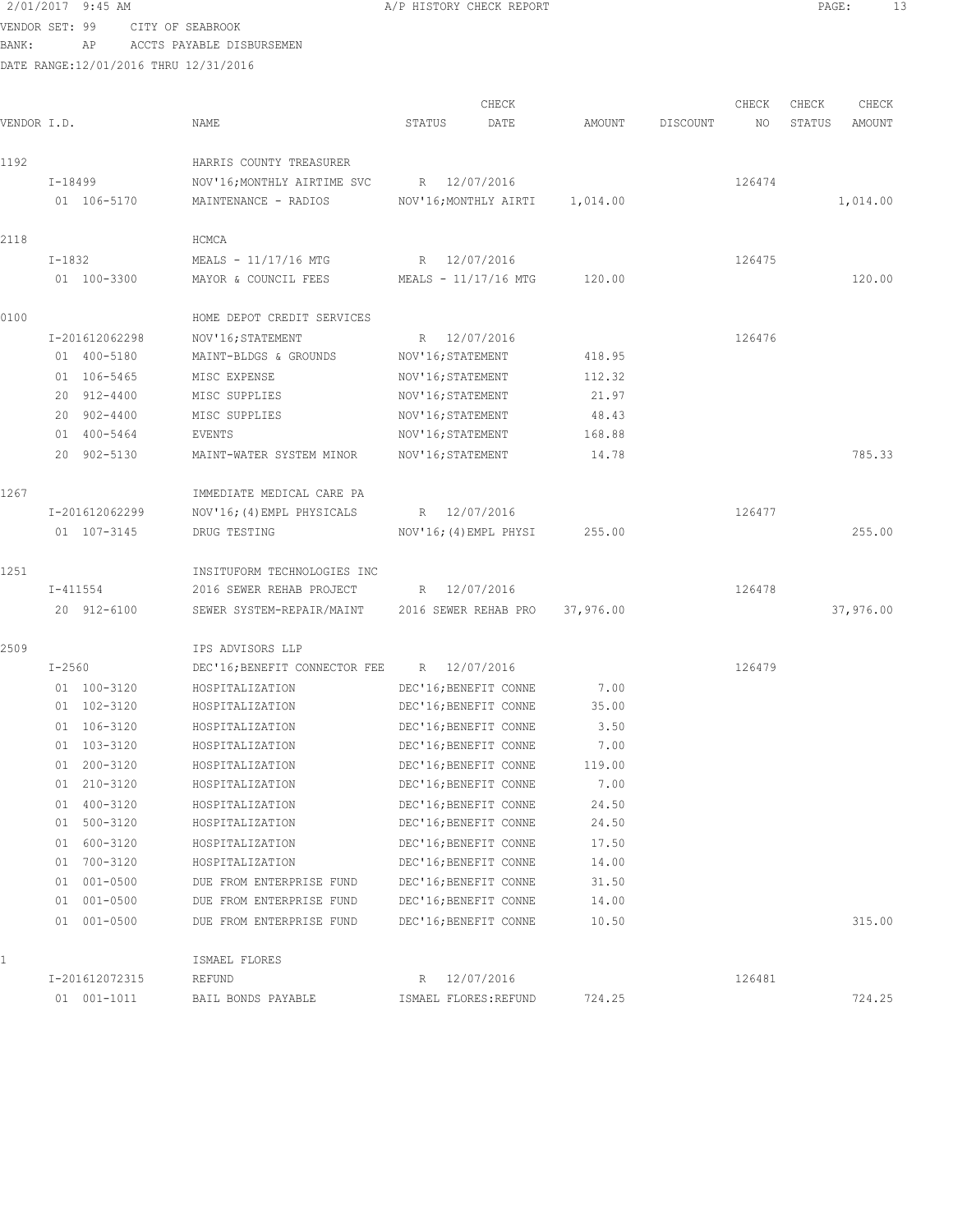2/01/2017 9:45 AM A/P HISTORY CHECK REPORT

VENDOR SET: 99 CITY OF SEABROOK
BANK: AP ACCTS PAYABLE DISBURSEMEN
DATE RANGE:12/01/2016 THRU 12/31/2016

| VENDOR I.D. | NAME | STATUS | CHECK DATE | AMOUNT | DISCOUNT | CHECK NO | CHECK STATUS | CHECK AMOUNT |
|---|---|---|---|---|---|---|---|---|
| 1192 | HARRIS COUNTY TREASURER | | | | | | | |
| I-18499 | NOV'16;MONTHLY AIRTIME SVC | R | 12/07/2016 | | | 126474 | | |
| 01 106-5170 | MAINTENANCE - RADIOS | NOV'16;MONTHLY AIRTI | | 1,014.00 | | | | 1,014.00 |
| 2118 | HCMCA | | | | | | | |
| I-1832 | MEALS - 11/17/16 MTG | R | 12/07/2016 | | | 126475 | | |
| 01 100-3300 | MAYOR & COUNCIL FEES | MEALS - 11/17/16 MTG | | 120.00 | | | | 120.00 |
| 0100 | HOME DEPOT CREDIT SERVICES | | | | | | | |
| I-201612062298 | NOV'16;STATEMENT | R | 12/07/2016 | | | 126476 | | |
| 01 400-5180 | MAINT-BLDGS & GROUNDS | NOV'16;STATEMENT | | 418.95 | | | | |
| 01 106-5465 | MISC EXPENSE | NOV'16;STATEMENT | | 112.32 | | | | |
| 20 912-4400 | MISC SUPPLIES | NOV'16;STATEMENT | | 21.97 | | | | |
| 20 902-4400 | MISC SUPPLIES | NOV'16;STATEMENT | | 48.43 | | | | |
| 01 400-5464 | EVENTS | NOV'16;STATEMENT | | 168.88 | | | | |
| 20 902-5130 | MAINT-WATER SYSTEM MINOR | NOV'16;STATEMENT | | 14.78 | | | | 785.33 |
| 1267 | IMMEDIATE MEDICAL CARE PA | | | | | | | |
| I-201612062299 | NOV'16;(4)EMPL PHYSICALS | R | 12/07/2016 | | | 126477 | | |
| 01 107-3145 | DRUG TESTING | NOV'16;(4)EMPL PHYSI | | 255.00 | | | | 255.00 |
| 1251 | INSITUFORM TECHNOLOGIES INC | | | | | | | |
| I-411554 | 2016 SEWER REHAB PROJECT | R | 12/07/2016 | | | 126478 | | |
| 20 912-6100 | SEWER SYSTEM-REPAIR/MAINT | 2016 SEWER REHAB PRO | | 37,976.00 | | | | 37,976.00 |
| 2509 | IPS ADVISORS LLP | | | | | | | |
| I-2560 | DEC'16;BENEFIT CONNECTOR FEE | R | 12/07/2016 | | | 126479 | | |
| 01 100-3120 | HOSPITALIZATION | DEC'16;BENEFIT CONNE | | 7.00 | | | | |
| 01 102-3120 | HOSPITALIZATION | DEC'16;BENEFIT CONNE | | 35.00 | | | | |
| 01 106-3120 | HOSPITALIZATION | DEC'16;BENEFIT CONNE | | 3.50 | | | | |
| 01 103-3120 | HOSPITALIZATION | DEC'16;BENEFIT CONNE | | 7.00 | | | | |
| 01 200-3120 | HOSPITALIZATION | DEC'16;BENEFIT CONNE | | 119.00 | | | | |
| 01 210-3120 | HOSPITALIZATION | DEC'16;BENEFIT CONNE | | 7.00 | | | | |
| 01 400-3120 | HOSPITALIZATION | DEC'16;BENEFIT CONNE | | 24.50 | | | | |
| 01 500-3120 | HOSPITALIZATION | DEC'16;BENEFIT CONNE | | 24.50 | | | | |
| 01 600-3120 | HOSPITALIZATION | DEC'16;BENEFIT CONNE | | 17.50 | | | | |
| 01 700-3120 | HOSPITALIZATION | DEC'16;BENEFIT CONNE | | 14.00 | | | | |
| 01 001-0500 | DUE FROM ENTERPRISE FUND | DEC'16;BENEFIT CONNE | | 31.50 | | | | |
| 01 001-0500 | DUE FROM ENTERPRISE FUND | DEC'16;BENEFIT CONNE | | 14.00 | | | | |
| 01 001-0500 | DUE FROM ENTERPRISE FUND | DEC'16;BENEFIT CONNE | | 10.50 | | | | 315.00 |
| 1 | ISMAEL FLORES | | | | | | | |
| I-201612072315 | REFUND | R | 12/07/2016 | | | 126481 | | |
| 01 001-1011 | BAIL BONDS PAYABLE | ISMAEL FLORES:REFUND | | 724.25 | | | | 724.25 |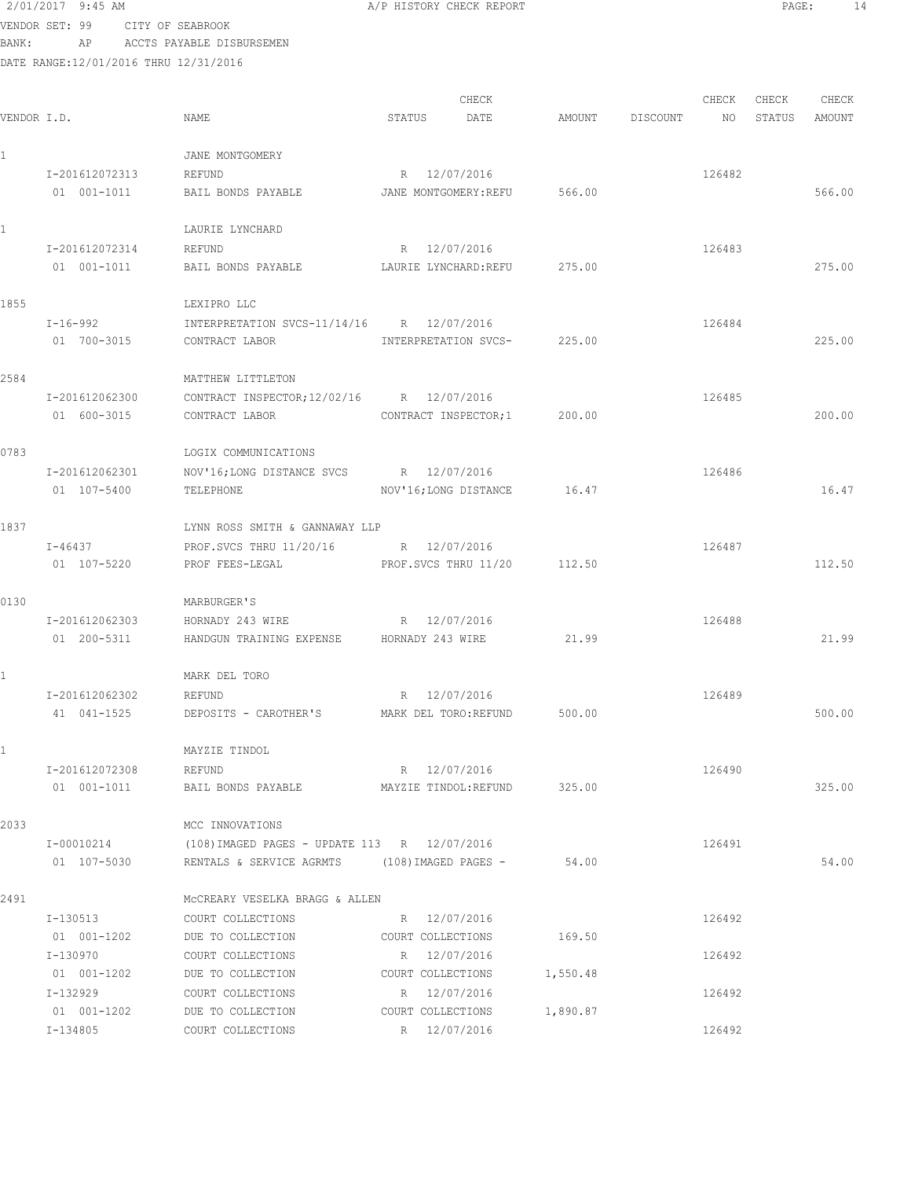2/01/2017 9:45 AM A/P HISTORY CHECK REPORT

VENDOR SET: 99 CITY OF SEABROOK
BANK: AP ACCTS PAYABLE DISBURSEMEN
DATE RANGE:12/01/2016 THRU 12/31/2016

| VENDOR I.D. | NAME | STATUS | CHECK DATE | AMOUNT | DISCOUNT | CHECK NO | CHECK STATUS | CHECK AMOUNT |
|---|---|---|---|---|---|---|---|---|
| 1 | JANE MONTGOMERY | | | | | | | |
| I-201612072313 | REFUND | R | 12/07/2016 | | | 126482 | | |
| 01 001-1011 | BAIL BONDS PAYABLE | JANE MONTGOMERY:REFU | | 566.00 | | | | 566.00 |
| 1 | LAURIE LYNCHARD | | | | | | | |
| I-201612072314 | REFUND | R | 12/07/2016 | | | 126483 | | |
| 01 001-1011 | BAIL BONDS PAYABLE | LAURIE LYNCHARD:REFU | | 275.00 | | | | 275.00 |
| 1855 | LEXIPRO LLC | | | | | | | |
| I-16-992 | INTERPRETATION SVCS-11/14/16 | R | 12/07/2016 | | | 126484 | | |
| 01 700-3015 | CONTRACT LABOR | INTERPRETATION SVCS- | | 225.00 | | | | 225.00 |
| 2584 | MATTHEW LITTLETON | | | | | | | |
| I-201612062300 | CONTRACT INSPECTOR;12/02/16 | R | 12/07/2016 | | | 126485 | | |
| 01 600-3015 | CONTRACT LABOR | CONTRACT INSPECTOR;1 | | 200.00 | | | | 200.00 |
| 0783 | LOGIX COMMUNICATIONS | | | | | | | |
| I-201612062301 | NOV'16;LONG DISTANCE SVCS | R | 12/07/2016 | | | 126486 | | |
| 01 107-5400 | TELEPHONE | NOV'16;LONG DISTANCE | | 16.47 | | | | 16.47 |
| 1837 | LYNN ROSS SMITH & GANNAWAY LLP | | | | | | | |
| I-46437 | PROF.SVCS THRU 11/20/16 | R | 12/07/2016 | | | 126487 | | |
| 01 107-5220 | PROF FEES-LEGAL | PROF.SVCS THRU 11/20 | | 112.50 | | | | 112.50 |
| 0130 | MARBURGER'S | | | | | | | |
| I-201612062303 | HORNADY 243 WIRE | R | 12/07/2016 | | | 126488 | | |
| 01 200-5311 | HANDGUN TRAINING EXPENSE | HORNADY 243 WIRE | | 21.99 | | | | 21.99 |
| 1 | MARK DEL TORO | | | | | | | |
| I-201612062302 | REFUND | R | 12/07/2016 | | | 126489 | | |
| 41 041-1525 | DEPOSITS - CAROTHER'S | MARK DEL TORO:REFUND | | 500.00 | | | | 500.00 |
| 1 | MAYZIE TINDOL | | | | | | | |
| I-201612072308 | REFUND | R | 12/07/2016 | | | 126490 | | |
| 01 001-1011 | BAIL BONDS PAYABLE | MAYZIE TINDOL:REFUND | | 325.00 | | | | 325.00 |
| 2033 | MCC INNOVATIONS | | | | | | | |
| I-00010214 | (108)IMAGED PAGES - UPDATE 113 | R | 12/07/2016 | | | 126491 | | |
| 01 107-5030 | RENTALS & SERVICE AGRMTS | (108)IMAGED PAGES - | | 54.00 | | | | 54.00 |
| 2491 | McCREARY VESELKA BRAGG & ALLEN | | | | | | | |
| I-130513 | COURT COLLECTIONS | R | 12/07/2016 | | | 126492 | | |
| 01 001-1202 | DUE TO COLLECTION | COURT COLLECTIONS | | 169.50 | | | | |
| I-130970 | COURT COLLECTIONS | R | 12/07/2016 | | | 126492 | | |
| 01 001-1202 | DUE TO COLLECTION | COURT COLLECTIONS | | 1,550.48 | | | | |
| I-132929 | COURT COLLECTIONS | R | 12/07/2016 | | | 126492 | | |
| 01 001-1202 | DUE TO COLLECTION | COURT COLLECTIONS | | 1,890.87 | | | | |
| I-134805 | COURT COLLECTIONS | R | 12/07/2016 | | | 126492 | | |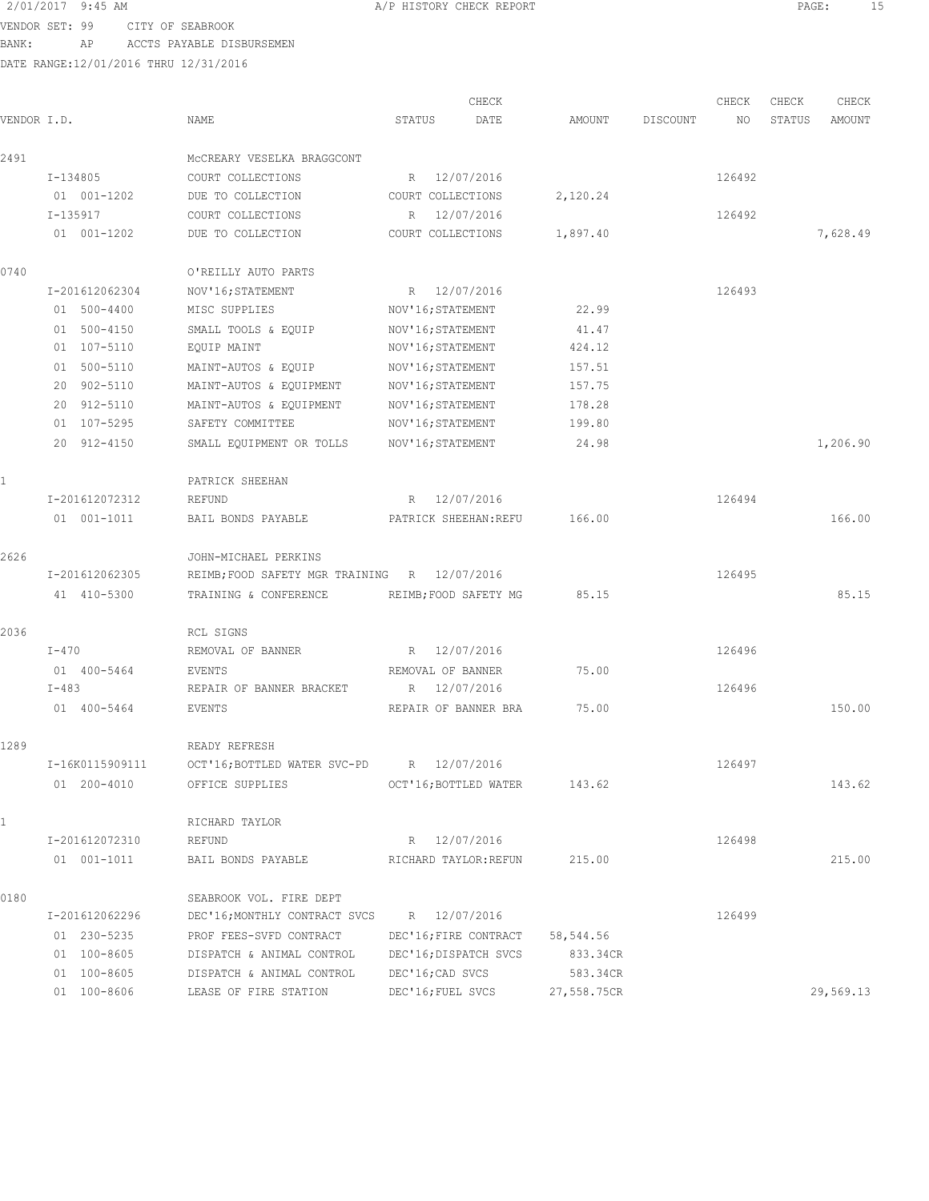2/01/2017 9:45 AM — A/P HISTORY CHECK REPORT

VENDOR SET: 99 CITY OF SEABROOK
BANK: AP ACCTS PAYABLE DISBURSEMEN
DATE RANGE:12/01/2016 THRU 12/31/2016

| VENDOR I.D. | NAME | STATUS | CHECK DATE | AMOUNT | DISCOUNT | CHECK NO | CHECK STATUS | CHECK AMOUNT |
|---|---|---|---|---|---|---|---|---|
| 2491 | McCREARY VESELKA BRAGGCONT | | | | | | | |
| I-134805 | COURT COLLECTIONS | R | 12/07/2016 | | | 126492 | | |
| 01 001-1202 | DUE TO COLLECTION | COURT COLLECTIONS | | 2,120.24 | | | | |
| I-135917 | COURT COLLECTIONS | R | 12/07/2016 | | | 126492 | | |
| 01 001-1202 | DUE TO COLLECTION | COURT COLLECTIONS | | 1,897.40 | | | | 7,628.49 |
| 0740 | O'REILLY AUTO PARTS | | | | | | | |
| I-201612062304 | NOV'16;STATEMENT | R | 12/07/2016 | | | 126493 | | |
| 01 500-4400 | MISC SUPPLIES | NOV'16;STATEMENT | | 22.99 | | | | |
| 01 500-4150 | SMALL TOOLS & EQUIP | NOV'16;STATEMENT | | 41.47 | | | | |
| 01 107-5110 | EQUIP MAINT | NOV'16;STATEMENT | | 424.12 | | | | |
| 01 500-5110 | MAINT-AUTOS & EQUIP | NOV'16;STATEMENT | | 157.51 | | | | |
| 20 902-5110 | MAINT-AUTOS & EQUIPMENT | NOV'16;STATEMENT | | 157.75 | | | | |
| 20 912-5110 | MAINT-AUTOS & EQUIPMENT | NOV'16;STATEMENT | | 178.28 | | | | |
| 01 107-5295 | SAFETY COMMITTEE | NOV'16;STATEMENT | | 199.80 | | | | |
| 20 912-4150 | SMALL EQUIPMENT OR TOLLS | NOV'16;STATEMENT | | 24.98 | | | | 1,206.90 |
| 1 | PATRICK SHEEHAN | | | | | | | |
| I-201612072312 | REFUND | R | 12/07/2016 | | | 126494 | | |
| 01 001-1011 | BAIL BONDS PAYABLE | PATRICK SHEEHAN:REFU | | 166.00 | | | | 166.00 |
| 2626 | JOHN-MICHAEL PERKINS | | | | | | | |
| I-201612062305 | REIMB;FOOD SAFETY MGR TRAINING | R | 12/07/2016 | | | 126495 | | |
| 41 410-5300 | TRAINING & CONFERENCE | REIMB;FOOD SAFETY MG | | 85.15 | | | | 85.15 |
| 2036 | RCL SIGNS | | | | | | | |
| I-470 | REMOVAL OF BANNER | R | 12/07/2016 | | | 126496 | | |
| 01 400-5464 | EVENTS | REMOVAL OF BANNER | | 75.00 | | | | |
| I-483 | REPAIR OF BANNER BRACKET | R | 12/07/2016 | | | 126496 | | |
| 01 400-5464 | EVENTS | REPAIR OF BANNER BRA | | 75.00 | | | | 150.00 |
| 1289 | READY REFRESH | | | | | | | |
| I-16K0115909111 | OCT'16;BOTTLED WATER SVC-PD | R | 12/07/2016 | | | 126497 | | |
| 01 200-4010 | OFFICE SUPPLIES | OCT'16;BOTTLED WATER | | 143.62 | | | | 143.62 |
| 1 | RICHARD TAYLOR | | | | | | | |
| I-201612072310 | REFUND | R | 12/07/2016 | | | 126498 | | |
| 01 001-1011 | BAIL BONDS PAYABLE | RICHARD TAYLOR:REFUN | | 215.00 | | | | 215.00 |
| 0180 | SEABROOK VOL. FIRE DEPT | | | | | | | |
| I-201612062296 | DEC'16;MONTHLY CONTRACT SVCS | R | 12/07/2016 | | | 126499 | | |
| 01 230-5235 | PROF FEES-SVFD CONTRACT | DEC'16;FIRE CONTRACT | | 58,544.56 | | | | |
| 01 100-8605 | DISPATCH & ANIMAL CONTROL | DEC'16;DISPATCH SVCS | | 833.34CR | | | | |
| 01 100-8605 | DISPATCH & ANIMAL CONTROL | DEC'16;CAD SVCS | | 583.34CR | | | | |
| 01 100-8606 | LEASE OF FIRE STATION | DEC'16;FUEL SVCS | | 27,558.75CR | | | | 29,569.13 |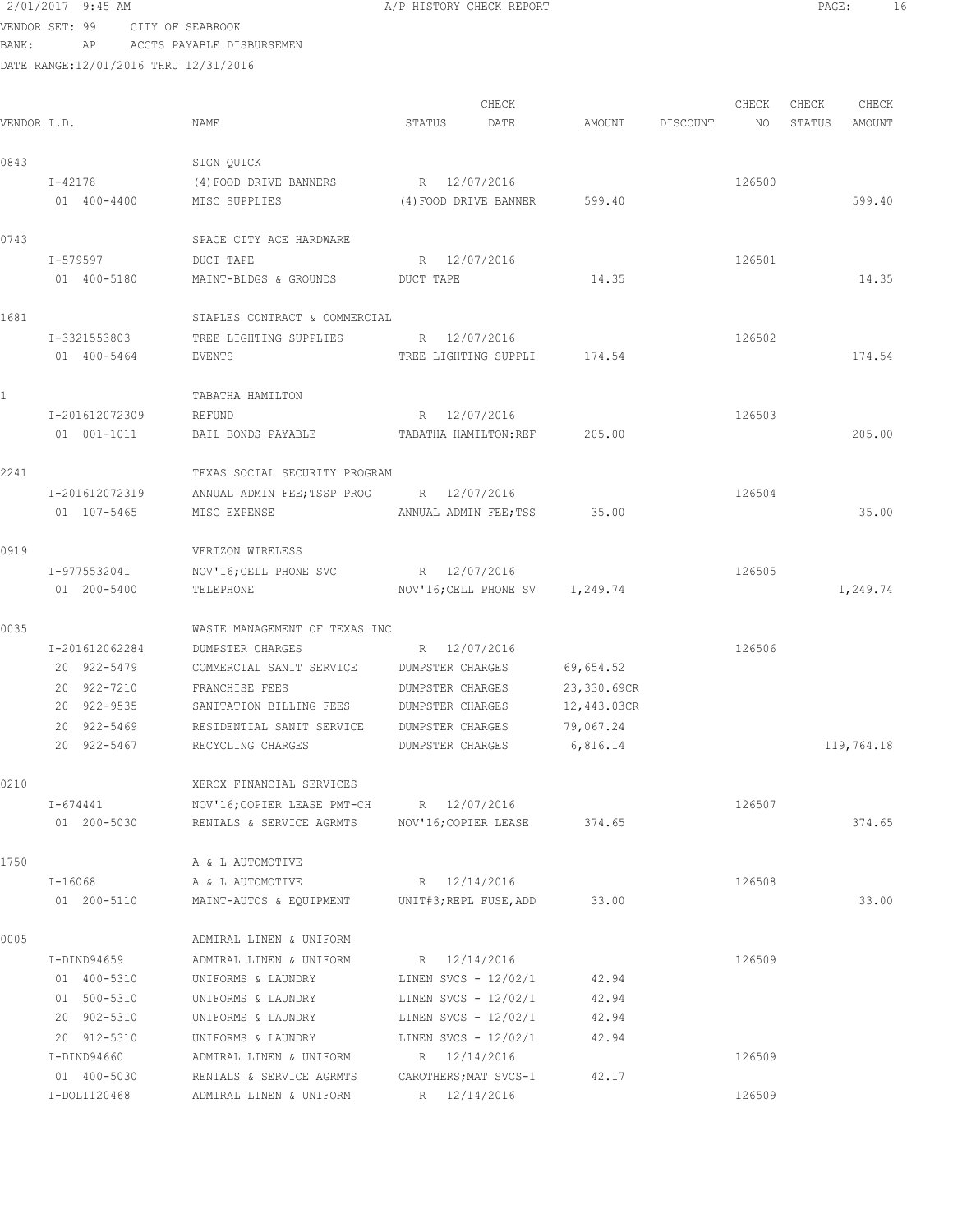2/01/2017 9:45 AM A/P HISTORY CHECK REPORT

VENDOR SET: 99 CITY OF SEABROOK
BANK: AP ACCTS PAYABLE DISBURSEMEN
DATE RANGE:12/01/2016 THRU 12/31/2016

| VENDOR I.D. | NAME | STATUS | CHECK DATE | AMOUNT | DISCOUNT | CHECK NO | CHECK STATUS | CHECK AMOUNT |
|---|---|---|---|---|---|---|---|---|
| 0843 | SIGN QUICK | | | | | | | |
| I-42178 | (4)FOOD DRIVE BANNERS | R | 12/07/2016 | | | 126500 | | |
| 01 400-4400 | MISC SUPPLIES | (4)FOOD DRIVE BANNER | | 599.40 | | | | 599.40 |
| 0743 | SPACE CITY ACE HARDWARE | | | | | | | |
| I-579597 | DUCT TAPE | R | 12/07/2016 | | | 126501 | | |
| 01 400-5180 | MAINT-BLDGS & GROUNDS | DUCT TAPE | | 14.35 | | | | 14.35 |
| 1681 | STAPLES CONTRACT & COMMERCIAL | | | | | | | |
| I-3321553803 | TREE LIGHTING SUPPLIES | R | 12/07/2016 | | | 126502 | | |
| 01 400-5464 | EVENTS | TREE LIGHTING SUPPLI | | 174.54 | | | | 174.54 |
| 1 | TABATHA HAMILTON | | | | | | | |
| I-201612072309 | REFUND | R | 12/07/2016 | | | 126503 | | |
| 01 001-1011 | BAIL BONDS PAYABLE | TABATHA HAMILTON:REF | | 205.00 | | | | 205.00 |
| 2241 | TEXAS SOCIAL SECURITY PROGRAM | | | | | | | |
| I-201612072319 | ANNUAL ADMIN FEE;TSSP PROG | R | 12/07/2016 | | | 126504 | | |
| 01 107-5465 | MISC EXPENSE | ANNUAL ADMIN FEE;TSS | | 35.00 | | | | 35.00 |
| 0919 | VERIZON WIRELESS | | | | | | | |
| I-9775532041 | NOV'16;CELL PHONE SVC | R | 12/07/2016 | | | 126505 | | |
| 01 200-5400 | TELEPHONE | NOV'16;CELL PHONE SV | | 1,249.74 | | | | 1,249.74 |
| 0035 | WASTE MANAGEMENT OF TEXAS INC | | | | | | | |
| I-201612062284 | DUMPSTER CHARGES | R | 12/07/2016 | | | 126506 | | |
| 20 922-5479 | COMMERCIAL SANIT SERVICE | DUMPSTER CHARGES | | 69,654.52 | | | | |
| 20 922-7210 | FRANCHISE FEES | DUMPSTER CHARGES | | 23,330.69CR | | | | |
| 20 922-9535 | SANITATION BILLING FEES | DUMPSTER CHARGES | | 12,443.03CR | | | | |
| 20 922-5469 | RESIDENTIAL SANIT SERVICE | DUMPSTER CHARGES | | 79,067.24 | | | | |
| 20 922-5467 | RECYCLING CHARGES | DUMPSTER CHARGES | | 6,816.14 | | | | 119,764.18 |
| 0210 | XEROX FINANCIAL SERVICES | | | | | | | |
| I-674441 | NOV'16;COPIER LEASE PMT-CH | R | 12/07/2016 | | | 126507 | | |
| 01 200-5030 | RENTALS & SERVICE AGRMTS | NOV'16;COPIER LEASE | | 374.65 | | | | 374.65 |
| 1750 | A & L AUTOMOTIVE | | | | | | | |
| I-16068 | A & L AUTOMOTIVE | R | 12/14/2016 | | | 126508 | | |
| 01 200-5110 | MAINT-AUTOS & EQUIPMENT | UNIT#3;REPL FUSE,ADD | | 33.00 | | | | 33.00 |
| 0005 | ADMIRAL LINEN & UNIFORM | | | | | | | |
| I-DIND94659 | ADMIRAL LINEN & UNIFORM | R | 12/14/2016 | | | 126509 | | |
| 01 400-5310 | UNIFORMS & LAUNDRY | LINEN SVCS - 12/02/1 | | 42.94 | | | | |
| 01 500-5310 | UNIFORMS & LAUNDRY | LINEN SVCS - 12/02/1 | | 42.94 | | | | |
| 20 902-5310 | UNIFORMS & LAUNDRY | LINEN SVCS - 12/02/1 | | 42.94 | | | | |
| 20 912-5310 | UNIFORMS & LAUNDRY | LINEN SVCS - 12/02/1 | | 42.94 | | | | |
| I-DIND94660 | ADMIRAL LINEN & UNIFORM | R | 12/14/2016 | | | 126509 | | |
| 01 400-5030 | RENTALS & SERVICE AGRMTS | CAROTHERS;MAT SVCS-1 | | 42.17 | | | | |
| I-DOLI120468 | ADMIRAL LINEN & UNIFORM | R | 12/14/2016 | | | 126509 | | |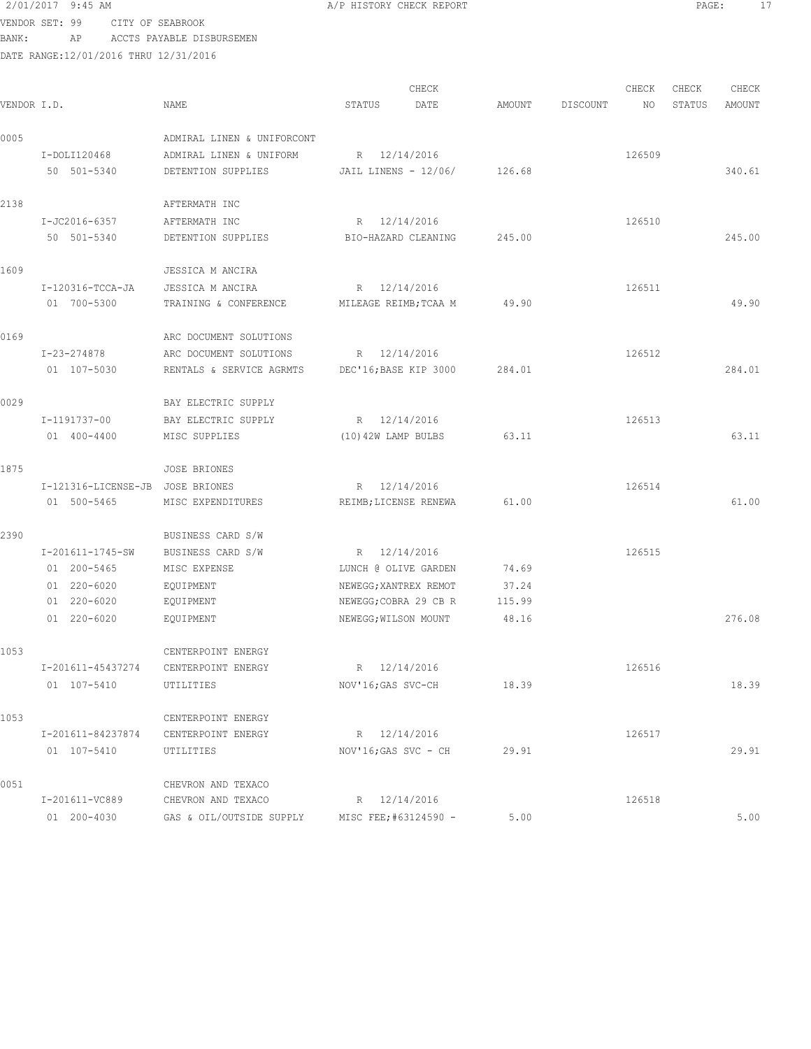2/01/2017 9:45 AM A/P HISTORY CHECK REPORT

VENDOR SET: 99 CITY OF SEABROOK
BANK: AP ACCTS PAYABLE DISBURSEMEN
DATE RANGE:12/01/2016 THRU 12/31/2016

| VENDOR I.D. | NAME | STATUS | CHECK DATE | AMOUNT | DISCOUNT | CHECK NO | CHECK STATUS | CHECK AMOUNT |
|---|---|---|---|---|---|---|---|---|
| 0005 | ADMIRAL LINEN & UNIFORCONT | | | | | | | |
| I-DOLI120468 | ADMIRAL LINEN & UNIFORM | R | 12/14/2016 | | | 126509 | | |
| 50 501-5340 | DETENTION SUPPLIES | JAIL LINENS - 12/06/ | | 126.68 | | | | 340.61 |
| 2138 | AFTERMATH INC | | | | | | | |
| I-JC2016-6357 | AFTERMATH INC | R | 12/14/2016 | | | 126510 | | |
| 50 501-5340 | DETENTION SUPPLIES | BIO-HAZARD CLEANING | | 245.00 | | | | 245.00 |
| 1609 | JESSICA M ANCIRA | | | | | | | |
| I-120316-TCCA-JA | JESSICA M ANCIRA | R | 12/14/2016 | | | 126511 | | |
| 01 700-5300 | TRAINING & CONFERENCE | MILEAGE REIMB;TCAA M | | 49.90 | | | | 49.90 |
| 0169 | ARC DOCUMENT SOLUTIONS | | | | | | | |
| I-23-274878 | ARC DOCUMENT SOLUTIONS | R | 12/14/2016 | | | 126512 | | |
| 01 107-5030 | RENTALS & SERVICE AGRMTS | DEC'16;BASE KIP 3000 | | 284.01 | | | | 284.01 |
| 0029 | BAY ELECTRIC SUPPLY | | | | | | | |
| I-1191737-00 | BAY ELECTRIC SUPPLY | R | 12/14/2016 | | | 126513 | | |
| 01 400-4400 | MISC SUPPLIES | (10)42W LAMP BULBS | | 63.11 | | | | 63.11 |
| 1875 | JOSE BRIONES | | | | | | | |
| I-121316-LICENSE-JB | JOSE BRIONES | R | 12/14/2016 | | | 126514 | | |
| 01 500-5465 | MISC EXPENDITURES | REIMB;LICENSE RENEWA | | 61.00 | | | | 61.00 |
| 2390 | BUSINESS CARD S/W | | | | | | | |
| I-201611-1745-SW | BUSINESS CARD S/W | R | 12/14/2016 | | | 126515 | | |
| 01 200-5465 | MISC EXPENSE | LUNCH @ OLIVE GARDEN | | 74.69 | | | | |
| 01 220-6020 | EQUIPMENT | NEWEGG;XANTREX REMOT | | 37.24 | | | | |
| 01 220-6020 | EQUIPMENT | NEWEGG;COBRA 29 CB R | | 115.99 | | | | |
| 01 220-6020 | EQUIPMENT | NEWEGG;WILSON MOUNT | | 48.16 | | | | 276.08 |
| 1053 | CENTERPOINT ENERGY | | | | | | | |
| I-201611-45437274 | CENTERPOINT ENERGY | R | 12/14/2016 | | | 126516 | | |
| 01 107-5410 | UTILITIES | NOV'16;GAS SVC-CH | | 18.39 | | | | 18.39 |
| 1053 | CENTERPOINT ENERGY | | | | | | | |
| I-201611-84237874 | CENTERPOINT ENERGY | R | 12/14/2016 | | | 126517 | | |
| 01 107-5410 | UTILITIES | NOV'16;GAS SVC - CH | | 29.91 | | | | 29.91 |
| 0051 | CHEVRON AND TEXACO | | | | | | | |
| I-201611-VC889 | CHEVRON AND TEXACO | R | 12/14/2016 | | | 126518 | | |
| 01 200-4030 | GAS & OIL/OUTSIDE SUPPLY | MISC FEE;#63124590 - | | 5.00 | | | | 5.00 |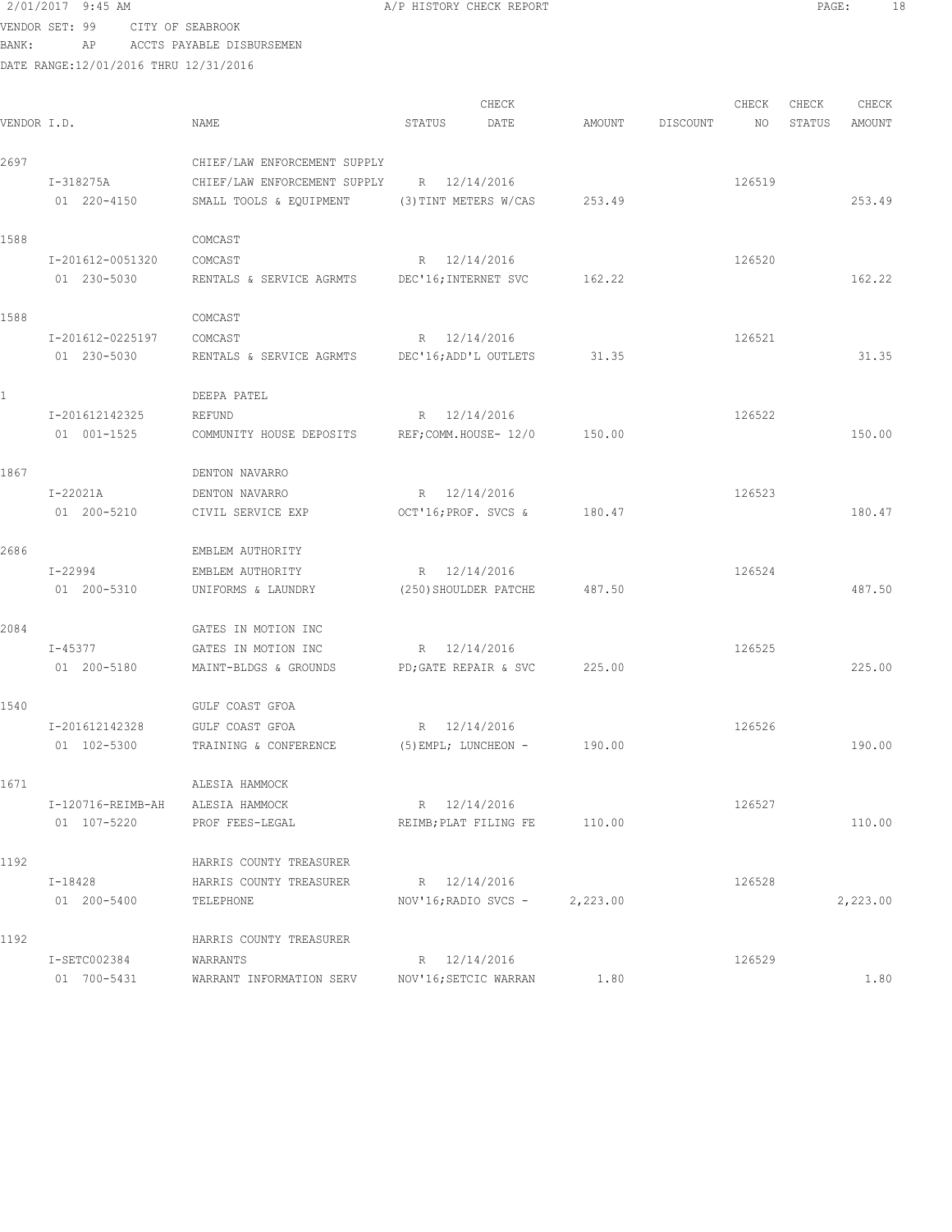2/01/2017 9:45 AM A/P HISTORY CHECK REPORT

VENDOR SET: 99 CITY OF SEABROOK
BANK: AP ACCTS PAYABLE DISBURSEMEN
DATE RANGE:12/01/2016 THRU 12/31/2016

| VENDOR I.D. | NAME | STATUS | CHECK DATE | AMOUNT | DISCOUNT | CHECK NO | CHECK STATUS | CHECK AMOUNT |
|---|---|---|---|---|---|---|---|---|
| 2697 | CHIEF/LAW ENFORCEMENT SUPPLY | | | | | | | |
| I-318275A | CHIEF/LAW ENFORCEMENT SUPPLY | R | 12/14/2016 | | | 126519 | | |
| 01 220-4150 | SMALL TOOLS & EQUIPMENT | (3)TINT METERS W/CAS | | 253.49 | | | | 253.49 |
| 1588 | COMCAST | | | | | | | |
| I-201612-0051320 | COMCAST | R | 12/14/2016 | | | 126520 | | |
| 01 230-5030 | RENTALS & SERVICE AGRMTS | DEC'16;INTERNET SVC | | 162.22 | | | | 162.22 |
| 1588 | COMCAST | | | | | | | |
| I-201612-0225197 | COMCAST | R | 12/14/2016 | | | 126521 | | |
| 01 230-5030 | RENTALS & SERVICE AGRMTS | DEC'16;ADD'L OUTLETS | | 31.35 | | | | 31.35 |
| 1 | DEEPA PATEL | | | | | | | |
| I-201612142325 | REFUND | R | 12/14/2016 | | | 126522 | | |
| 01 001-1525 | COMMUNITY HOUSE DEPOSITS | REF;COMM.HOUSE- 12/0 | | 150.00 | | | | 150.00 |
| 1867 | DENTON NAVARRO | | | | | | | |
| I-22021A | DENTON NAVARRO | R | 12/14/2016 | | | 126523 | | |
| 01 200-5210 | CIVIL SERVICE EXP | OCT'16;PROF. SVCS & | | 180.47 | | | | 180.47 |
| 2686 | EMBLEM AUTHORITY | | | | | | | |
| I-22994 | EMBLEM AUTHORITY | R | 12/14/2016 | | | 126524 | | |
| 01 200-5310 | UNIFORMS & LAUNDRY | (250)SHOULDER PATCHE | | 487.50 | | | | 487.50 |
| 2084 | GATES IN MOTION INC | | | | | | | |
| I-45377 | GATES IN MOTION INC | R | 12/14/2016 | | | 126525 | | |
| 01 200-5180 | MAINT-BLDGS & GROUNDS | PD;GATE REPAIR & SVC | | 225.00 | | | | 225.00 |
| 1540 | GULF COAST GFOA | | | | | | | |
| I-201612142328 | GULF COAST GFOA | R | 12/14/2016 | | | 126526 | | |
| 01 102-5300 | TRAINING & CONFERENCE | (5)EMPL; LUNCHEON - | | 190.00 | | | | 190.00 |
| 1671 | ALESIA HAMMOCK | | | | | | | |
| I-120716-REIMB-AH | ALESIA HAMMOCK | R | 12/14/2016 | | | 126527 | | |
| 01 107-5220 | PROF FEES-LEGAL | REIMB;PLAT FILING FE | | 110.00 | | | | 110.00 |
| 1192 | HARRIS COUNTY TREASURER | | | | | | | |
| I-18428 | HARRIS COUNTY TREASURER | R | 12/14/2016 | | | 126528 | | |
| 01 200-5400 | TELEPHONE | NOV'16;RADIO SVCS - | | 2,223.00 | | | | 2,223.00 |
| 1192 | HARRIS COUNTY TREASURER | | | | | | | |
| I-SETC002384 | WARRANTS | R | 12/14/2016 | | | 126529 | | |
| 01 700-5431 | WARRANT INFORMATION SERV | NOV'16;SETCIC WARRAN | | 1.80 | | | | 1.80 |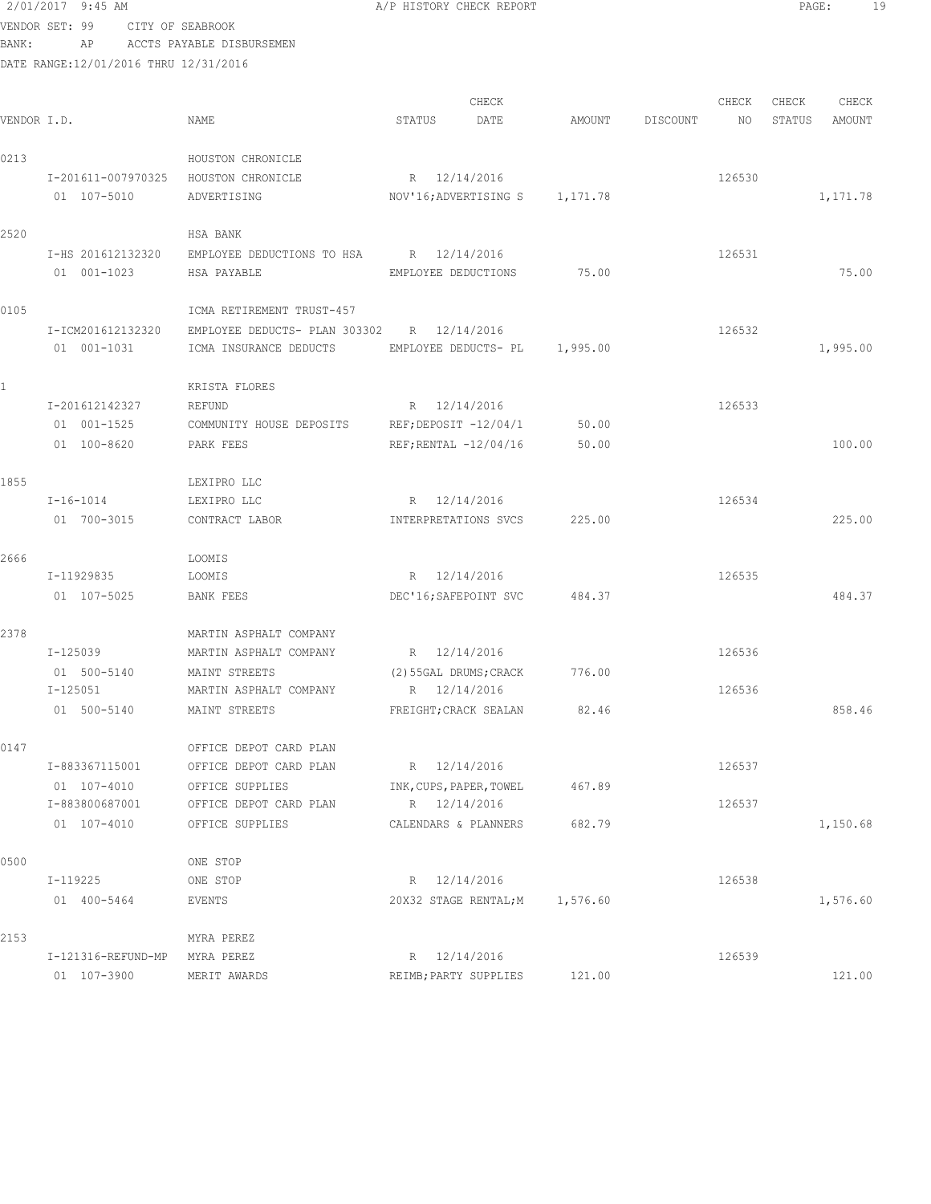2/01/2017 9:45 AM A/P HISTORY CHECK REPORT

VENDOR SET: 99 CITY OF SEABROOK
BANK: AP ACCTS PAYABLE DISBURSEMEN
DATE RANGE:12/01/2016 THRU 12/31/2016

| VENDOR I.D. | NAME | STATUS | CHECK DATE | AMOUNT | DISCOUNT | CHECK NO | CHECK STATUS | CHECK AMOUNT |
|---|---|---|---|---|---|---|---|---|
| 0213 | HOUSTON CHRONICLE | | | | | | | |
| I-201611-007970325 | HOUSTON CHRONICLE | R | 12/14/2016 | | | 126530 | | |
| 01 107-5010 | ADVERTISING | NOV'16;ADVERTISING S | | 1,171.78 | | | | 1,171.78 |
| 2520 | HSA BANK | | | | | | | |
| I-HS 201612132320 | EMPLOYEE DEDUCTIONS TO HSA | R | 12/14/2016 | | | 126531 | | |
| 01 001-1023 | HSA PAYABLE | EMPLOYEE DEDUCTIONS | | 75.00 | | | | 75.00 |
| 0105 | ICMA RETIREMENT TRUST-457 | | | | | | | |
| I-ICM201612132320 | EMPLOYEE DEDUCTS- PLAN 303302 | R | 12/14/2016 | | | 126532 | | |
| 01 001-1031 | ICMA INSURANCE DEDUCTS | EMPLOYEE DEDUCTS- PL | | 1,995.00 | | | | 1,995.00 |
| 1 | KRISTA FLORES | | | | | | | |
| I-201612142327 | REFUND | R | 12/14/2016 | | | 126533 | | |
| 01 001-1525 | COMMUNITY HOUSE DEPOSITS | REF;DEPOSIT -12/04/1 | | 50.00 | | | | |
| 01 100-8620 | PARK FEES | REF;RENTAL -12/04/16 | | 50.00 | | | | 100.00 |
| 1855 | LEXIPRO LLC | | | | | | | |
| I-16-1014 | LEXIPRO LLC | R | 12/14/2016 | | | 126534 | | |
| 01 700-3015 | CONTRACT LABOR | INTERPRETATIONS SVCS | | 225.00 | | | | 225.00 |
| 2666 | LOOMIS | | | | | | | |
| I-11929835 | LOOMIS | R | 12/14/2016 | | | 126535 | | |
| 01 107-5025 | BANK FEES | DEC'16;SAFEPOINT SVC | | 484.37 | | | | 484.37 |
| 2378 | MARTIN ASPHALT COMPANY | | | | | | | |
| I-125039 | MARTIN ASPHALT COMPANY | R | 12/14/2016 | | | 126536 | | |
| 01 500-5140 | MAINT STREETS | (2)55GAL DRUMS;CRACK | | 776.00 | | | | |
| I-125051 | MARTIN ASPHALT COMPANY | R | 12/14/2016 | | | 126536 | | |
| 01 500-5140 | MAINT STREETS | FREIGHT;CRACK SEALAN | | 82.46 | | | | 858.46 |
| 0147 | OFFICE DEPOT CARD PLAN | | | | | | | |
| I-883367115001 | OFFICE DEPOT CARD PLAN | R | 12/14/2016 | | | 126537 | | |
| 01 107-4010 | OFFICE SUPPLIES | INK,CUPS,PAPER,TOWEL | | 467.89 | | | | |
| I-883800687001 | OFFICE DEPOT CARD PLAN | R | 12/14/2016 | | | 126537 | | |
| 01 107-4010 | OFFICE SUPPLIES | CALENDARS & PLANNERS | | 682.79 | | | | 1,150.68 |
| 0500 | ONE STOP | | | | | | | |
| I-119225 | ONE STOP | R | 12/14/2016 | | | 126538 | | |
| 01 400-5464 | EVENTS | 20X32 STAGE RENTAL;M | | 1,576.60 | | | | 1,576.60 |
| 2153 | MYRA PEREZ | | | | | | | |
| I-121316-REFUND-MP | MYRA PEREZ | R | 12/14/2016 | | | 126539 | | |
| 01 107-3900 | MERIT AWARDS | REIMB;PARTY SUPPLIES | | 121.00 | | | | 121.00 |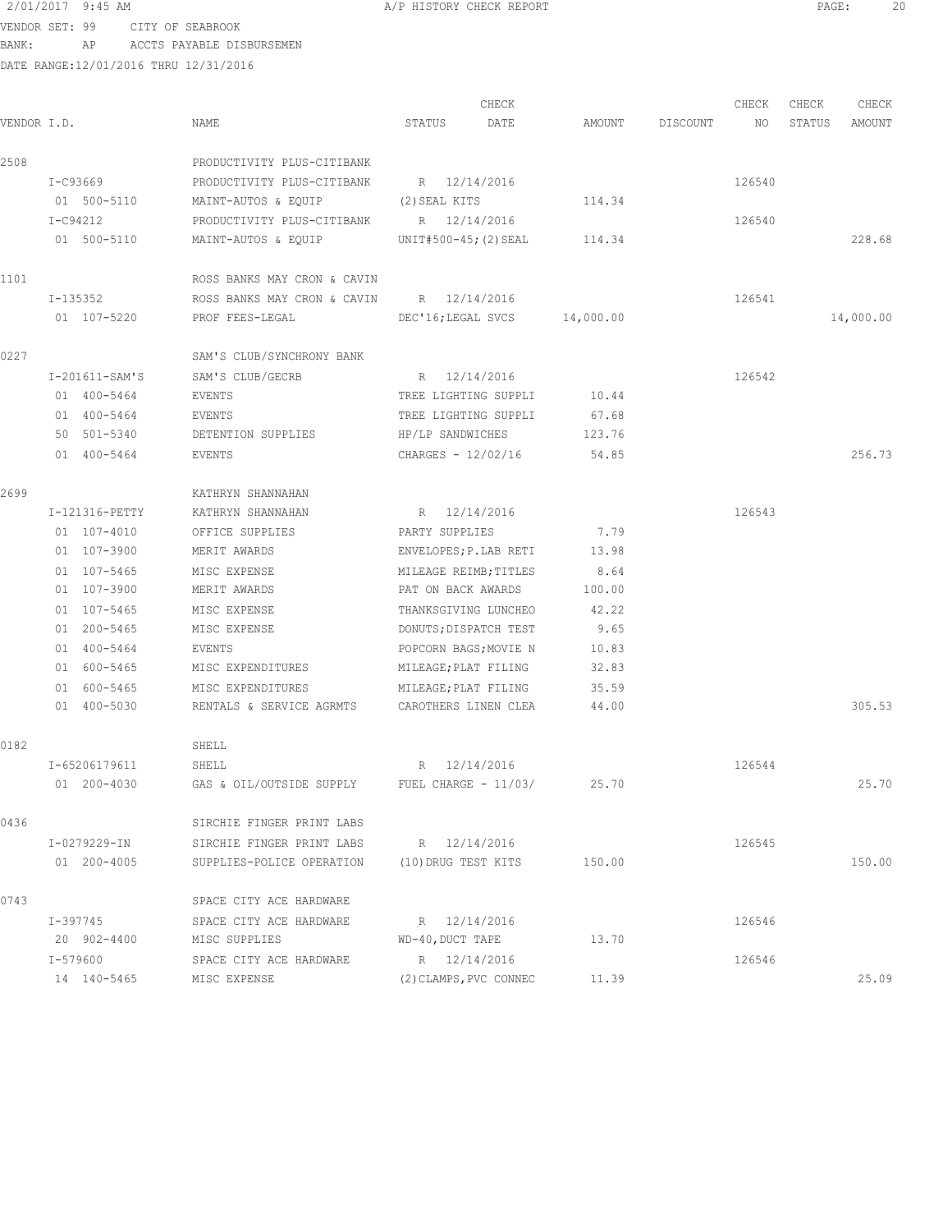2/01/2017 9:45 AM A/P HISTORY CHECK REPORT

VENDOR SET: 99 CITY OF SEABROOK
BANK: AP ACCTS PAYABLE DISBURSEMEN
DATE RANGE:12/01/2016 THRU 12/31/2016

| VENDOR I.D. | NAME | STATUS | CHECK DATE | AMOUNT | DISCOUNT | CHECK NO | CHECK STATUS | CHECK AMOUNT |
|---|---|---|---|---|---|---|---|---|
| 2508 | PRODUCTIVITY PLUS-CITIBANK | | | | | | | |
| I-C93669 | PRODUCTIVITY PLUS-CITIBANK | R | 12/14/2016 | | | 126540 | | |
| 01 500-5110 | MAINT-AUTOS & EQUIP | (2)SEAL KITS | | 114.34 | | | | |
| I-C94212 | PRODUCTIVITY PLUS-CITIBANK | R | 12/14/2016 | | | 126540 | | |
| 01 500-5110 | MAINT-AUTOS & EQUIP | UNIT#500-45;(2)SEAL | | 114.34 | | | | 228.68 |
| 1101 | ROSS BANKS MAY CRON & CAVIN | | | | | | | |
| I-135352 | ROSS BANKS MAY CRON & CAVIN | R | 12/14/2016 | | | 126541 | | |
| 01 107-5220 | PROF FEES-LEGAL | DEC'16;LEGAL SVCS | | 14,000.00 | | | | 14,000.00 |
| 0227 | SAM'S CLUB/SYNCHRONY BANK | | | | | | | |
| I-201611-SAM'S | SAM'S CLUB/GECRB | R | 12/14/2016 | | | 126542 | | |
| 01 400-5464 | EVENTS | TREE LIGHTING SUPPLI | | 10.44 | | | | |
| 01 400-5464 | EVENTS | TREE LIGHTING SUPPLI | | 67.68 | | | | |
| 50 501-5340 | DETENTION SUPPLIES | HP/LP SANDWICHES | | 123.76 | | | | |
| 01 400-5464 | EVENTS | CHARGES - 12/02/16 | | 54.85 | | | | 256.73 |
| 2699 | KATHRYN SHANNAHAN | | | | | | | |
| I-121316-PETTY | KATHRYN SHANNAHAN | R | 12/14/2016 | | | 126543 | | |
| 01 107-4010 | OFFICE SUPPLIES | PARTY SUPPLIES | | 7.79 | | | | |
| 01 107-3900 | MERIT AWARDS | ENVELOPES;P.LAB RETI | | 13.98 | | | | |
| 01 107-5465 | MISC EXPENSE | MILEAGE REIMB;TITLES | | 8.64 | | | | |
| 01 107-3900 | MERIT AWARDS | PAT ON BACK AWARDS | | 100.00 | | | | |
| 01 107-5465 | MISC EXPENSE | THANKSGIVING LUNCHEO | | 42.22 | | | | |
| 01 200-5465 | MISC EXPENSE | DONUTS;DISPATCH TEST | | 9.65 | | | | |
| 01 400-5464 | EVENTS | POPCORN BAGS;MOVIE N | | 10.83 | | | | |
| 01 600-5465 | MISC EXPENDITURES | MILEAGE;PLAT FILING | | 32.83 | | | | |
| 01 600-5465 | MISC EXPENDITURES | MILEAGE;PLAT FILING | | 35.59 | | | | |
| 01 400-5030 | RENTALS & SERVICE AGRMTS | CAROTHERS LINEN CLEA | | 44.00 | | | | 305.53 |
| 0182 | SHELL | | | | | | | |
| I-65206179611 | SHELL | R | 12/14/2016 | | | 126544 | | |
| 01 200-4030 | GAS & OIL/OUTSIDE SUPPLY | FUEL CHARGE - 11/03/ | | 25.70 | | | | 25.70 |
| 0436 | SIRCHIE FINGER PRINT LABS | | | | | | | |
| I-0279229-IN | SIRCHIE FINGER PRINT LABS | R | 12/14/2016 | | | 126545 | | |
| 01 200-4005 | SUPPLIES-POLICE OPERATION | (10)DRUG TEST KITS | | 150.00 | | | | 150.00 |
| 0743 | SPACE CITY ACE HARDWARE | | | | | | | |
| I-397745 | SPACE CITY ACE HARDWARE | R | 12/14/2016 | | | 126546 | | |
| 20 902-4400 | MISC SUPPLIES | WD-40,DUCT TAPE | | 13.70 | | | | |
| I-579600 | SPACE CITY ACE HARDWARE | R | 12/14/2016 | | | 126546 | | |
| 14 140-5465 | MISC EXPENSE | (2)CLAMPS,PVC CONNEC | | 11.39 | | | | 25.09 |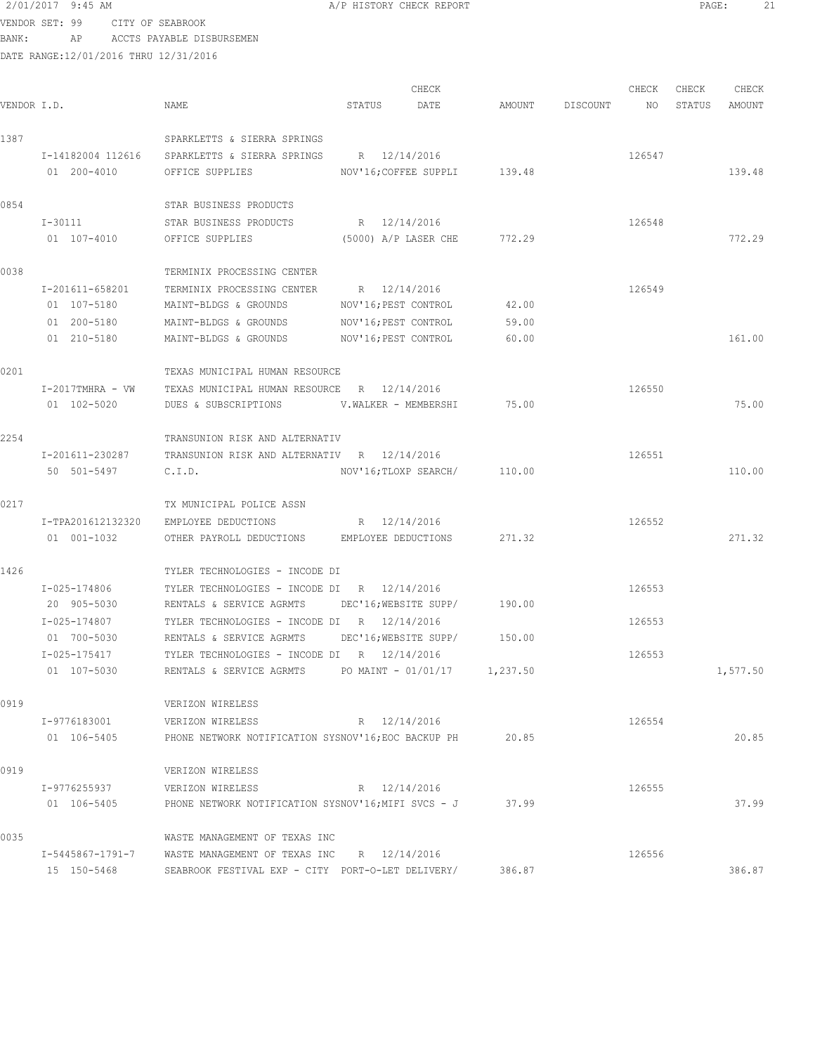2/01/2017 9:45 AM A/P HISTORY CHECK REPORT

VENDOR SET: 99 CITY OF SEABROOK
BANK: AP ACCTS PAYABLE DISBURSEMEN
DATE RANGE:12/01/2016 THRU 12/31/2016

| VENDOR I.D. | NAME | STATUS | CHECK DATE | AMOUNT | DISCOUNT | CHECK NO | CHECK STATUS | CHECK AMOUNT |
|---|---|---|---|---|---|---|---|---|
| 1387 | SPARKLETTS & SIERRA SPRINGS | | | | | | | |
| I-14182004 112616 | SPARKLETTS & SIERRA SPRINGS | R | 12/14/2016 | | | 126547 | | |
| 01 200-4010 | OFFICE SUPPLIES | NOV'16;COFFEE SUPPLI | | 139.48 | | | | 139.48 |
| 0854 | STAR BUSINESS PRODUCTS | | | | | | | |
| I-30111 | STAR BUSINESS PRODUCTS | R | 12/14/2016 | | | 126548 | | |
| 01 107-4010 | OFFICE SUPPLIES | (5000) A/P LASER CHE | | 772.29 | | | | 772.29 |
| 0038 | TERMINIX PROCESSING CENTER | | | | | | | |
| I-201611-658201 | TERMINIX PROCESSING CENTER | R | 12/14/2016 | | | 126549 | | |
| 01 107-5180 | MAINT-BLDGS & GROUNDS | NOV'16;PEST CONTROL | | 42.00 | | | | |
| 01 200-5180 | MAINT-BLDGS & GROUNDS | NOV'16;PEST CONTROL | | 59.00 | | | | |
| 01 210-5180 | MAINT-BLDGS & GROUNDS | NOV'16;PEST CONTROL | | 60.00 | | | | 161.00 |
| 0201 | TEXAS MUNICIPAL HUMAN RESOURCE | | | | | | | |
| I-2017TMHRA - VW | TEXAS MUNICIPAL HUMAN RESOURCE | R | 12/14/2016 | | | 126550 | | |
| 01 102-5020 | DUES & SUBSCRIPTIONS | V.WALKER - MEMBERSHI | | 75.00 | | | | 75.00 |
| 2254 | TRANSUNION RISK AND ALTERNATIV | | | | | | | |
| I-201611-230287 | TRANSUNION RISK AND ALTERNATIV | R | 12/14/2016 | | | 126551 | | |
| 50 501-5497 | C.I.D. | NOV'16;TLOXP SEARCH/ | | 110.00 | | | | 110.00 |
| 0217 | TX MUNICIPAL POLICE ASSN | | | | | | | |
| I-TPA201612132320 | EMPLOYEE DEDUCTIONS | R | 12/14/2016 | | | 126552 | | |
| 01 001-1032 | OTHER PAYROLL DEDUCTIONS | EMPLOYEE DEDUCTIONS | | 271.32 | | | | 271.32 |
| 1426 | TYLER TECHNOLOGIES - INCODE DI | | | | | | | |
| I-025-174806 | TYLER TECHNOLOGIES - INCODE DI | R | 12/14/2016 | | | 126553 | | |
| 20 905-5030 | RENTALS & SERVICE AGRMTS | DEC'16;WEBSITE SUPP/ | | 190.00 | | | | |
| I-025-174807 | TYLER TECHNOLOGIES - INCODE DI | R | 12/14/2016 | | | 126553 | | |
| 01 700-5030 | RENTALS & SERVICE AGRMTS | DEC'16;WEBSITE SUPP/ | | 150.00 | | | | |
| I-025-175417 | TYLER TECHNOLOGIES - INCODE DI | R | 12/14/2016 | | | 126553 | | |
| 01 107-5030 | RENTALS & SERVICE AGRMTS | PO MAINT - 01/01/17 | | 1,237.50 | | | | 1,577.50 |
| 0919 | VERIZON WIRELESS | | | | | | | |
| I-9776183001 | VERIZON WIRELESS | R | 12/14/2016 | | | 126554 | | |
| 01 106-5405 | PHONE NETWORK NOTIFICATION SYS | NOV'16;EOC BACKUP PH | | 20.85 | | | | 20.85 |
| 0919 | VERIZON WIRELESS | | | | | | | |
| I-9776255937 | VERIZON WIRELESS | R | 12/14/2016 | | | 126555 | | |
| 01 106-5405 | PHONE NETWORK NOTIFICATION SYS | NOV'16;MIFI SVCS - J | | 37.99 | | | | 37.99 |
| 0035 | WASTE MANAGEMENT OF TEXAS INC | | | | | | | |
| I-5445867-1791-7 | WASTE MANAGEMENT OF TEXAS INC | R | 12/14/2016 | | | 126556 | | |
| 15 150-5468 | SEABROOK FESTIVAL EXP - CITY | PORT-O-LET DELIVERY/ | | 386.87 | | | | 386.87 |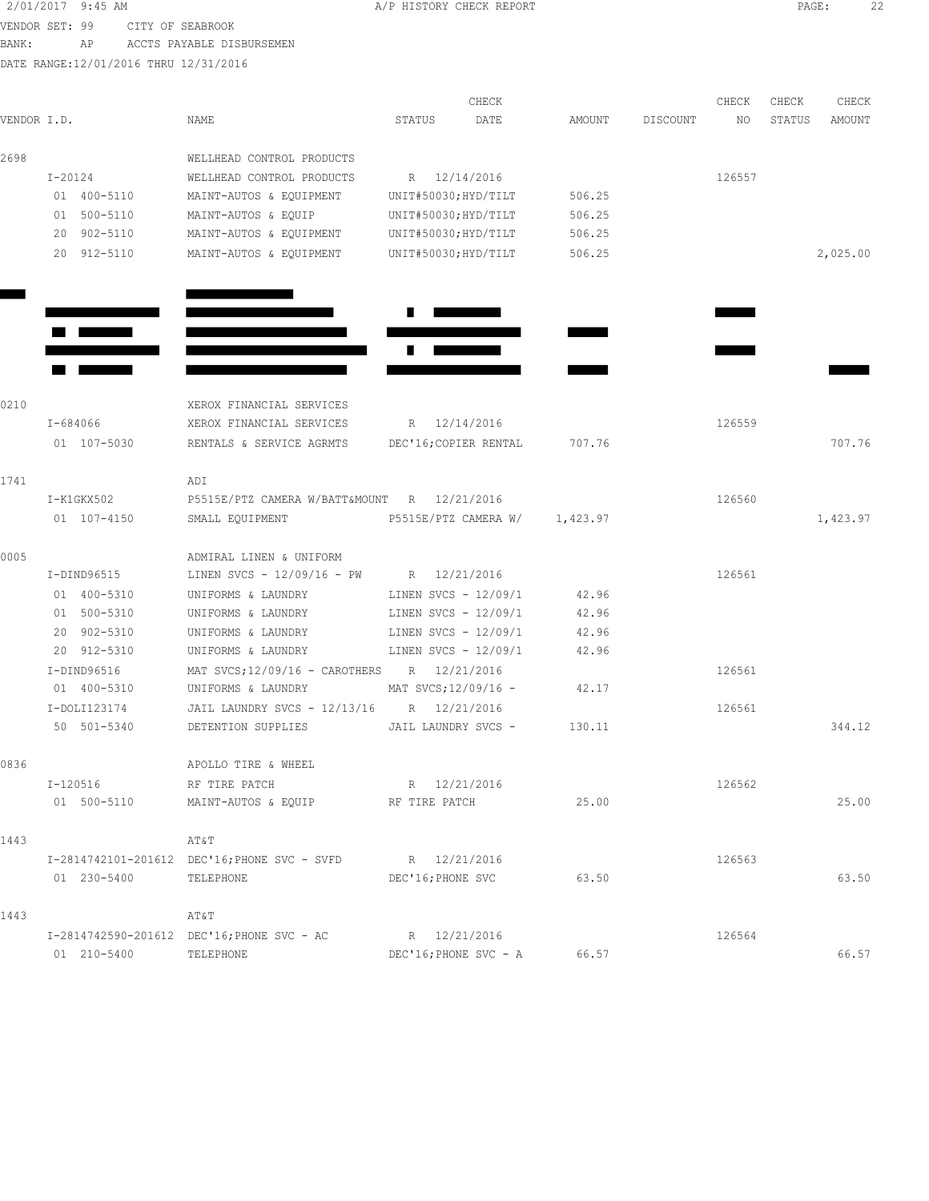VENDOR SET: 99 CITY OF SEABROOK
BANK: AP ACCTS PAYABLE DISBURSEMEN
DATE RANGE:12/01/2016 THRU 12/31/2016

# A/P HISTORY CHECK REPORT

| VENDOR I.D. | NAME | STATUS | CHECK DATE | AMOUNT | DISCOUNT | CHECK NO | CHECK STATUS | CHECK AMOUNT |
|---|---|---|---|---|---|---|---|---|
| 2698 | WELLHEAD CONTROL PRODUCTS | | | | | | | |
| I-20124 | WELLHEAD CONTROL PRODUCTS | R | 12/14/2016 | | | 126557 | | |
| 01 400-5110 | MAINT-AUTOS & EQUIPMENT | UNIT#50030;HYD/TILT | | 506.25 | | | | |
| 01 500-5110 | MAINT-AUTOS & EQUIP | UNIT#50030;HYD/TILT | | 506.25 | | | | |
| 20 902-5110 | MAINT-AUTOS & EQUIPMENT | UNIT#50030;HYD/TILT | | 506.25 | | | | |
| 20 912-5110 | MAINT-AUTOS & EQUIPMENT | UNIT#50030;HYD/TILT | | 506.25 | | | | 2,025.00 |
| [REDACTED] | [REDACTED] | | | | | | | |
| [REDACTED] | [REDACTED] | [REDACTED] | [REDACTED] | | | [REDACTED] | | |
| [REDACTED] | [REDACTED] | [REDACTED] | | [REDACTED] | | | | |
| [REDACTED] | [REDACTED] | [REDACTED] | [REDACTED] | | | [REDACTED] | | |
| [REDACTED] | [REDACTED] | [REDACTED] | | [REDACTED] | | | | [REDACTED] |
| 0210 | XEROX FINANCIAL SERVICES | | | | | | | |
| I-684066 | XEROX FINANCIAL SERVICES | R | 12/14/2016 | | | 126559 | | |
| 01 107-5030 | RENTALS & SERVICE AGRMTS | DEC'16;COPIER RENTAL | | 707.76 | | | | 707.76 |
| 1741 | ADI | | | | | | | |
| I-K1GKX502 | P5515E/PTZ CAMERA W/BATT&MOUNT | R | 12/21/2016 | | | 126560 | | |
| 01 107-4150 | SMALL EQUIPMENT | P5515E/PTZ CAMERA W/ | | 1,423.97 | | | | 1,423.97 |
| 0005 | ADMIRAL LINEN & UNIFORM | | | | | | | |
| I-DIND96515 | LINEN SVCS - 12/09/16 - PW | R | 12/21/2016 | | | 126561 | | |
| 01 400-5310 | UNIFORMS & LAUNDRY | LINEN SVCS - 12/09/1 | | 42.96 | | | | |
| 01 500-5310 | UNIFORMS & LAUNDRY | LINEN SVCS - 12/09/1 | | 42.96 | | | | |
| 20 902-5310 | UNIFORMS & LAUNDRY | LINEN SVCS - 12/09/1 | | 42.96 | | | | |
| 20 912-5310 | UNIFORMS & LAUNDRY | LINEN SVCS - 12/09/1 | | 42.96 | | | | |
| I-DIND96516 | MAT SVCS;12/09/16 - CAROTHERS | R | 12/21/2016 | | | 126561 | | |
| 01 400-5310 | UNIFORMS & LAUNDRY | MAT SVCS;12/09/16 - | | 42.17 | | | | |
| I-DOLI123174 | JAIL LAUNDRY SVCS - 12/13/16 | R | 12/21/2016 | | | 126561 | | |
| 50 501-5340 | DETENTION SUPPLIES | JAIL LAUNDRY SVCS - | | 130.11 | | | | 344.12 |
| 0836 | APOLLO TIRE & WHEEL | | | | | | | |
| I-120516 | RF TIRE PATCH | R | 12/21/2016 | | | 126562 | | |
| 01 500-5110 | MAINT-AUTOS & EQUIP | RF TIRE PATCH | | 25.00 | | | | 25.00 |
| 1443 | AT&T | | | | | | | |
| I-2814742101-201612 | DEC'16;PHONE SVC - SVFD | R | 12/21/2016 | | | 126563 | | |
| 01 230-5400 | TELEPHONE | DEC'16;PHONE SVC | | 63.50 | | | | 63.50 |
| 1443 | AT&T | | | | | | | |
| I-2814742590-201612 | DEC'16;PHONE SVC - AC | R | 12/21/2016 | | | 126564 | | |
| 01 210-5400 | TELEPHONE | DEC'16;PHONE SVC - A | | 66.57 | | | | 66.57 |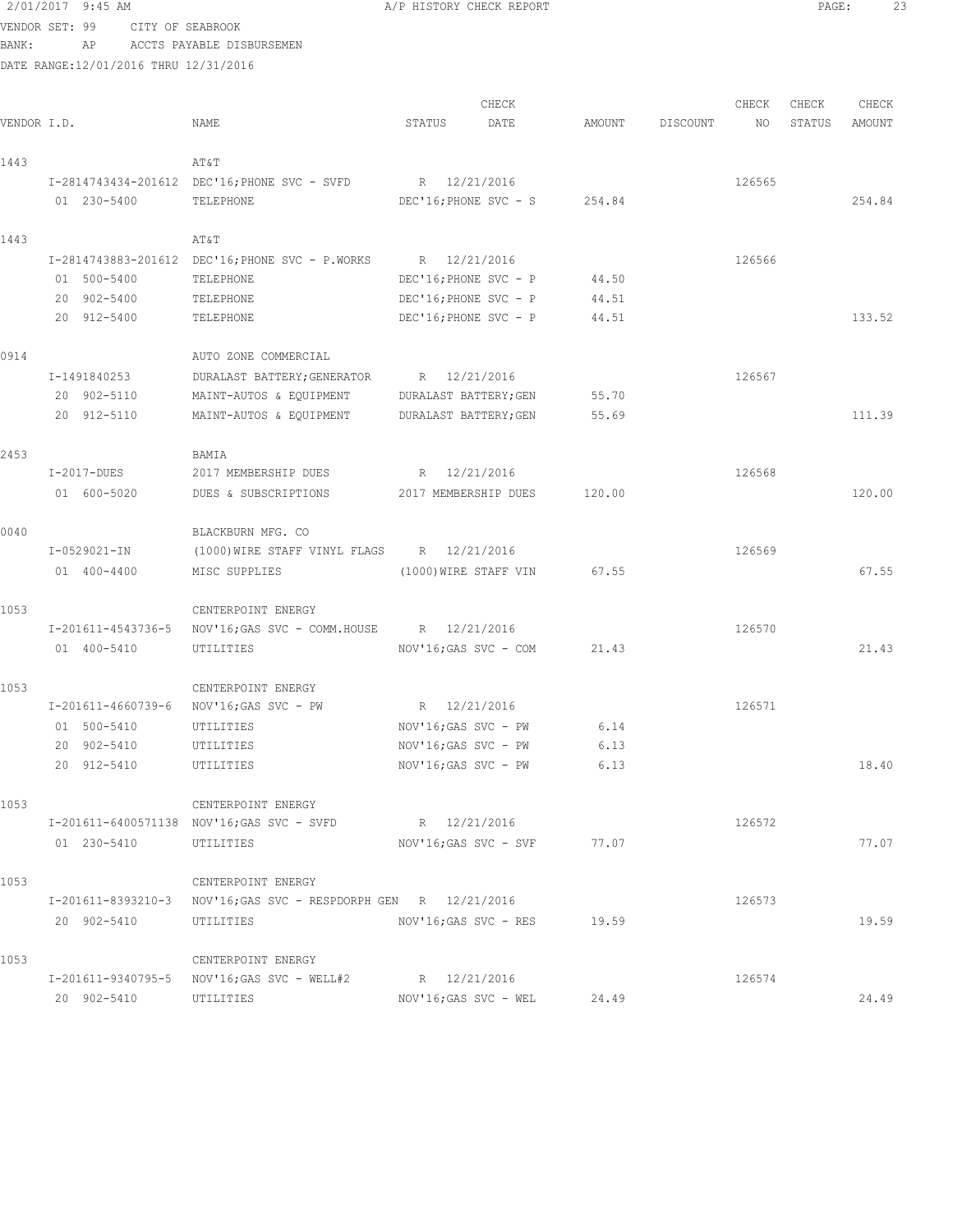2/01/2017 9:45 AM — A/P HISTORY CHECK REPORT

VENDOR SET: 99 CITY OF SEABROOK
BANK: AP ACCTS PAYABLE DISBURSEMEN
DATE RANGE:12/01/2016 THRU 12/31/2016

| VENDOR I.D. | NAME | STATUS | CHECK DATE | AMOUNT | DISCOUNT | CHECK NO | CHECK STATUS | CHECK AMOUNT |
|---|---|---|---|---|---|---|---|---|
| 1443 | AT&T | | | | | | | |
| I-2814743434-201612 | DEC'16;PHONE SVC - SVFD | R | 12/21/2016 | | | 126565 | | |
| 01 230-5400 | TELEPHONE | DEC'16;PHONE SVC - S | | 254.84 | | | | 254.84 |
| 1443 | AT&T | | | | | | | |
| I-2814743883-201612 | DEC'16;PHONE SVC - P.WORKS | R | 12/21/2016 | | | 126566 | | |
| 01 500-5400 | TELEPHONE | DEC'16;PHONE SVC - P | | 44.50 | | | | |
| 20 902-5400 | TELEPHONE | DEC'16;PHONE SVC - P | | 44.51 | | | | |
| 20 912-5400 | TELEPHONE | DEC'16;PHONE SVC - P | | 44.51 | | | | 133.52 |
| 0914 | AUTO ZONE COMMERCIAL | | | | | | | |
| I-1491840253 | DURALAST BATTERY;GENERATOR | R | 12/21/2016 | | | 126567 | | |
| 20 902-5110 | MAINT-AUTOS & EQUIPMENT | DURALAST BATTERY;GEN | | 55.70 | | | | |
| 20 912-5110 | MAINT-AUTOS & EQUIPMENT | DURALAST BATTERY;GEN | | 55.69 | | | | 111.39 |
| 2453 | BAMIA | | | | | | | |
| I-2017-DUES | 2017 MEMBERSHIP DUES | R | 12/21/2016 | | | 126568 | | |
| 01 600-5020 | DUES & SUBSCRIPTIONS | 2017 MEMBERSHIP DUES | | 120.00 | | | | 120.00 |
| 0040 | BLACKBURN MFG. CO | | | | | | | |
| I-0529021-IN | (1000)WIRE STAFF VINYL FLAGS | R | 12/21/2016 | | | 126569 | | |
| 01 400-4400 | MISC SUPPLIES | (1000)WIRE STAFF VIN | | 67.55 | | | | 67.55 |
| 1053 | CENTERPOINT ENERGY | | | | | | | |
| I-201611-4543736-5 | NOV'16;GAS SVC - COMM.HOUSE | R | 12/21/2016 | | | 126570 | | |
| 01 400-5410 | UTILITIES | NOV'16;GAS SVC - COM | | 21.43 | | | | 21.43 |
| 1053 | CENTERPOINT ENERGY | | | | | | | |
| I-201611-4660739-6 | NOV'16;GAS SVC - PW | R | 12/21/2016 | | | 126571 | | |
| 01 500-5410 | UTILITIES | NOV'16;GAS SVC - PW | | 6.14 | | | | |
| 20 902-5410 | UTILITIES | NOV'16;GAS SVC - PW | | 6.13 | | | | |
| 20 912-5410 | UTILITIES | NOV'16;GAS SVC - PW | | 6.13 | | | | 18.40 |
| 1053 | CENTERPOINT ENERGY | | | | | | | |
| I-201611-6400571138 | NOV'16;GAS SVC - SVFD | R | 12/21/2016 | | | 126572 | | |
| 01 230-5410 | UTILITIES | NOV'16;GAS SVC - SVF | | 77.07 | | | | 77.07 |
| 1053 | CENTERPOINT ENERGY | | | | | | | |
| I-201611-8393210-3 | NOV'16;GAS SVC - RESPDORPH GEN | R | 12/21/2016 | | | 126573 | | |
| 20 902-5410 | UTILITIES | NOV'16;GAS SVC - RES | | 19.59 | | | | 19.59 |
| 1053 | CENTERPOINT ENERGY | | | | | | | |
| I-201611-9340795-5 | NOV'16;GAS SVC - WELL#2 | R | 12/21/2016 | | | 126574 | | |
| 20 902-5410 | UTILITIES | NOV'16;GAS SVC - WEL | | 24.49 | | | | 24.49 |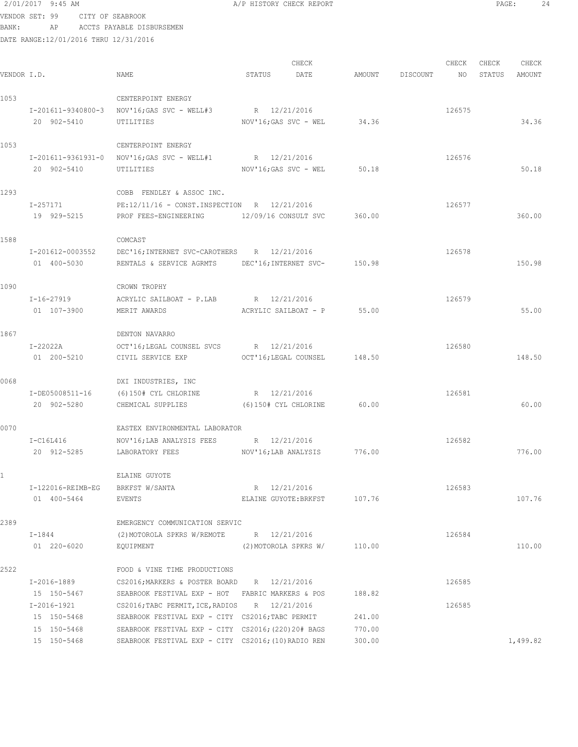2/01/2017 9:45 AM A/P HISTORY CHECK REPORT

VENDOR SET: 99 CITY OF SEABROOK
BANK: AP ACCTS PAYABLE DISBURSEMEN
DATE RANGE:12/01/2016 THRU 12/31/2016

| VENDOR I.D. | NAME | STATUS | CHECK DATE | AMOUNT | DISCOUNT | CHECK NO | CHECK STATUS | CHECK AMOUNT |
|---|---|---|---|---|---|---|---|---|
| 1053 | CENTERPOINT ENERGY | | | | | | | |
| I-201611-9340800-3 | NOV'16;GAS SVC - WELL#3 | R | 12/21/2016 | | | 126575 | | |
| 20 902-5410 | UTILITIES | NOV'16;GAS SVC - WEL | | 34.36 | | | | 34.36 |
| 1053 | CENTERPOINT ENERGY | | | | | | | |
| I-201611-9361931-0 | NOV'16;GAS SVC - WELL#1 | R | 12/21/2016 | | | 126576 | | |
| 20 902-5410 | UTILITIES | NOV'16;GAS SVC - WEL | | 50.18 | | | | 50.18 |
| 1293 | COBB FENDLEY & ASSOC INC. | | | | | | | |
| I-257171 | PE:12/11/16 - CONST.INSPECTION | R | 12/21/2016 | | | 126577 | | |
| 19 929-5215 | PROF FEES-ENGINEERING | 12/09/16 CONSULT SVC | | 360.00 | | | | 360.00 |
| 1588 | COMCAST | | | | | | | |
| I-201612-0003552 | DEC'16;INTERNET SVC-CAROTHERS | R | 12/21/2016 | | | 126578 | | |
| 01 400-5030 | RENTALS & SERVICE AGRMTS | DEC'16;INTERNET SVC- | | 150.98 | | | | 150.98 |
| 1090 | CROWN TROPHY | | | | | | | |
| I-16-27919 | ACRYLIC SAILBOAT - P.LAB | R | 12/21/2016 | | | 126579 | | |
| 01 107-3900 | MERIT AWARDS | ACRYLIC SAILBOAT - P | | 55.00 | | | | 55.00 |
| 1867 | DENTON NAVARRO | | | | | | | |
| I-22022A | OCT'16;LEGAL COUNSEL SVCS | R | 12/21/2016 | | | 126580 | | |
| 01 200-5210 | CIVIL SERVICE EXP | OCT'16;LEGAL COUNSEL | | 148.50 | | | | 148.50 |
| 0068 | DXI INDUSTRIES, INC | | | | | | | |
| I-DE05008511-16 | (6)150# CYL CHLORINE | R | 12/21/2016 | | | 126581 | | |
| 20 902-5280 | CHEMICAL SUPPLIES | (6)150# CYL CHLORINE | | 60.00 | | | | 60.00 |
| 0070 | EASTEX ENVIRONMENTAL LABORATOR | | | | | | | |
| I-C16L416 | NOV'16;LAB ANALYSIS FEES | R | 12/21/2016 | | | 126582 | | |
| 20 912-5285 | LABORATORY FEES | NOV'16;LAB ANALYSIS | | 776.00 | | | | 776.00 |
| 1 | ELAINE GUYOTE | | | | | | | |
| I-122016-REIMB-EG | BRKFST W/SANTA | R | 12/21/2016 | | | 126583 | | |
| 01 400-5464 | EVENTS | ELAINE GUYOTE:BRKFST | | 107.76 | | | | 107.76 |
| 2389 | EMERGENCY COMMUNICATION SERVIC | | | | | | | |
| I-1844 | (2)MOTOROLA SPKRS W/REMOTE | R | 12/21/2016 | | | 126584 | | |
| 01 220-6020 | EQUIPMENT | (2)MOTOROLA SPKRS W/ | | 110.00 | | | | 110.00 |
| 2522 | FOOD & VINE TIME PRODUCTIONS | | | | | | | |
| I-2016-1889 | CS2016;MARKERS & POSTER BOARD | R | 12/21/2016 | | | 126585 | | |
| 15 150-5467 | SEABROOK FESTIVAL EXP - HOT | FABRIC MARKERS & POS | | 188.82 | | | | |
| I-2016-1921 | CS2016;TABC PERMIT,ICE,RADIOS | R | 12/21/2016 | | | 126585 | | |
| 15 150-5468 | SEABROOK FESTIVAL EXP - CITY | CS2016;TABC PERMIT | | 241.00 | | | | |
| 15 150-5468 | SEABROOK FESTIVAL EXP - CITY | CS2016;(220)20# BAGS | | 770.00 | | | | |
| 15 150-5468 | SEABROOK FESTIVAL EXP - CITY | CS2016;(10)RADIO REN | | 300.00 | | | | 1,499.82 |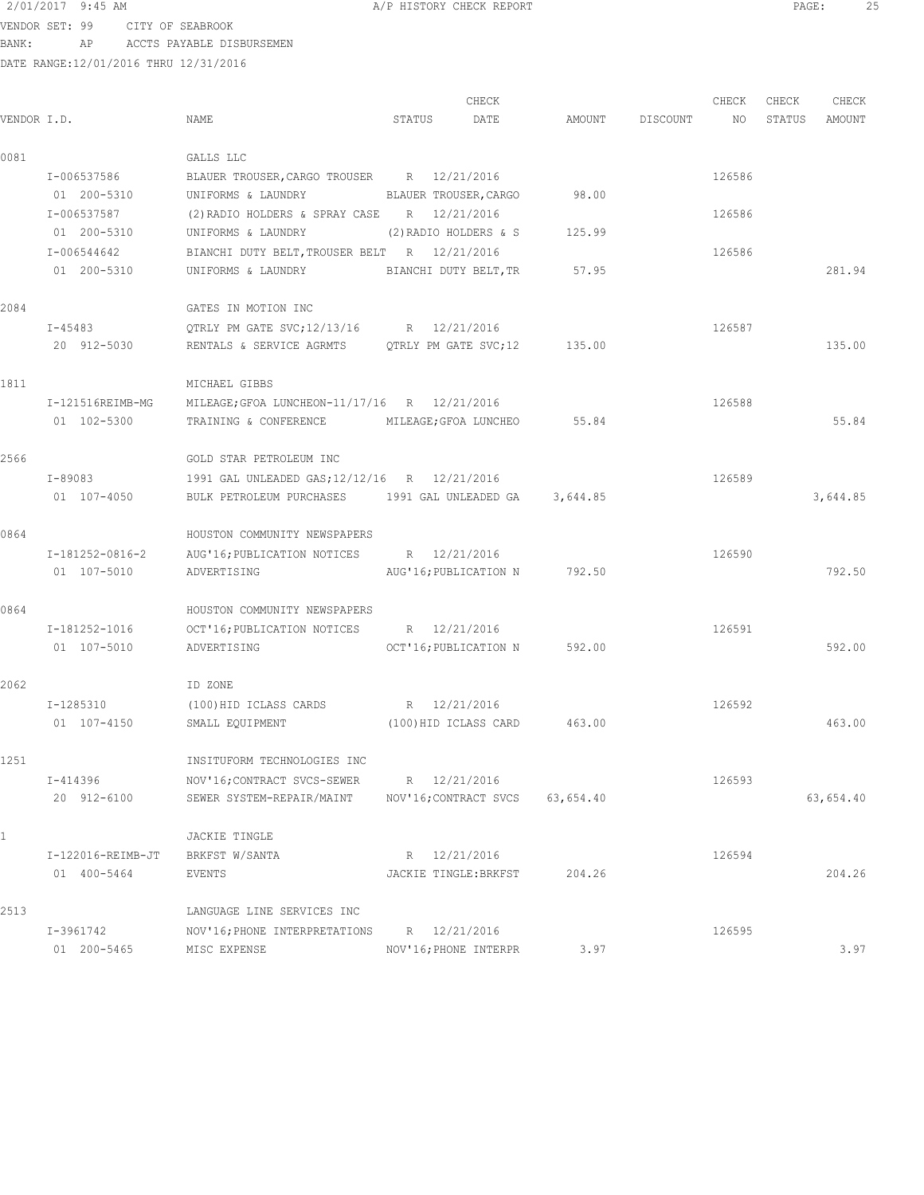2/01/2017 9:45 AM A/P HISTORY CHECK REPORT

VENDOR SET: 99 CITY OF SEABROOK

BANK: AP ACCTS PAYABLE DISBURSEMEN

DATE RANGE:12/01/2016 THRU 12/31/2016

| VENDOR I.D. | NAME | STATUS | CHECK DATE | AMOUNT | DISCOUNT | CHECK NO | CHECK STATUS | CHECK AMOUNT |
|---|---|---|---|---|---|---|---|---|
| 0081 | GALLS LLC | | | | | | | |
| I-006537586 | BLAUER TROUSER,CARGO TROUSER | R | 12/21/2016 | | | 126586 | | |
| 01 200-5310 | UNIFORMS & LAUNDRY | BLAUER TROUSER,CARGO | | 98.00 | | | | |
| I-006537587 | (2)RADIO HOLDERS & SPRAY CASE | R | 12/21/2016 | | | 126586 | | |
| 01 200-5310 | UNIFORMS & LAUNDRY | (2)RADIO HOLDERS & S | | 125.99 | | | | |
| I-006544642 | BIANCHI DUTY BELT,TROUSER BELT | R | 12/21/2016 | | | 126586 | | |
| 01 200-5310 | UNIFORMS & LAUNDRY | BIANCHI DUTY BELT,TR | | 57.95 | | | | 281.94 |
| 2084 | GATES IN MOTION INC | | | | | | | |
| I-45483 | QTRLY PM GATE SVC;12/13/16 | R | 12/21/2016 | | | 126587 | | |
| 20 912-5030 | RENTALS & SERVICE AGRMTS | QTRLY PM GATE SVC;12 | | 135.00 | | | | 135.00 |
| 1811 | MICHAEL GIBBS | | | | | | | |
| I-121516REIMB-MG | MILEAGE;GFOA LUNCHEON-11/17/16 | R | 12/21/2016 | | | 126588 | | |
| 01 102-5300 | TRAINING & CONFERENCE | MILEAGE;GFOA LUNCHEO | | 55.84 | | | | 55.84 |
| 2566 | GOLD STAR PETROLEUM INC | | | | | | | |
| I-89083 | 1991 GAL UNLEADED GAS;12/12/16 | R | 12/21/2016 | | | 126589 | | |
| 01 107-4050 | BULK PETROLEUM PURCHASES | 1991 GAL UNLEADED GA | | 3,644.85 | | | | 3,644.85 |
| 0864 | HOUSTON COMMUNITY NEWSPAPERS | | | | | | | |
| I-181252-0816-2 | AUG'16;PUBLICATION NOTICES | R | 12/21/2016 | | | 126590 | | |
| 01 107-5010 | ADVERTISING | AUG'16;PUBLICATION N | | 792.50 | | | | 792.50 |
| 0864 | HOUSTON COMMUNITY NEWSPAPERS | | | | | | | |
| I-181252-1016 | OCT'16;PUBLICATION NOTICES | R | 12/21/2016 | | | 126591 | | |
| 01 107-5010 | ADVERTISING | OCT'16;PUBLICATION N | | 592.00 | | | | 592.00 |
| 2062 | ID ZONE | | | | | | | |
| I-1285310 | (100)HID ICLASS CARDS | R | 12/21/2016 | | | 126592 | | |
| 01 107-4150 | SMALL EQUIPMENT | (100)HID ICLASS CARD | | 463.00 | | | | 463.00 |
| 1251 | INSITUFORM TECHNOLOGIES INC | | | | | | | |
| I-414396 | NOV'16;CONTRACT SVCS-SEWER | R | 12/21/2016 | | | 126593 | | |
| 20 912-6100 | SEWER SYSTEM-REPAIR/MAINT | NOV'16;CONTRACT SVCS | | 63,654.40 | | | | 63,654.40 |
| 1 | JACKIE TINGLE | | | | | | | |
| I-122016-REIMB-JT | BRKFST W/SANTA | R | 12/21/2016 | | | 126594 | | |
| 01 400-5464 | EVENTS | JACKIE TINGLE:BRKFST | | 204.26 | | | | 204.26 |
| 2513 | LANGUAGE LINE SERVICES INC | | | | | | | |
| I-3961742 | NOV'16;PHONE INTERPRETATIONS | R | 12/21/2016 | | | 126595 | | |
| 01 200-5465 | MISC EXPENSE | NOV'16;PHONE INTERPR | | 3.97 | | | | 3.97 |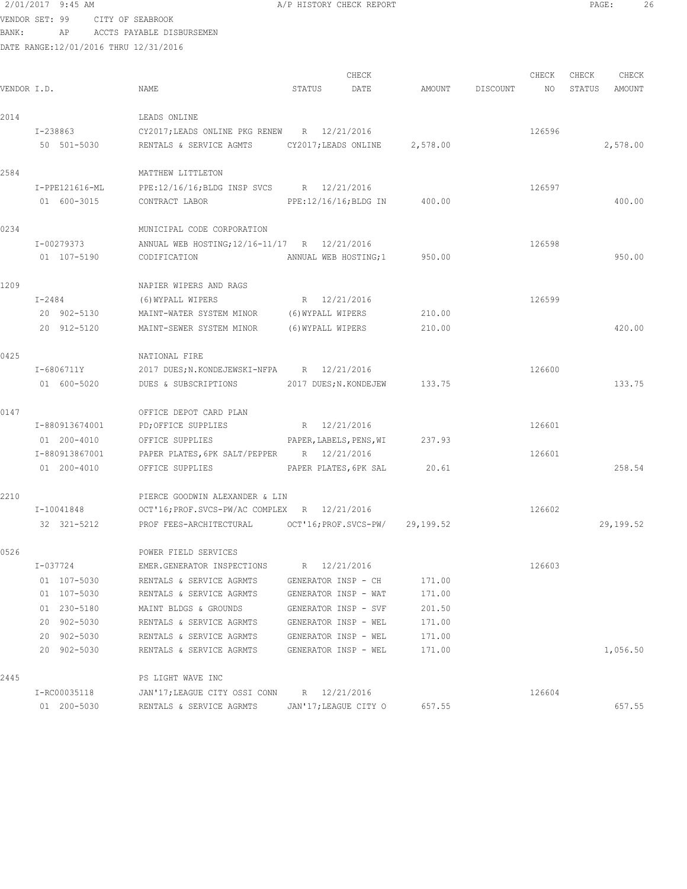2/01/2017 9:45 AM A/P HISTORY CHECK REPORT

VENDOR SET: 99 CITY OF SEABROOK
BANK: AP ACCTS PAYABLE DISBURSEMEN
DATE RANGE:12/01/2016 THRU 12/31/2016

| VENDOR I.D. | NAME | STATUS | CHECK DATE | AMOUNT | DISCOUNT | CHECK NO | CHECK STATUS | CHECK AMOUNT |
|---|---|---|---|---|---|---|---|---|
| 2014 | LEADS ONLINE | | | | | | | |
| I-238863 | CY2017;LEADS ONLINE PKG RENEW | R | 12/21/2016 | | | 126596 | | |
| 50 501-5030 | RENTALS & SERVICE AGMTS | CY2017;LEADS ONLINE | | 2,578.00 | | | | 2,578.00 |
| 2584 | MATTHEW LITTLETON | | | | | | | |
| I-PPE121616-ML | PPE:12/16/16;BLDG INSP SVCS | R | 12/21/2016 | | | 126597 | | |
| 01 600-3015 | CONTRACT LABOR | PPE:12/16/16;BLDG IN | | 400.00 | | | | 400.00 |
| 0234 | MUNICIPAL CODE CORPORATION | | | | | | | |
| I-00279373 | ANNUAL WEB HOSTING;12/16-11/17 | R | 12/21/2016 | | | 126598 | | |
| 01 107-5190 | CODIFICATION | ANNUAL WEB HOSTING;1 | | 950.00 | | | | 950.00 |
| 1209 | NAPIER WIPERS AND RAGS | | | | | | | |
| I-2484 | (6)WYPALL WIPERS | R | 12/21/2016 | | | 126599 | | |
| 20 902-5130 | MAINT-WATER SYSTEM MINOR | (6)WYPALL WIPERS | | 210.00 | | | | |
| 20 912-5120 | MAINT-SEWER SYSTEM MINOR | (6)WYPALL WIPERS | | 210.00 | | | | 420.00 |
| 0425 | NATIONAL FIRE | | | | | | | |
| I-6806711Y | 2017 DUES;N.KONDEJEWSKI-NFPA | R | 12/21/2016 | | | 126600 | | |
| 01 600-5020 | DUES & SUBSCRIPTIONS | 2017 DUES;N.KONDEJEW | | 133.75 | | | | 133.75 |
| 0147 | OFFICE DEPOT CARD PLAN | | | | | | | |
| I-880913674001 | PD;OFFICE SUPPLIES | R | 12/21/2016 | | | 126601 | | |
| 01 200-4010 | OFFICE SUPPLIES | PAPER,LABELS,PENS,WI | | 237.93 | | | | |
| I-880913867001 | PAPER PLATES,6PK SALT/PEPPER | R | 12/21/2016 | | | 126601 | | |
| 01 200-4010 | OFFICE SUPPLIES | PAPER PLATES,6PK SAL | | 20.61 | | | | 258.54 |
| 2210 | PIERCE GOODWIN ALEXANDER & LIN | | | | | | | |
| I-10041848 | OCT'16;PROF.SVCS-PW/AC COMPLEX | R | 12/21/2016 | | | 126602 | | |
| 32 321-5212 | PROF FEES-ARCHITECTURAL | OCT'16;PROF.SVCS-PW/ | | 29,199.52 | | | | 29,199.52 |
| 0526 | POWER FIELD SERVICES | | | | | | | |
| I-037724 | EMER.GENERATOR INSPECTIONS | R | 12/21/2016 | | | 126603 | | |
| 01 107-5030 | RENTALS & SERVICE AGRMTS | GENERATOR INSP - CH | | 171.00 | | | | |
| 01 107-5030 | RENTALS & SERVICE AGRMTS | GENERATOR INSP - WAT | | 171.00 | | | | |
| 01 230-5180 | MAINT BLDGS & GROUNDS | GENERATOR INSP - SVF | | 201.50 | | | | |
| 20 902-5030 | RENTALS & SERVICE AGRMTS | GENERATOR INSP - WEL | | 171.00 | | | | |
| 20 902-5030 | RENTALS & SERVICE AGRMTS | GENERATOR INSP - WEL | | 171.00 | | | | |
| 20 902-5030 | RENTALS & SERVICE AGRMTS | GENERATOR INSP - WEL | | 171.00 | | | | 1,056.50 |
| 2445 | PS LIGHT WAVE INC | | | | | | | |
| I-RC00035118 | JAN'17;LEAGUE CITY OSSI CONN | R | 12/21/2016 | | | 126604 | | |
| 01 200-5030 | RENTALS & SERVICE AGRMTS | JAN'17;LEAGUE CITY O | | 657.55 | | | | 657.55 |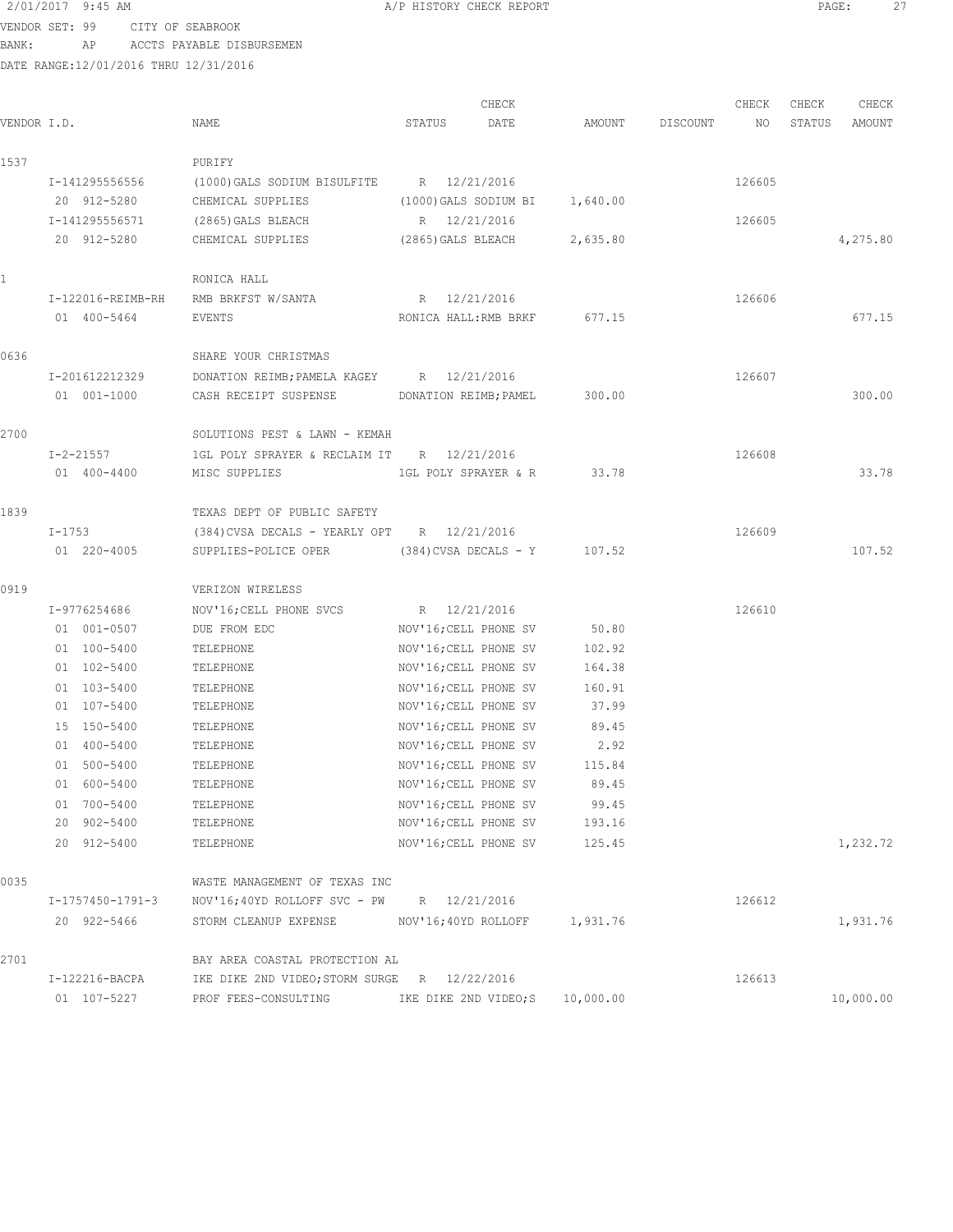VENDOR SET: 99 CITY OF SEABROOK
BANK: AP ACCTS PAYABLE DISBURSEMEN
DATE RANGE:12/01/2016 THRU 12/31/2016

| VENDOR I.D. | NAME | STATUS | CHECK DATE | AMOUNT | DISCOUNT | CHECK NO | CHECK STATUS | CHECK AMOUNT |
|---|---|---|---|---|---|---|---|---|
| 1537 | PURIFY | | | | | | | |
| I-141295556556 | (1000)GALS SODIUM BISULFITE | R | 12/21/2016 | | | 126605 | | |
| 20 912-5280 | CHEMICAL SUPPLIES | (1000)GALS SODIUM BI | | 1,640.00 | | | | |
| I-141295556571 | (2865)GALS BLEACH | R | 12/21/2016 | | | 126605 | | |
| 20 912-5280 | CHEMICAL SUPPLIES | (2865)GALS BLEACH | | 2,635.80 | | | | 4,275.80 |
| 1 | RONICA HALL | | | | | | | |
| I-122016-REIMB-RH | RMB BRKFST W/SANTA | R | 12/21/2016 | | | 126606 | | |
| 01 400-5464 | EVENTS | RONICA HALL:RMB BRKF | | 677.15 | | | | 677.15 |
| 0636 | SHARE YOUR CHRISTMAS | | | | | | | |
| I-201612212329 | DONATION REIMB;PAMELA KAGEY | R | 12/21/2016 | | | 126607 | | |
| 01 001-1000 | CASH RECEIPT SUSPENSE | DONATION REIMB;PAMEL | | 300.00 | | | | 300.00 |
| 2700 | SOLUTIONS PEST & LAWN - KEMAH | | | | | | | |
| I-2-21557 | 1GL POLY SPRAYER & RECLAIM IT | R | 12/21/2016 | | | 126608 | | |
| 01 400-4400 | MISC SUPPLIES | 1GL POLY SPRAYER & R | | 33.78 | | | | 33.78 |
| 1839 | TEXAS DEPT OF PUBLIC SAFETY | | | | | | | |
| I-1753 | (384)CVSA DECALS - YEARLY OPT | R | 12/21/2016 | | | 126609 | | |
| 01 220-4005 | SUPPLIES-POLICE OPER | (384)CVSA DECALS - Y | | 107.52 | | | | 107.52 |
| 0919 | VERIZON WIRELESS | | | | | | | |
| I-9776254686 | NOV'16;CELL PHONE SVCS | R | 12/21/2016 | | | 126610 | | |
| 01 001-0507 | DUE FROM EDC | NOV'16;CELL PHONE SV | | 50.80 | | | | |
| 01 100-5400 | TELEPHONE | NOV'16;CELL PHONE SV | | 102.92 | | | | |
| 01 102-5400 | TELEPHONE | NOV'16;CELL PHONE SV | | 164.38 | | | | |
| 01 103-5400 | TELEPHONE | NOV'16;CELL PHONE SV | | 160.91 | | | | |
| 01 107-5400 | TELEPHONE | NOV'16;CELL PHONE SV | | 37.99 | | | | |
| 15 150-5400 | TELEPHONE | NOV'16;CELL PHONE SV | | 89.45 | | | | |
| 01 400-5400 | TELEPHONE | NOV'16;CELL PHONE SV | | 2.92 | | | | |
| 01 500-5400 | TELEPHONE | NOV'16;CELL PHONE SV | | 115.84 | | | | |
| 01 600-5400 | TELEPHONE | NOV'16;CELL PHONE SV | | 89.45 | | | | |
| 01 700-5400 | TELEPHONE | NOV'16;CELL PHONE SV | | 99.45 | | | | |
| 20 902-5400 | TELEPHONE | NOV'16;CELL PHONE SV | | 193.16 | | | | |
| 20 912-5400 | TELEPHONE | NOV'16;CELL PHONE SV | | 125.45 | | | | 1,232.72 |
| 0035 | WASTE MANAGEMENT OF TEXAS INC | | | | | | | |
| I-1757450-1791-3 | NOV'16;40YD ROLLOFF SVC - PW | R | 12/21/2016 | | | 126612 | | |
| 20 922-5466 | STORM CLEANUP EXPENSE | NOV'16;40YD ROLLOFF | | 1,931.76 | | | | 1,931.76 |
| 2701 | BAY AREA COASTAL PROTECTION AL | | | | | | | |
| I-122216-BACPA | IKE DIKE 2ND VIDEO;STORM SURGE | R | 12/22/2016 | | | 126613 | | |
| 01 107-5227 | PROF FEES-CONSULTING | IKE DIKE 2ND VIDEO;S | | 10,000.00 | | | | 10,000.00 |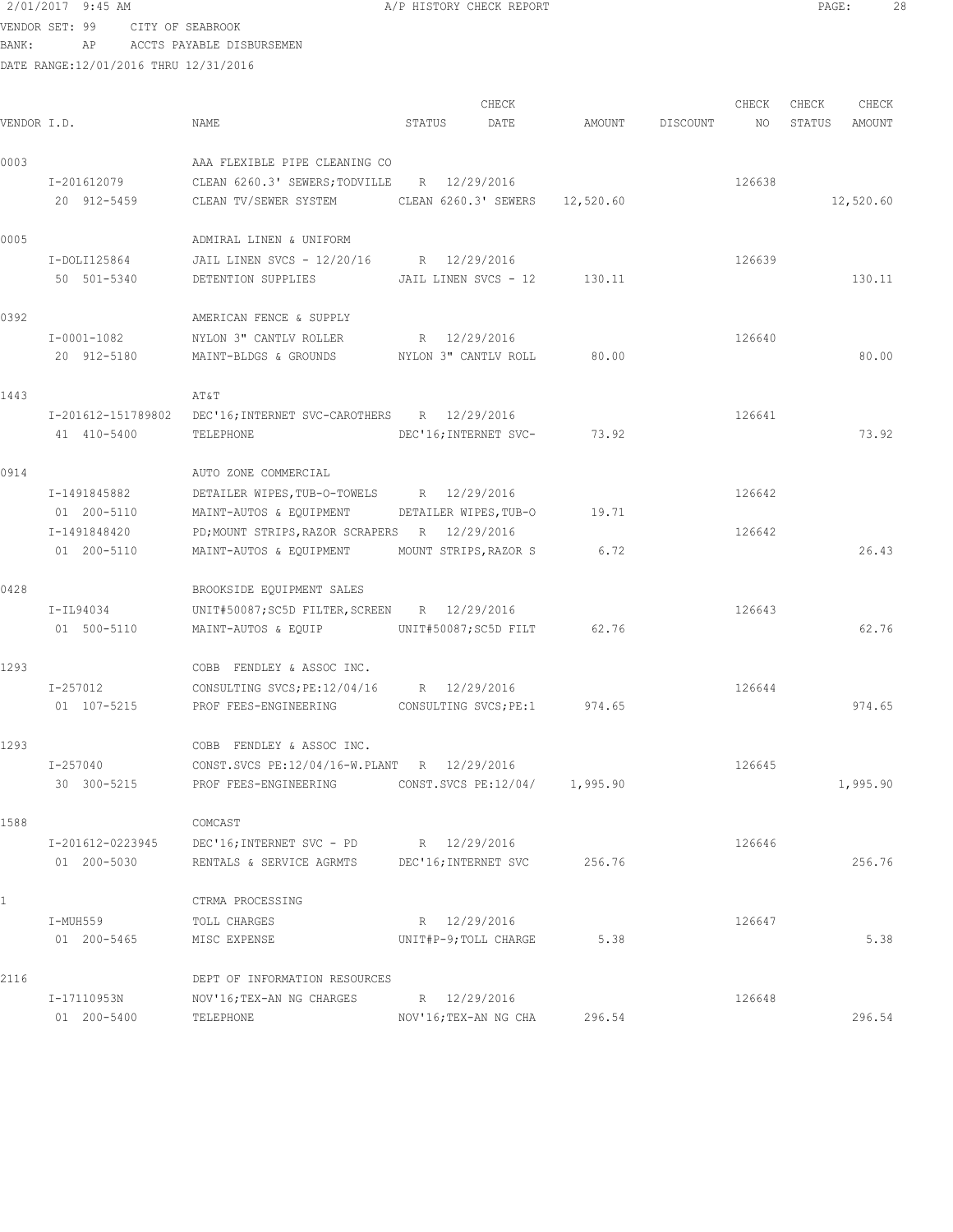2/01/2017 9:45 AM — A/P HISTORY CHECK REPORT

VENDOR SET: 99 CITY OF SEABROOK
BANK: AP ACCTS PAYABLE DISBURSEMEN
DATE RANGE:12/01/2016 THRU 12/31/2016

| VENDOR I.D. | NAME | STATUS | CHECK DATE | AMOUNT | DISCOUNT | CHECK NO | CHECK STATUS | CHECK AMOUNT |
|---|---|---|---|---|---|---|---|---|
| 0003 | AAA FLEXIBLE PIPE CLEANING CO | | | | | | | |
| I-201612079 | CLEAN 6260.3' SEWERS;TODVILLE | R | 12/29/2016 | | | 126638 | | |
| 20 912-5459 | CLEAN TV/SEWER SYSTEM | CLEAN 6260.3' SEWERS | | 12,520.60 | | | | 12,520.60 |
| 0005 | ADMIRAL LINEN & UNIFORM | | | | | | | |
| I-DOLI125864 | JAIL LINEN SVCS - 12/20/16 | R | 12/29/2016 | | | 126639 | | |
| 50 501-5340 | DETENTION SUPPLIES | JAIL LINEN SVCS - 12 | | 130.11 | | | | 130.11 |
| 0392 | AMERICAN FENCE & SUPPLY | | | | | | | |
| I-0001-1082 | NYLON 3" CANTLV ROLLER | R | 12/29/2016 | | | 126640 | | |
| 20 912-5180 | MAINT-BLDGS & GROUNDS | NYLON 3" CANTLV ROLL | | 80.00 | | | | 80.00 |
| 1443 | AT&T | | | | | | | |
| I-201612-151789802 | DEC'16;INTERNET SVC-CAROTHERS | R | 12/29/2016 | | | 126641 | | |
| 41 410-5400 | TELEPHONE | DEC'16;INTERNET SVC- | | 73.92 | | | | 73.92 |
| 0914 | AUTO ZONE COMMERCIAL | | | | | | | |
| I-1491845882 | DETAILER WIPES,TUB-O-TOWELS | R | 12/29/2016 | | | 126642 | | |
| 01 200-5110 | MAINT-AUTOS & EQUIPMENT | DETAILER WIPES,TUB-O | | 19.71 | | | | |
| I-1491848420 | PD;MOUNT STRIPS,RAZOR SCRAPERS | R | 12/29/2016 | | | 126642 | | |
| 01 200-5110 | MAINT-AUTOS & EQUIPMENT | MOUNT STRIPS,RAZOR S | | 6.72 | | | | 26.43 |
| 0428 | BROOKSIDE EQUIPMENT SALES | | | | | | | |
| I-IL94034 | UNIT#50087;SC5D FILTER,SCREEN | R | 12/29/2016 | | | 126643 | | |
| 01 500-5110 | MAINT-AUTOS & EQUIP | UNIT#50087;SC5D FILT | | 62.76 | | | | 62.76 |
| 1293 | COBB FENDLEY & ASSOC INC. | | | | | | | |
| I-257012 | CONSULTING SVCS;PE:12/04/16 | R | 12/29/2016 | | | 126644 | | |
| 01 107-5215 | PROF FEES-ENGINEERING | CONSULTING SVCS;PE:1 | | 974.65 | | | | 974.65 |
| 1293 | COBB FENDLEY & ASSOC INC. | | | | | | | |
| I-257040 | CONST.SVCS PE:12/04/16-W.PLANT | R | 12/29/2016 | | | 126645 | | |
| 30 300-5215 | PROF FEES-ENGINEERING | CONST.SVCS PE:12/04/ | | 1,995.90 | | | | 1,995.90 |
| 1588 | COMCAST | | | | | | | |
| I-201612-0223945 | DEC'16;INTERNET SVC - PD | R | 12/29/2016 | | | 126646 | | |
| 01 200-5030 | RENTALS & SERVICE AGRMTS | DEC'16;INTERNET SVC | | 256.76 | | | | 256.76 |
| 1 | CTRMA PROCESSING | | | | | | | |
| I-MUH559 | TOLL CHARGES | R | 12/29/2016 | | | 126647 | | |
| 01 200-5465 | MISC EXPENSE | UNIT#P-9;TOLL CHARGE | | 5.38 | | | | 5.38 |
| 2116 | DEPT OF INFORMATION RESOURCES | | | | | | | |
| I-17110953N | NOV'16;TEX-AN NG CHARGES | R | 12/29/2016 | | | 126648 | | |
| 01 200-5400 | TELEPHONE | NOV'16;TEX-AN NG CHA | | 296.54 | | | | 296.54 |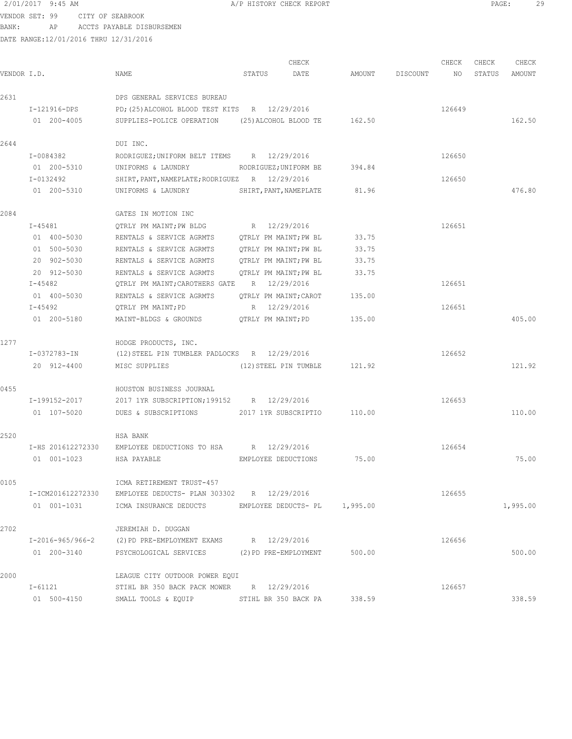2/01/2017 9:45 AM — A/P HISTORY CHECK REPORT

VENDOR SET: 99 CITY OF SEABROOK
BANK: AP ACCTS PAYABLE DISBURSEMEN
DATE RANGE:12/01/2016 THRU 12/31/2016

| VENDOR I.D. | NAME | STATUS | CHECK DATE | AMOUNT | DISCOUNT | CHECK NO | CHECK STATUS | CHECK AMOUNT |
|---|---|---|---|---|---|---|---|---|
| 2631 | DPS GENERAL SERVICES BUREAU | | | | | | | |
| I-121916-DPS | PD;(25)ALCOHOL BLOOD TEST KITS | R | 12/29/2016 | | | 126649 | | |
| 01 200-4005 | SUPPLIES-POLICE OPERATION | (25)ALCOHOL BLOOD TE | | 162.50 | | | | 162.50 |
| 2644 | DUI INC. | | | | | | | |
| I-0084382 | RODRIGUEZ;UNIFORM BELT ITEMS | R | 12/29/2016 | | | 126650 | | |
| 01 200-5310 | UNIFORMS & LAUNDRY | RODRIGUEZ;UNIFORM BE | | 394.84 | | | | |
| I-0132492 | SHIRT,PANT,NAMEPLATE;RODRIGUEZ | R | 12/29/2016 | | | 126650 | | |
| 01 200-5310 | UNIFORMS & LAUNDRY | SHIRT,PANT,NAMEPLATE | | 81.96 | | | | 476.80 |
| 2084 | GATES IN MOTION INC | | | | | | | |
| I-45481 | QTRLY PM MAINT;PW BLDG | R | 12/29/2016 | | | 126651 | | |
| 01 400-5030 | RENTALS & SERVICE AGRMTS | QTRLY PM MAINT;PW BL | | 33.75 | | | | |
| 01 500-5030 | RENTALS & SERVICE AGRMTS | QTRLY PM MAINT;PW BL | | 33.75 | | | | |
| 20 902-5030 | RENTALS & SERVICE AGRMTS | QTRLY PM MAINT;PW BL | | 33.75 | | | | |
| 20 912-5030 | RENTALS & SERVICE AGRMTS | QTRLY PM MAINT;PW BL | | 33.75 | | | | |
| I-45482 | QTRLY PM MAINT;CAROTHERS GATE | R | 12/29/2016 | | | 126651 | | |
| 01 400-5030 | RENTALS & SERVICE AGRMTS | QTRLY PM MAINT;CAROT | | 135.00 | | | | |
| I-45492 | QTRLY PM MAINT;PD | R | 12/29/2016 | | | 126651 | | |
| 01 200-5180 | MAINT-BLDGS & GROUNDS | QTRLY PM MAINT;PD | | 135.00 | | | | 405.00 |
| 1277 | HODGE PRODUCTS, INC. | | | | | | | |
| I-0372783-IN | (12)STEEL PIN TUMBLER PADLOCKS | R | 12/29/2016 | | | 126652 | | |
| 20 912-4400 | MISC SUPPLIES | (12)STEEL PIN TUMBLE | | 121.92 | | | | 121.92 |
| 0455 | HOUSTON BUSINESS JOURNAL | | | | | | | |
| I-199152-2017 | 2017 1YR SUBSCRIPTION;199152 | R | 12/29/2016 | | | 126653 | | |
| 01 107-5020 | DUES & SUBSCRIPTIONS | 2017 1YR SUBSCRIPTIO | | 110.00 | | | | 110.00 |
| 2520 | HSA BANK | | | | | | | |
| I-HS 201612272330 | EMPLOYEE DEDUCTIONS TO HSA | R | 12/29/2016 | | | 126654 | | |
| 01 001-1023 | HSA PAYABLE | EMPLOYEE DEDUCTIONS | | 75.00 | | | | 75.00 |
| 0105 | ICMA RETIREMENT TRUST-457 | | | | | | | |
| I-ICM201612272330 | EMPLOYEE DEDUCTS- PLAN 303302 | R | 12/29/2016 | | | 126655 | | |
| 01 001-1031 | ICMA INSURANCE DEDUCTS | EMPLOYEE DEDUCTS- PL | | 1,995.00 | | | | 1,995.00 |
| 2702 | JEREMIAH D. DUGGAN | | | | | | | |
| I-2016-965/966-2 | (2)PD PRE-EMPLOYMENT EXAMS | R | 12/29/2016 | | | 126656 | | |
| 01 200-3140 | PSYCHOLOGICAL SERVICES | (2)PD PRE-EMPLOYMENT | | 500.00 | | | | 500.00 |
| 2000 | LEAGUE CITY OUTDOOR POWER EQUI | | | | | | | |
| I-61121 | STIHL BR 350 BACK PACK MOWER | R | 12/29/2016 | | | 126657 | | |
| 01 500-4150 | SMALL TOOLS & EQUIP | STIHL BR 350 BACK PA | | 338.59 | | | | 338.59 |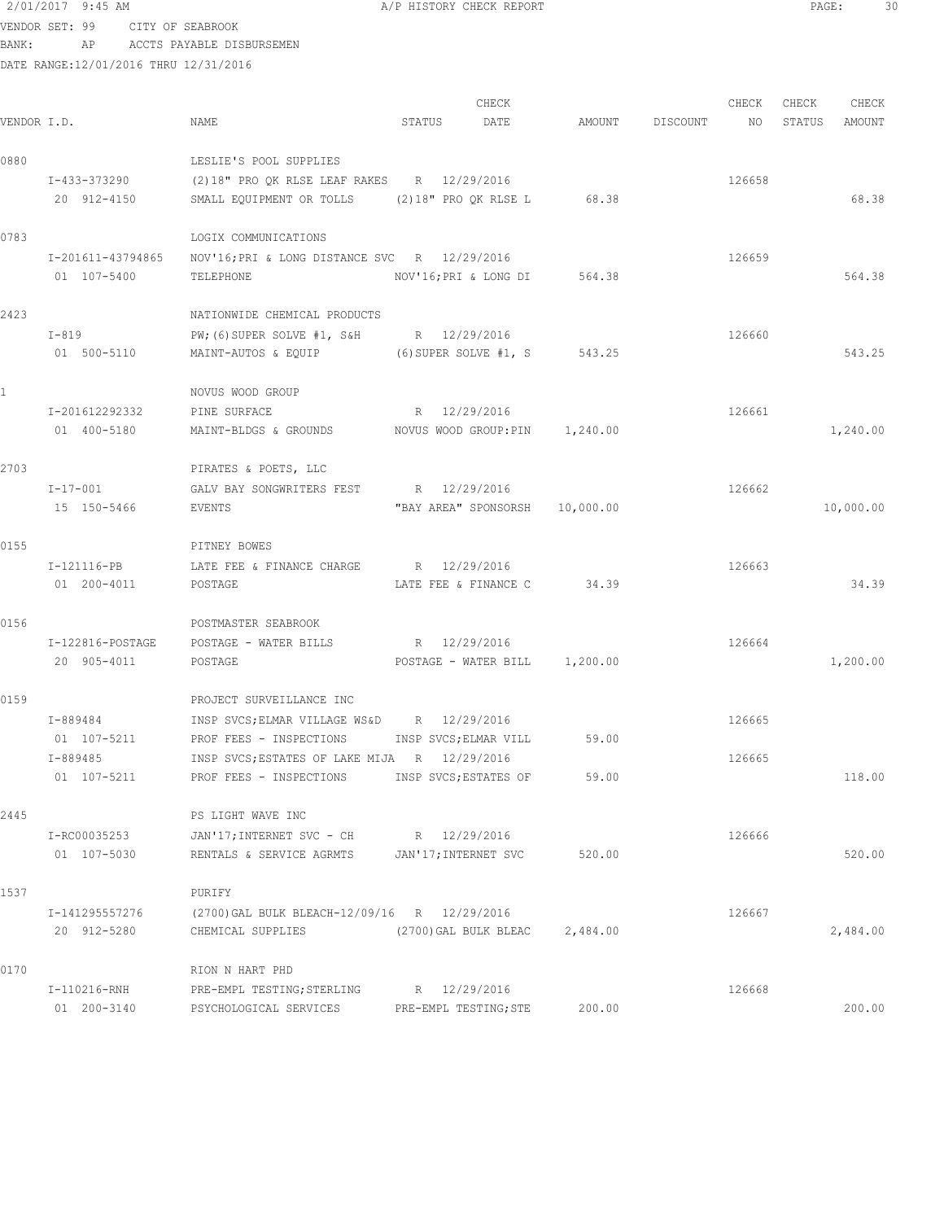2/01/2017 9:45 AM A/P HISTORY CHECK REPORT

VENDOR SET: 99 CITY OF SEABROOK
BANK: AP ACCTS PAYABLE DISBURSEMEN
DATE RANGE:12/01/2016 THRU 12/31/2016

| VENDOR I.D. | NAME | STATUS | CHECK DATE | AMOUNT | DISCOUNT | CHECK NO | CHECK STATUS | CHECK AMOUNT |
|---|---|---|---|---|---|---|---|---|
| 0880 | LESLIE'S POOL SUPPLIES | | | | | | | |
| I-433-373290 | (2)18" PRO QK RLSE LEAF RAKES | R | 12/29/2016 | | | 126658 | | |
| 20 912-4150 | SMALL EQUIPMENT OR TOLLS | (2)18" PRO QK RLSE L | | 68.38 | | | | 68.38 |
| 0783 | LOGIX COMMUNICATIONS | | | | | | | |
| I-201611-43794865 | NOV'16;PRI & LONG DISTANCE SVC | R | 12/29/2016 | | | 126659 | | |
| 01 107-5400 | TELEPHONE | NOV'16;PRI & LONG DI | | 564.38 | | | | 564.38 |
| 2423 | NATIONWIDE CHEMICAL PRODUCTS | | | | | | | |
| I-819 | PW;(6)SUPER SOLVE #1, S&H | R | 12/29/2016 | | | 126660 | | |
| 01 500-5110 | MAINT-AUTOS & EQUIP | (6)SUPER SOLVE #1, S | | 543.25 | | | | 543.25 |
| 1 | NOVUS WOOD GROUP | | | | | | | |
| I-201612292332 | PINE SURFACE | R | 12/29/2016 | | | 126661 | | |
| 01 400-5180 | MAINT-BLDGS & GROUNDS | NOVUS WOOD GROUP:PIN | | 1,240.00 | | | | 1,240.00 |
| 2703 | PIRATES & POETS, LLC | | | | | | | |
| I-17-001 | GALV BAY SONGWRITERS FEST | R | 12/29/2016 | | | 126662 | | |
| 15 150-5466 | EVENTS | "BAY AREA" SPONSORSH | | 10,000.00 | | | | 10,000.00 |
| 0155 | PITNEY BOWES | | | | | | | |
| I-121116-PB | LATE FEE & FINANCE CHARGE | R | 12/29/2016 | | | 126663 | | |
| 01 200-4011 | POSTAGE | LATE FEE & FINANCE C | | 34.39 | | | | 34.39 |
| 0156 | POSTMASTER SEABROOK | | | | | | | |
| I-122816-POSTAGE | POSTAGE - WATER BILLS | R | 12/29/2016 | | | 126664 | | |
| 20 905-4011 | POSTAGE | POSTAGE - WATER BILL | | 1,200.00 | | | | 1,200.00 |
| 0159 | PROJECT SURVEILLANCE INC | | | | | | | |
| I-889484 | INSP SVCS;ELMAR VILLAGE WS&D | R | 12/29/2016 | | | 126665 | | |
| 01 107-5211 | PROF FEES - INSPECTIONS | INSP SVCS;ELMAR VILL | | 59.00 | | | | |
| I-889485 | INSP SVCS;ESTATES OF LAKE MIJA | R | 12/29/2016 | | | 126665 | | |
| 01 107-5211 | PROF FEES - INSPECTIONS | INSP SVCS;ESTATES OF | | 59.00 | | | | 118.00 |
| 2445 | PS LIGHT WAVE INC | | | | | | | |
| I-RC00035253 | JAN'17;INTERNET SVC - CH | R | 12/29/2016 | | | 126666 | | |
| 01 107-5030 | RENTALS & SERVICE AGRMTS | JAN'17;INTERNET SVC | | 520.00 | | | | 520.00 |
| 1537 | PURIFY | | | | | | | |
| I-141295557276 | (2700)GAL BULK BLEACH-12/09/16 | R | 12/29/2016 | | | 126667 | | |
| 20 912-5280 | CHEMICAL SUPPLIES | (2700)GAL BULK BLEAC | | 2,484.00 | | | | 2,484.00 |
| 0170 | RION N HART PHD | | | | | | | |
| I-110216-RNH | PRE-EMPL TESTING;STERLING | R | 12/29/2016 | | | 126668 | | |
| 01 200-3140 | PSYCHOLOGICAL SERVICES | PRE-EMPL TESTING;STE | | 200.00 | | | | 200.00 |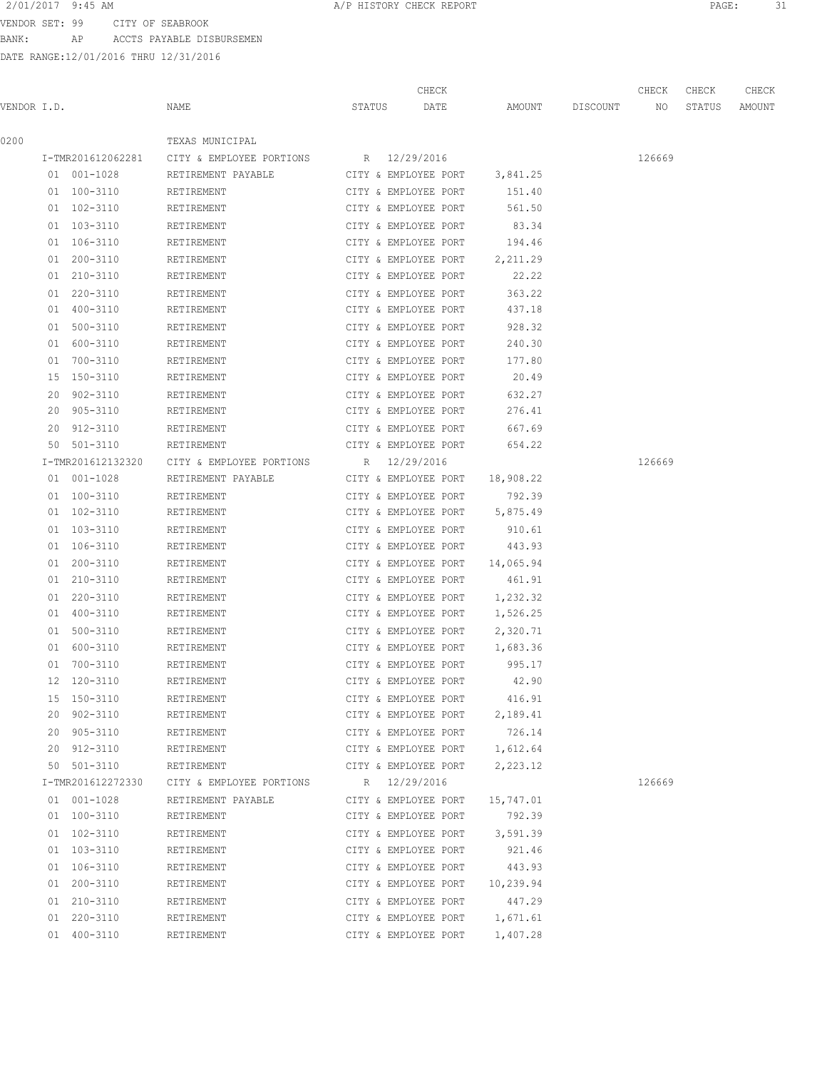VENDOR SET: 99 CITY OF SEABROOK

BANK: AP ACCTS PAYABLE DISBURSEMEN

DATE RANGE:12/01/2016 THRU 12/31/2016

| VENDOR I.D. | NAME | STATUS | CHECK DATE | AMOUNT | DISCOUNT | CHECK NO | CHECK STATUS | CHECK AMOUNT |
|---|---|---|---|---|---|---|---|---|
| 0200 | TEXAS MUNICIPAL | | | | | | | |
| I-TMR201612062281 | CITY & EMPLOYEE PORTIONS | R | 12/29/2016 | | | 126669 | | |
| 01 001-1028 | RETIREMENT PAYABLE | CITY & EMPLOYEE PORT | | 3,841.25 | | | | |
| 01 100-3110 | RETIREMENT | CITY & EMPLOYEE PORT | | 151.40 | | | | |
| 01 102-3110 | RETIREMENT | CITY & EMPLOYEE PORT | | 561.50 | | | | |
| 01 103-3110 | RETIREMENT | CITY & EMPLOYEE PORT | | 83.34 | | | | |
| 01 106-3110 | RETIREMENT | CITY & EMPLOYEE PORT | | 194.46 | | | | |
| 01 200-3110 | RETIREMENT | CITY & EMPLOYEE PORT | | 2,211.29 | | | | |
| 01 210-3110 | RETIREMENT | CITY & EMPLOYEE PORT | | 22.22 | | | | |
| 01 220-3110 | RETIREMENT | CITY & EMPLOYEE PORT | | 363.22 | | | | |
| 01 400-3110 | RETIREMENT | CITY & EMPLOYEE PORT | | 437.18 | | | | |
| 01 500-3110 | RETIREMENT | CITY & EMPLOYEE PORT | | 928.32 | | | | |
| 01 600-3110 | RETIREMENT | CITY & EMPLOYEE PORT | | 240.30 | | | | |
| 01 700-3110 | RETIREMENT | CITY & EMPLOYEE PORT | | 177.80 | | | | |
| 15 150-3110 | RETIREMENT | CITY & EMPLOYEE PORT | | 20.49 | | | | |
| 20 902-3110 | RETIREMENT | CITY & EMPLOYEE PORT | | 632.27 | | | | |
| 20 905-3110 | RETIREMENT | CITY & EMPLOYEE PORT | | 276.41 | | | | |
| 20 912-3110 | RETIREMENT | CITY & EMPLOYEE PORT | | 667.69 | | | | |
| 50 501-3110 | RETIREMENT | CITY & EMPLOYEE PORT | | 654.22 | | | | |
| I-TMR201612132320 | CITY & EMPLOYEE PORTIONS | R | 12/29/2016 | | | 126669 | | |
| 01 001-1028 | RETIREMENT PAYABLE | CITY & EMPLOYEE PORT | | 18,908.22 | | | | |
| 01 100-3110 | RETIREMENT | CITY & EMPLOYEE PORT | | 792.39 | | | | |
| 01 102-3110 | RETIREMENT | CITY & EMPLOYEE PORT | | 5,875.49 | | | | |
| 01 103-3110 | RETIREMENT | CITY & EMPLOYEE PORT | | 910.61 | | | | |
| 01 106-3110 | RETIREMENT | CITY & EMPLOYEE PORT | | 443.93 | | | | |
| 01 200-3110 | RETIREMENT | CITY & EMPLOYEE PORT | | 14,065.94 | | | | |
| 01 210-3110 | RETIREMENT | CITY & EMPLOYEE PORT | | 461.91 | | | | |
| 01 220-3110 | RETIREMENT | CITY & EMPLOYEE PORT | | 1,232.32 | | | | |
| 01 400-3110 | RETIREMENT | CITY & EMPLOYEE PORT | | 1,526.25 | | | | |
| 01 500-3110 | RETIREMENT | CITY & EMPLOYEE PORT | | 2,320.71 | | | | |
| 01 600-3110 | RETIREMENT | CITY & EMPLOYEE PORT | | 1,683.36 | | | | |
| 01 700-3110 | RETIREMENT | CITY & EMPLOYEE PORT | | 995.17 | | | | |
| 12 120-3110 | RETIREMENT | CITY & EMPLOYEE PORT | | 42.90 | | | | |
| 15 150-3110 | RETIREMENT | CITY & EMPLOYEE PORT | | 416.91 | | | | |
| 20 902-3110 | RETIREMENT | CITY & EMPLOYEE PORT | | 2,189.41 | | | | |
| 20 905-3110 | RETIREMENT | CITY & EMPLOYEE PORT | | 726.14 | | | | |
| 20 912-3110 | RETIREMENT | CITY & EMPLOYEE PORT | | 1,612.64 | | | | |
| 50 501-3110 | RETIREMENT | CITY & EMPLOYEE PORT | | 2,223.12 | | | | |
| I-TMR201612272330 | CITY & EMPLOYEE PORTIONS | R | 12/29/2016 | | | 126669 | | |
| 01 001-1028 | RETIREMENT PAYABLE | CITY & EMPLOYEE PORT | | 15,747.01 | | | | |
| 01 100-3110 | RETIREMENT | CITY & EMPLOYEE PORT | | 792.39 | | | | |
| 01 102-3110 | RETIREMENT | CITY & EMPLOYEE PORT | | 3,591.39 | | | | |
| 01 103-3110 | RETIREMENT | CITY & EMPLOYEE PORT | | 921.46 | | | | |
| 01 106-3110 | RETIREMENT | CITY & EMPLOYEE PORT | | 443.93 | | | | |
| 01 200-3110 | RETIREMENT | CITY & EMPLOYEE PORT | | 10,239.94 | | | | |
| 01 210-3110 | RETIREMENT | CITY & EMPLOYEE PORT | | 447.29 | | | | |
| 01 220-3110 | RETIREMENT | CITY & EMPLOYEE PORT | | 1,671.61 | | | | |
| 01 400-3110 | RETIREMENT | CITY & EMPLOYEE PORT | | 1,407.28 | | | | |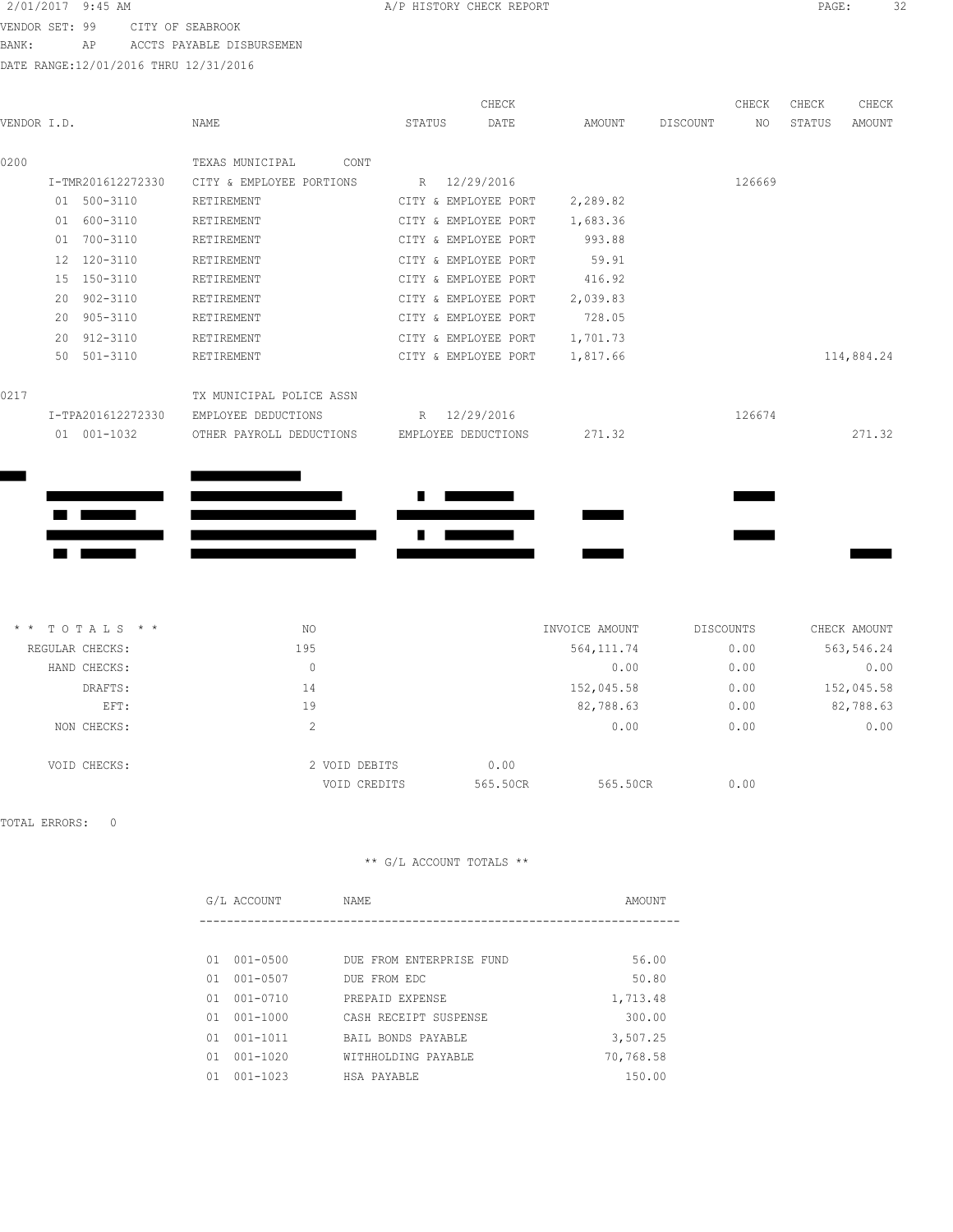2/01/2017 9:45 AM A/P HISTORY CHECK REPORT

VENDOR SET: 99 CITY OF SEABROOK
BANK: AP ACCTS PAYABLE DISBURSEMEN
DATE RANGE:12/01/2016 THRU 12/31/2016

| VENDOR I.D. | NAME | STATUS | CHECK DATE | AMOUNT | DISCOUNT | CHECK NO | CHECK STATUS | CHECK AMOUNT |
|---|---|---|---|---|---|---|---|---|
| 0200 | TEXAS MUNICIPAL CONT | | | | | | | |
| I-TMR201612272330 | CITY & EMPLOYEE PORTIONS | R | 12/29/2016 | | | 126669 | | |
| 01 500-3110 | RETIREMENT | CITY & EMPLOYEE PORT | | 2,289.82 | | | | |
| 01 600-3110 | RETIREMENT | CITY & EMPLOYEE PORT | | 1,683.36 | | | | |
| 01 700-3110 | RETIREMENT | CITY & EMPLOYEE PORT | | 993.88 | | | | |
| 12 120-3110 | RETIREMENT | CITY & EMPLOYEE PORT | | 59.91 | | | | |
| 15 150-3110 | RETIREMENT | CITY & EMPLOYEE PORT | | 416.92 | | | | |
| 20 902-3110 | RETIREMENT | CITY & EMPLOYEE PORT | | 2,039.83 | | | | |
| 20 905-3110 | RETIREMENT | CITY & EMPLOYEE PORT | | 728.05 | | | | |
| 20 912-3110 | RETIREMENT | CITY & EMPLOYEE PORT | | 1,701.73 | | | | |
| 50 501-3110 | RETIREMENT | CITY & EMPLOYEE PORT | | 1,817.66 | | | | 114,884.24 |
| 0217 | TX MUNICIPAL POLICE ASSN | | | | | | | |
| I-TPA201612272330 | EMPLOYEE DEDUCTIONS | R | 12/29/2016 | | | 126674 | | |
| 01 001-1032 | OTHER PAYROLL DEDUCTIONS | EMPLOYEE DEDUCTIONS | | 271.32 | | | | 271.32 |

| * * T O T A L S * * | NO | | INVOICE AMOUNT | DISCOUNTS | CHECK AMOUNT |
|---|---|---|---|---|---|
| REGULAR CHECKS: | 195 | | 564,111.74 | 0.00 | 563,546.24 |
| HAND CHECKS: | 0 | | 0.00 | 0.00 | 0.00 |
| DRAFTS: | 14 | | 152,045.58 | 0.00 | 152,045.58 |
| EFT: | 19 | | 82,788.63 | 0.00 | 82,788.63 |
| NON CHECKS: | 2 | | 0.00 | 0.00 | 0.00 |
| VOID CHECKS: | 2 VOID DEBITS | 0.00 | | | |
| | VOID CREDITS | 565.50CR | 565.50CR | 0.00 | |

TOTAL ERRORS: 0

** G/L ACCOUNT TOTALS **

| G/L ACCOUNT | NAME | AMOUNT |
|---|---|---|
| 01 001-0500 | DUE FROM ENTERPRISE FUND | 56.00 |
| 01 001-0507 | DUE FROM EDC | 50.80 |
| 01 001-0710 | PREPAID EXPENSE | 1,713.48 |
| 01 001-1000 | CASH RECEIPT SUSPENSE | 300.00 |
| 01 001-1011 | BAIL BONDS PAYABLE | 3,507.25 |
| 01 001-1020 | WITHHOLDING PAYABLE | 70,768.58 |
| 01 001-1023 | HSA PAYABLE | 150.00 |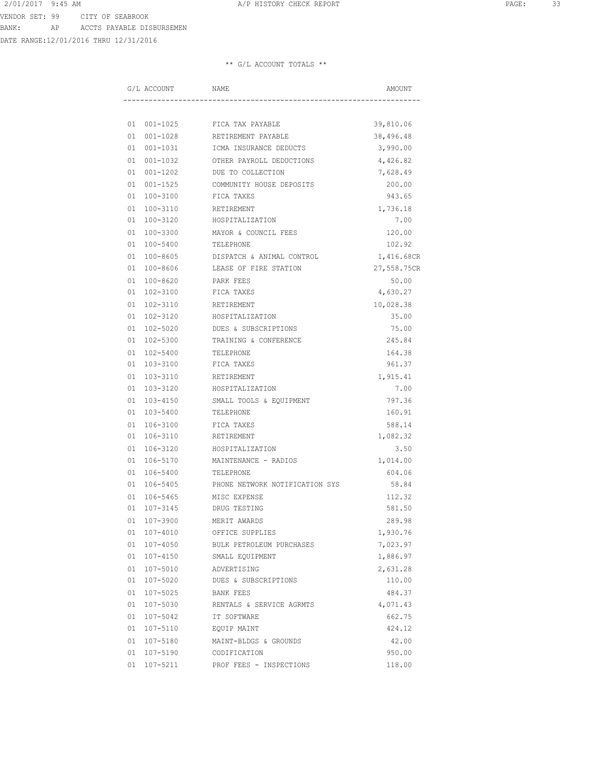VENDOR SET: 99 CITY OF SEABROOK
BANK: AP ACCTS PAYABLE DISBURSEMEN
DATE RANGE:12/01/2016 THRU 12/31/2016

** G/L ACCOUNT TOTALS **

| G/L ACCOUNT | NAME | AMOUNT |
|---|---|---|
| 01 001-1025 | FICA TAX PAYABLE | 39,810.06 |
| 01 001-1028 | RETIREMENT PAYABLE | 38,496.48 |
| 01 001-1031 | ICMA INSURANCE DEDUCTS | 3,990.00 |
| 01 001-1032 | OTHER PAYROLL DEDUCTIONS | 4,426.82 |
| 01 001-1202 | DUE TO COLLECTION | 7,628.49 |
| 01 001-1525 | COMMUNITY HOUSE DEPOSITS | 200.00 |
| 01 100-3100 | FICA TAXES | 943.65 |
| 01 100-3110 | RETIREMENT | 1,736.18 |
| 01 100-3120 | HOSPITALIZATION | 7.00 |
| 01 100-3300 | MAYOR & COUNCIL FEES | 120.00 |
| 01 100-5400 | TELEPHONE | 102.92 |
| 01 100-8605 | DISPATCH & ANIMAL CONTROL | 1,416.68CR |
| 01 100-8606 | LEASE OF FIRE STATION | 27,558.75CR |
| 01 100-8620 | PARK FEES | 50.00 |
| 01 102-3100 | FICA TAXES | 4,630.27 |
| 01 102-3110 | RETIREMENT | 10,028.38 |
| 01 102-3120 | HOSPITALIZATION | 35.00 |
| 01 102-5020 | DUES & SUBSCRIPTIONS | 75.00 |
| 01 102-5300 | TRAINING & CONFERENCE | 245.84 |
| 01 102-5400 | TELEPHONE | 164.38 |
| 01 103-3100 | FICA TAXES | 961.37 |
| 01 103-3110 | RETIREMENT | 1,915.41 |
| 01 103-3120 | HOSPITALIZATION | 7.00 |
| 01 103-4150 | SMALL TOOLS & EQUIPMENT | 797.36 |
| 01 103-5400 | TELEPHONE | 160.91 |
| 01 106-3100 | FICA TAXES | 588.14 |
| 01 106-3110 | RETIREMENT | 1,082.32 |
| 01 106-3120 | HOSPITALIZATION | 3.50 |
| 01 106-5170 | MAINTENANCE - RADIOS | 1,014.00 |
| 01 106-5400 | TELEPHONE | 604.06 |
| 01 106-5405 | PHONE NETWORK NOTIFICATION SYS | 58.84 |
| 01 106-5465 | MISC EXPENSE | 112.32 |
| 01 107-3145 | DRUG TESTING | 581.50 |
| 01 107-3900 | MERIT AWARDS | 289.98 |
| 01 107-4010 | OFFICE SUPPLIES | 1,930.76 |
| 01 107-4050 | BULK PETROLEUM PURCHASES | 7,023.97 |
| 01 107-4150 | SMALL EQUIPMENT | 1,886.97 |
| 01 107-5010 | ADVERTISING | 2,631.28 |
| 01 107-5020 | DUES & SUBSCRIPTIONS | 110.00 |
| 01 107-5025 | BANK FEES | 484.37 |
| 01 107-5030 | RENTALS & SERVICE AGRMTS | 4,071.43 |
| 01 107-5042 | IT SOFTWARE | 662.75 |
| 01 107-5110 | EQUIP MAINT | 424.12 |
| 01 107-5180 | MAINT-BLDGS & GROUNDS | 42.00 |
| 01 107-5190 | CODIFICATION | 950.00 |
| 01 107-5211 | PROF FEES - INSPECTIONS | 118.00 |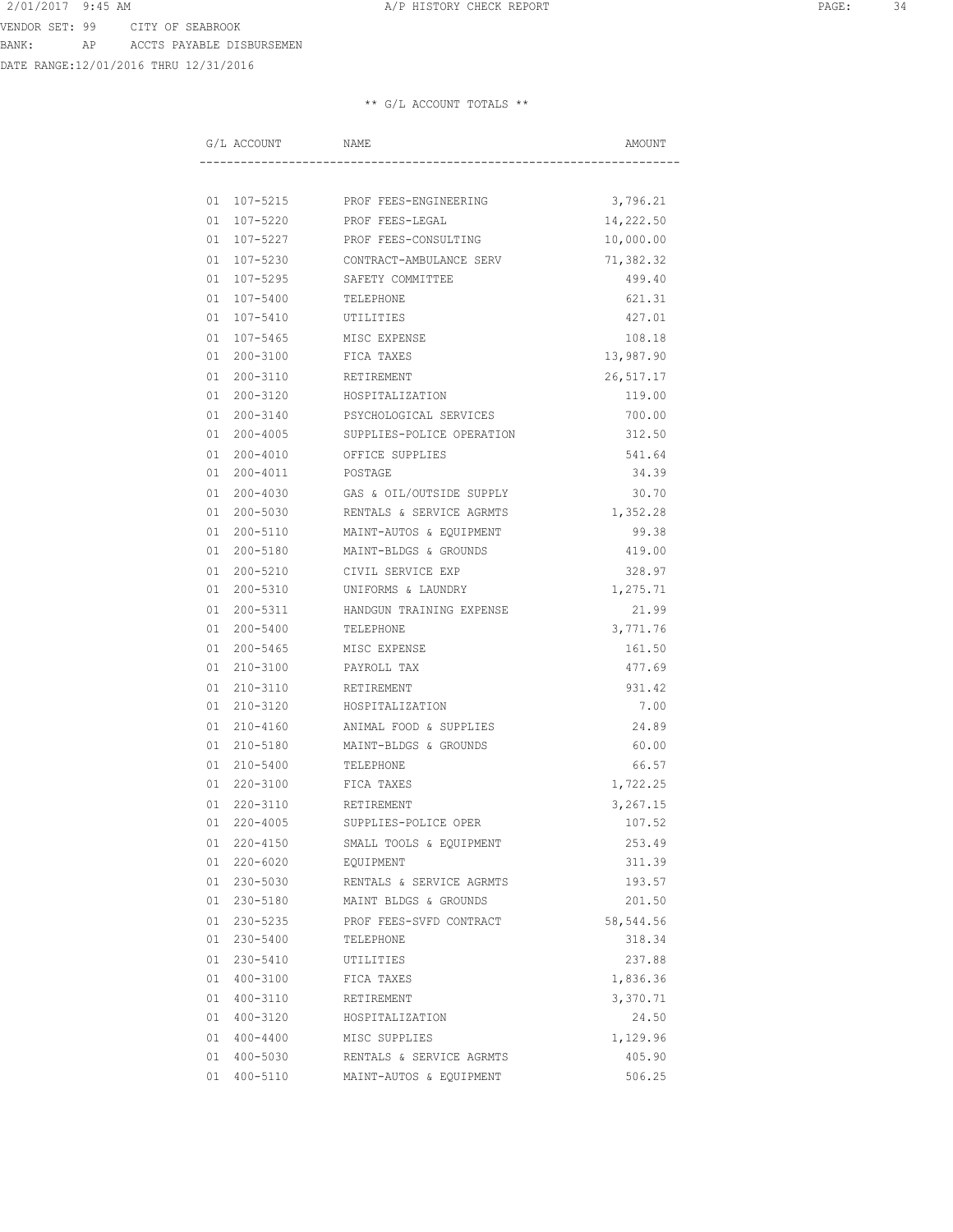VENDOR SET: 99 CITY OF SEABROOK

BANK: AP ACCTS PAYABLE DISBURSEMEN

DATE RANGE:12/01/2016 THRU 12/31/2016

** G/L ACCOUNT TOTALS **

| G/L ACCOUNT | NAME | AMOUNT |
|---|---|---|
| 01 107-5215 | PROF FEES-ENGINEERING | 3,796.21 |
| 01 107-5220 | PROF FEES-LEGAL | 14,222.50 |
| 01 107-5227 | PROF FEES-CONSULTING | 10,000.00 |
| 01 107-5230 | CONTRACT-AMBULANCE SERV | 71,382.32 |
| 01 107-5295 | SAFETY COMMITTEE | 499.40 |
| 01 107-5400 | TELEPHONE | 621.31 |
| 01 107-5410 | UTILITIES | 427.01 |
| 01 107-5465 | MISC EXPENSE | 108.18 |
| 01 200-3100 | FICA TAXES | 13,987.90 |
| 01 200-3110 | RETIREMENT | 26,517.17 |
| 01 200-3120 | HOSPITALIZATION | 119.00 |
| 01 200-3140 | PSYCHOLOGICAL SERVICES | 700.00 |
| 01 200-4005 | SUPPLIES-POLICE OPERATION | 312.50 |
| 01 200-4010 | OFFICE SUPPLIES | 541.64 |
| 01 200-4011 | POSTAGE | 34.39 |
| 01 200-4030 | GAS & OIL/OUTSIDE SUPPLY | 30.70 |
| 01 200-5030 | RENTALS & SERVICE AGRMTS | 1,352.28 |
| 01 200-5110 | MAINT-AUTOS & EQUIPMENT | 99.38 |
| 01 200-5180 | MAINT-BLDGS & GROUNDS | 419.00 |
| 01 200-5210 | CIVIL SERVICE EXP | 328.97 |
| 01 200-5310 | UNIFORMS & LAUNDRY | 1,275.71 |
| 01 200-5311 | HANDGUN TRAINING EXPENSE | 21.99 |
| 01 200-5400 | TELEPHONE | 3,771.76 |
| 01 200-5465 | MISC EXPENSE | 161.50 |
| 01 210-3100 | PAYROLL TAX | 477.69 |
| 01 210-3110 | RETIREMENT | 931.42 |
| 01 210-3120 | HOSPITALIZATION | 7.00 |
| 01 210-4160 | ANIMAL FOOD & SUPPLIES | 24.89 |
| 01 210-5180 | MAINT-BLDGS & GROUNDS | 60.00 |
| 01 210-5400 | TELEPHONE | 66.57 |
| 01 220-3100 | FICA TAXES | 1,722.25 |
| 01 220-3110 | RETIREMENT | 3,267.15 |
| 01 220-4005 | SUPPLIES-POLICE OPER | 107.52 |
| 01 220-4150 | SMALL TOOLS & EQUIPMENT | 253.49 |
| 01 220-6020 | EQUIPMENT | 311.39 |
| 01 230-5030 | RENTALS & SERVICE AGRMTS | 193.57 |
| 01 230-5180 | MAINT BLDGS & GROUNDS | 201.50 |
| 01 230-5235 | PROF FEES-SVFD CONTRACT | 58,544.56 |
| 01 230-5400 | TELEPHONE | 318.34 |
| 01 230-5410 | UTILITIES | 237.88 |
| 01 400-3100 | FICA TAXES | 1,836.36 |
| 01 400-3110 | RETIREMENT | 3,370.71 |
| 01 400-3120 | HOSPITALIZATION | 24.50 |
| 01 400-4400 | MISC SUPPLIES | 1,129.96 |
| 01 400-5030 | RENTALS & SERVICE AGRMTS | 405.90 |
| 01 400-5110 | MAINT-AUTOS & EQUIPMENT | 506.25 |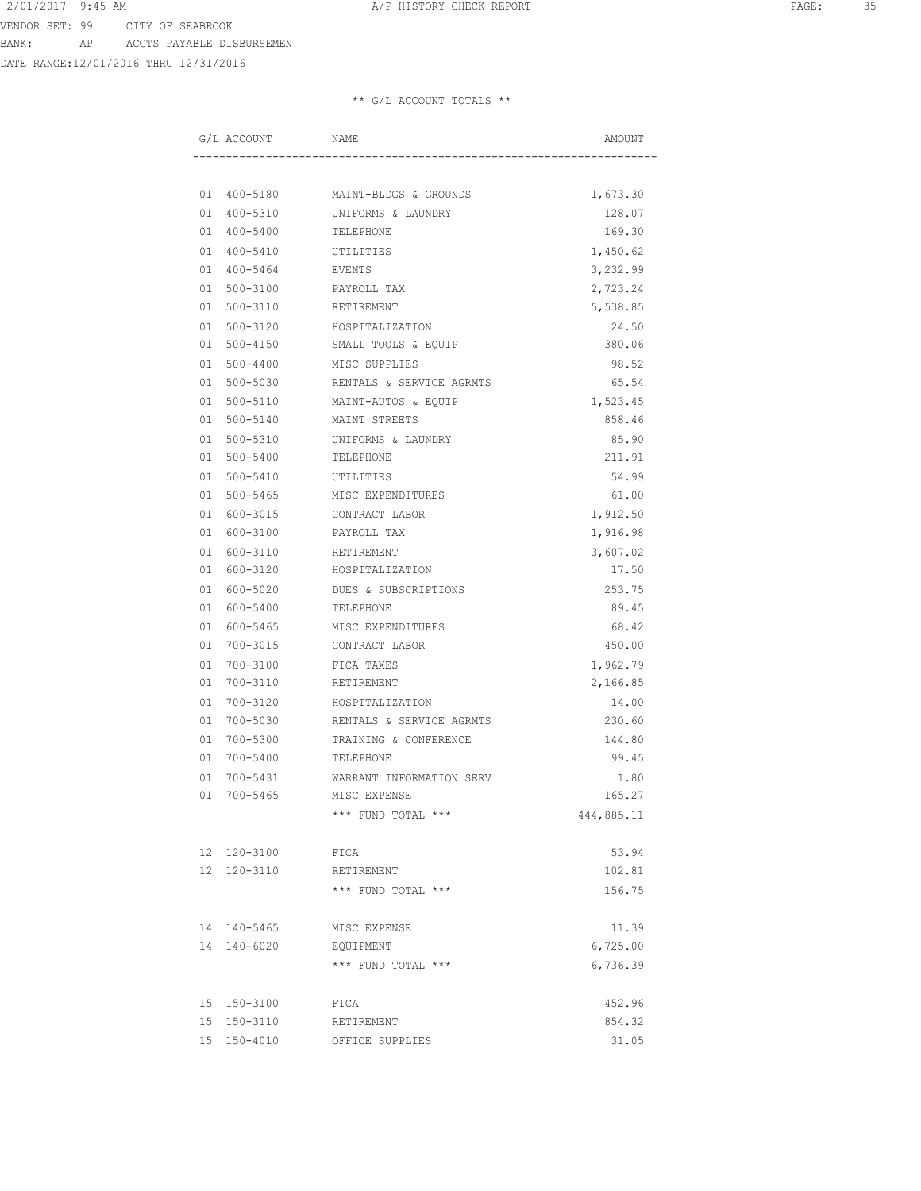VENDOR SET: 99 CITY OF SEABROOK
BANK: AP ACCTS PAYABLE DISBURSEMEN
DATE RANGE:12/01/2016 THRU 12/31/2016

** G/L ACCOUNT TOTALS **

| G/L ACCOUNT | NAME | AMOUNT |
|---|---|---|
| 01 400-5180 | MAINT-BLDGS & GROUNDS | 1,673.30 |
| 01 400-5310 | UNIFORMS & LAUNDRY | 128.07 |
| 01 400-5400 | TELEPHONE | 169.30 |
| 01 400-5410 | UTILITIES | 1,450.62 |
| 01 400-5464 | EVENTS | 3,232.99 |
| 01 500-3100 | PAYROLL TAX | 2,723.24 |
| 01 500-3110 | RETIREMENT | 5,538.85 |
| 01 500-3120 | HOSPITALIZATION | 24.50 |
| 01 500-4150 | SMALL TOOLS & EQUIP | 380.06 |
| 01 500-4400 | MISC SUPPLIES | 98.52 |
| 01 500-5030 | RENTALS & SERVICE AGRMTS | 65.54 |
| 01 500-5110 | MAINT-AUTOS & EQUIP | 1,523.45 |
| 01 500-5140 | MAINT STREETS | 858.46 |
| 01 500-5310 | UNIFORMS & LAUNDRY | 85.90 |
| 01 500-5400 | TELEPHONE | 211.91 |
| 01 500-5410 | UTILITIES | 54.99 |
| 01 500-5465 | MISC EXPENDITURES | 61.00 |
| 01 600-3015 | CONTRACT LABOR | 1,912.50 |
| 01 600-3100 | PAYROLL TAX | 1,916.98 |
| 01 600-3110 | RETIREMENT | 3,607.02 |
| 01 600-3120 | HOSPITALIZATION | 17.50 |
| 01 600-5020 | DUES & SUBSCRIPTIONS | 253.75 |
| 01 600-5400 | TELEPHONE | 89.45 |
| 01 600-5465 | MISC EXPENDITURES | 68.42 |
| 01 700-3015 | CONTRACT LABOR | 450.00 |
| 01 700-3100 | FICA TAXES | 1,962.79 |
| 01 700-3110 | RETIREMENT | 2,166.85 |
| 01 700-3120 | HOSPITALIZATION | 14.00 |
| 01 700-5030 | RENTALS & SERVICE AGRMTS | 230.60 |
| 01 700-5300 | TRAINING & CONFERENCE | 144.80 |
| 01 700-5400 | TELEPHONE | 99.45 |
| 01 700-5431 | WARRANT INFORMATION SERV | 1.80 |
| 01 700-5465 | MISC EXPENSE | 165.27 |
| | *** FUND TOTAL *** | 444,885.11 |
| 12 120-3100 | FICA | 53.94 |
| 12 120-3110 | RETIREMENT | 102.81 |
| | *** FUND TOTAL *** | 156.75 |
| 14 140-5465 | MISC EXPENSE | 11.39 |
| 14 140-6020 | EQUIPMENT | 6,725.00 |
| | *** FUND TOTAL *** | 6,736.39 |
| 15 150-3100 | FICA | 452.96 |
| 15 150-3110 | RETIREMENT | 854.32 |
| 15 150-4010 | OFFICE SUPPLIES | 31.05 |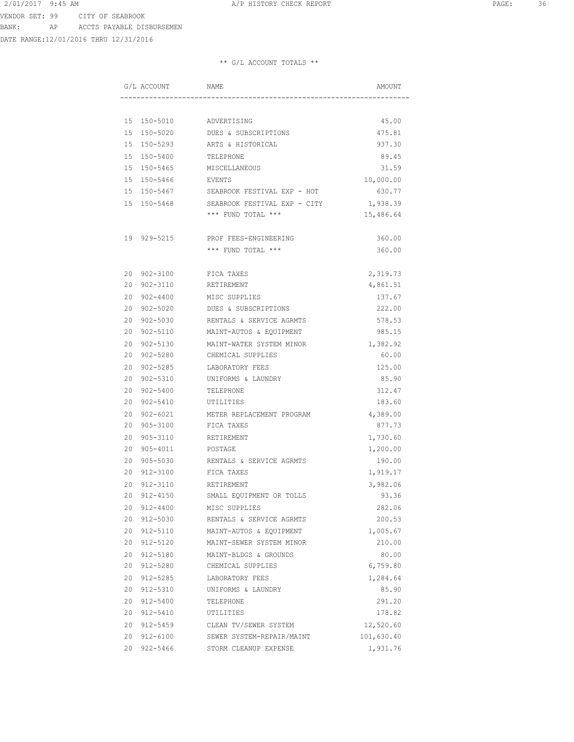VENDOR SET: 99 CITY OF SEABROOK
BANK: AP ACCTS PAYABLE DISBURSEMEN
DATE RANGE:12/01/2016 THRU 12/31/2016

** G/L ACCOUNT TOTALS **

| G/L ACCOUNT | NAME | AMOUNT |
|---|---|---|
| 15 150-5010 | ADVERTISING | 45.00 |
| 15 150-5020 | DUES & SUBSCRIPTIONS | 475.81 |
| 15 150-5293 | ARTS & HISTORICAL | 937.30 |
| 15 150-5400 | TELEPHONE | 89.45 |
| 15 150-5465 | MISCELLANEOUS | 31.59 |
| 15 150-5466 | EVENTS | 10,000.00 |
| 15 150-5467 | SEABROOK FESTIVAL EXP - HOT | 630.77 |
| 15 150-5468 | SEABROOK FESTIVAL EXP - CITY | 1,938.39 |
| | *** FUND TOTAL *** | 15,486.64 |
| 19 929-5215 | PROF FEES-ENGINEERING | 360.00 |
| | *** FUND TOTAL *** | 360.00 |
| 20 902-3100 | FICA TAXES | 2,319.73 |
| 20 902-3110 | RETIREMENT | 4,861.51 |
| 20 902-4400 | MISC SUPPLIES | 137.67 |
| 20 902-5020 | DUES & SUBSCRIPTIONS | 222.00 |
| 20 902-5030 | RENTALS & SERVICE AGRMTS | 578.53 |
| 20 902-5110 | MAINT-AUTOS & EQUIPMENT | 985.15 |
| 20 902-5130 | MAINT-WATER SYSTEM MINOR | 1,382.92 |
| 20 902-5280 | CHEMICAL SUPPLIES | 60.00 |
| 20 902-5285 | LABORATORY FEES | 125.00 |
| 20 902-5310 | UNIFORMS & LAUNDRY | 85.90 |
| 20 902-5400 | TELEPHONE | 312.47 |
| 20 902-5410 | UTILITIES | 183.60 |
| 20 902-6021 | METER REPLACEMENT PROGRAM | 4,389.00 |
| 20 905-3100 | FICA TAXES | 877.73 |
| 20 905-3110 | RETIREMENT | 1,730.60 |
| 20 905-4011 | POSTAGE | 1,200.00 |
| 20 905-5030 | RENTALS & SERVICE AGRMTS | 190.00 |
| 20 912-3100 | FICA TAXES | 1,919.17 |
| 20 912-3110 | RETIREMENT | 3,982.06 |
| 20 912-4150 | SMALL EQUIPMENT OR TOLLS | 93.36 |
| 20 912-4400 | MISC SUPPLIES | 282.06 |
| 20 912-5030 | RENTALS & SERVICE AGRMTS | 200.53 |
| 20 912-5110 | MAINT-AUTOS & EQUIPMENT | 1,005.67 |
| 20 912-5120 | MAINT-SEWER SYSTEM MINOR | 210.00 |
| 20 912-5180 | MAINT-BLDGS & GROUNDS | 80.00 |
| 20 912-5280 | CHEMICAL SUPPLIES | 6,759.80 |
| 20 912-5285 | LABORATORY FEES | 1,284.64 |
| 20 912-5310 | UNIFORMS & LAUNDRY | 85.90 |
| 20 912-5400 | TELEPHONE | 291.20 |
| 20 912-5410 | UTILITIES | 178.82 |
| 20 912-5459 | CLEAN TV/SEWER SYSTEM | 12,520.60 |
| 20 912-6100 | SEWER SYSTEM-REPAIR/MAINT | 101,630.40 |
| 20 922-5466 | STORM CLEANUP EXPENSE | 1,931.76 |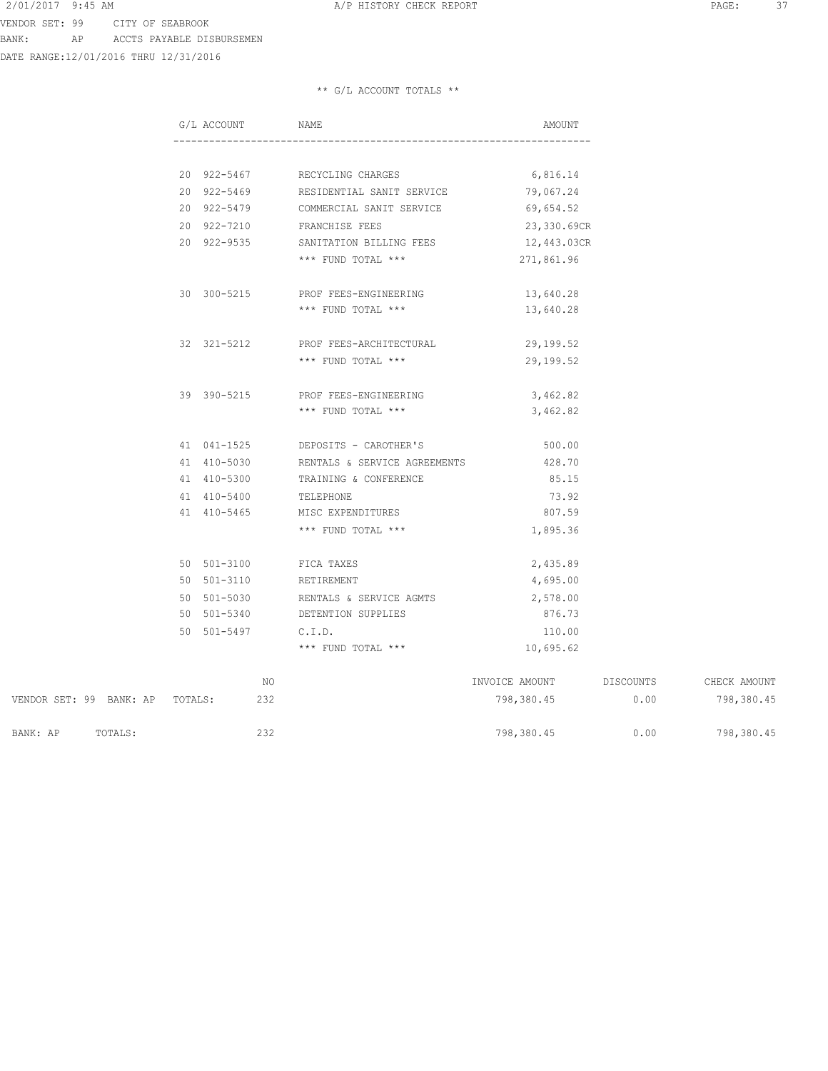VENDOR SET: 99 CITY OF SEABROOK
BANK: AP ACCTS PAYABLE DISBURSEMEN
DATE RANGE:12/01/2016 THRU 12/31/2016

** G/L ACCOUNT TOTALS **

| G/L ACCOUNT | NAME | AMOUNT |
|---|---|---|
| 20 922-5467 | RECYCLING CHARGES | 6,816.14 |
| 20 922-5469 | RESIDENTIAL SANIT SERVICE | 79,067.24 |
| 20 922-5479 | COMMERCIAL SANIT SERVICE | 69,654.52 |
| 20 922-7210 | FRANCHISE FEES | 23,330.69CR |
| 20 922-9535 | SANITATION BILLING FEES | 12,443.03CR |
| | *** FUND TOTAL *** | 271,861.96 |
| 30 300-5215 | PROF FEES-ENGINEERING | 13,640.28 |
| | *** FUND TOTAL *** | 13,640.28 |
| 32 321-5212 | PROF FEES-ARCHITECTURAL | 29,199.52 |
| | *** FUND TOTAL *** | 29,199.52 |
| 39 390-5215 | PROF FEES-ENGINEERING | 3,462.82 |
| | *** FUND TOTAL *** | 3,462.82 |
| 41 041-1525 | DEPOSITS - CAROTHER'S | 500.00 |
| 41 410-5030 | RENTALS & SERVICE AGREEMENTS | 428.70 |
| 41 410-5300 | TRAINING & CONFERENCE | 85.15 |
| 41 410-5400 | TELEPHONE | 73.92 |
| 41 410-5465 | MISC EXPENDITURES | 807.59 |
| | *** FUND TOTAL *** | 1,895.36 |
| 50 501-3100 | FICA TAXES | 2,435.89 |
| 50 501-3110 | RETIREMENT | 4,695.00 |
| 50 501-5030 | RENTALS & SERVICE AGMTS | 2,578.00 |
| 50 501-5340 | DETENTION SUPPLIES | 876.73 |
| 50 501-5497 | C.I.D. | 110.00 |
| | *** FUND TOTAL *** | 10,695.62 |

| | NO | INVOICE AMOUNT | DISCOUNTS | CHECK AMOUNT |
|---|---|---|---|---|
| VENDOR SET: 99 BANK: AP TOTALS: | 232 | 798,380.45 | 0.00 | 798,380.45 |
| BANK: AP TOTALS: | 232 | 798,380.45 | 0.00 | 798,380.45 |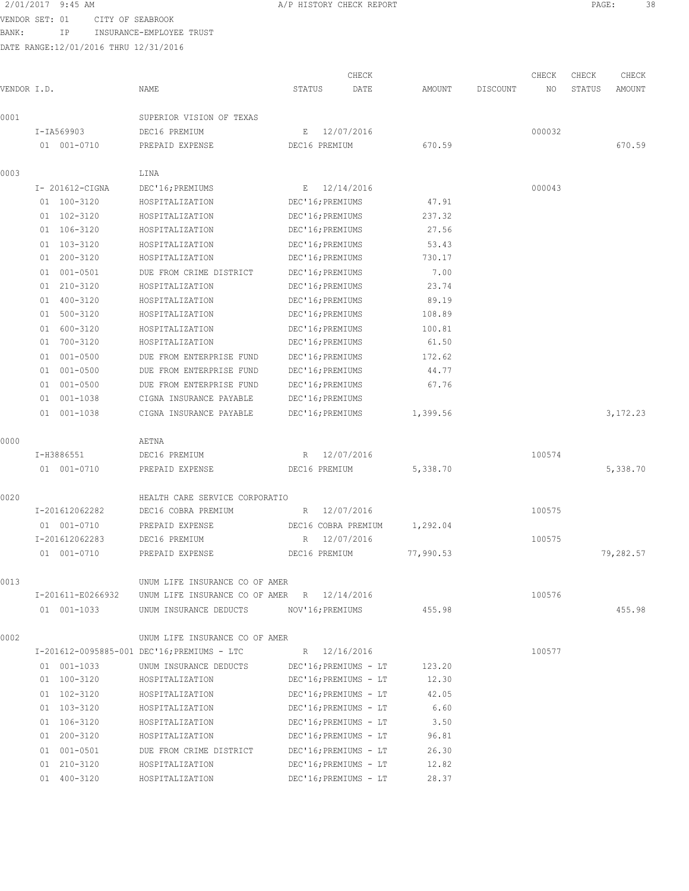VENDOR SET: 01 CITY OF SEABROOK
BANK: IP INSURANCE-EMPLOYEE TRUST
DATE RANGE:12/01/2016 THRU 12/31/2016

# A/P HISTORY CHECK REPORT

| VENDOR I.D. | NAME | STATUS | CHECK DATE | AMOUNT | DISCOUNT | CHECK NO | CHECK STATUS | CHECK AMOUNT |
|---|---|---|---|---|---|---|---|---|
| 0001 | SUPERIOR VISION OF TEXAS | | | | | | | |
| I-IA569903 | DEC16 PREMIUM | E | 12/07/2016 | | | 000032 | | |
| 01 001-0710 | PREPAID EXPENSE | DEC16 PREMIUM | | 670.59 | | | | 670.59 |
| 0003 | LINA | | | | | | | |
| I- 201612-CIGNA | DEC'16;PREMIUMS | E | 12/14/2016 | | | 000043 | | |
| 01 100-3120 | HOSPITALIZATION | DEC'16;PREMIUMS | | 47.91 | | | | |
| 01 102-3120 | HOSPITALIZATION | DEC'16;PREMIUMS | | 237.32 | | | | |
| 01 106-3120 | HOSPITALIZATION | DEC'16;PREMIUMS | | 27.56 | | | | |
| 01 103-3120 | HOSPITALIZATION | DEC'16;PREMIUMS | | 53.43 | | | | |
| 01 200-3120 | HOSPITALIZATION | DEC'16;PREMIUMS | | 730.17 | | | | |
| 01 001-0501 | DUE FROM CRIME DISTRICT | DEC'16;PREMIUMS | | 7.00 | | | | |
| 01 210-3120 | HOSPITALIZATION | DEC'16;PREMIUMS | | 23.74 | | | | |
| 01 400-3120 | HOSPITALIZATION | DEC'16;PREMIUMS | | 89.19 | | | | |
| 01 500-3120 | HOSPITALIZATION | DEC'16;PREMIUMS | | 108.89 | | | | |
| 01 600-3120 | HOSPITALIZATION | DEC'16;PREMIUMS | | 100.81 | | | | |
| 01 700-3120 | HOSPITALIZATION | DEC'16;PREMIUMS | | 61.50 | | | | |
| 01 001-0500 | DUE FROM ENTERPRISE FUND | DEC'16;PREMIUMS | | 172.62 | | | | |
| 01 001-0500 | DUE FROM ENTERPRISE FUND | DEC'16;PREMIUMS | | 44.77 | | | | |
| 01 001-0500 | DUE FROM ENTERPRISE FUND | DEC'16;PREMIUMS | | 67.76 | | | | |
| 01 001-1038 | CIGNA INSURANCE PAYABLE | DEC'16;PREMIUMS | | | | | | |
| 01 001-1038 | CIGNA INSURANCE PAYABLE | DEC'16;PREMIUMS | | 1,399.56 | | | | 3,172.23 |
| 0000 | AETNA | | | | | | | |
| I-H3886551 | DEC16 PREMIUM | R | 12/07/2016 | | | 100574 | | |
| 01 001-0710 | PREPAID EXPENSE | DEC16 PREMIUM | | 5,338.70 | | | | 5,338.70 |
| 0020 | HEALTH CARE SERVICE CORPORATIO | | | | | | | |
| I-201612062282 | DEC16 COBRA PREMIUM | R | 12/07/2016 | | | 100575 | | |
| 01 001-0710 | PREPAID EXPENSE | DEC16 COBRA PREMIUM | | 1,292.04 | | | | |
| I-201612062283 | DEC16 PREMIUM | R | 12/07/2016 | | | 100575 | | |
| 01 001-0710 | PREPAID EXPENSE | DEC16 PREMIUM | | 77,990.53 | | | | 79,282.57 |
| 0013 | UNUM LIFE INSURANCE CO OF AMER | | | | | | | |
| I-201611-E0266932 | UNUM LIFE INSURANCE CO OF AMER | R | 12/14/2016 | | | 100576 | | |
| 01 001-1033 | UNUM INSURANCE DEDUCTS | NOV'16;PREMIUMS | | 455.98 | | | | 455.98 |
| 0002 | UNUM LIFE INSURANCE CO OF AMER | | | | | | | |
| I-201612-0095885-001 | DEC'16;PREMIUMS - LTC | R | 12/16/2016 | | | 100577 | | |
| 01 001-1033 | UNUM INSURANCE DEDUCTS | DEC'16;PREMIUMS - LT | | 123.20 | | | | |
| 01 100-3120 | HOSPITALIZATION | DEC'16;PREMIUMS - LT | | 12.30 | | | | |
| 01 102-3120 | HOSPITALIZATION | DEC'16;PREMIUMS - LT | | 42.05 | | | | |
| 01 103-3120 | HOSPITALIZATION | DEC'16;PREMIUMS - LT | | 6.60 | | | | |
| 01 106-3120 | HOSPITALIZATION | DEC'16;PREMIUMS - LT | | 3.50 | | | | |
| 01 200-3120 | HOSPITALIZATION | DEC'16;PREMIUMS - LT | | 96.81 | | | | |
| 01 001-0501 | DUE FROM CRIME DISTRICT | DEC'16;PREMIUMS - LT | | 26.30 | | | | |
| 01 210-3120 | HOSPITALIZATION | DEC'16;PREMIUMS - LT | | 12.82 | | | | |
| 01 400-3120 | HOSPITALIZATION | DEC'16;PREMIUMS - LT | | 28.37 | | | | |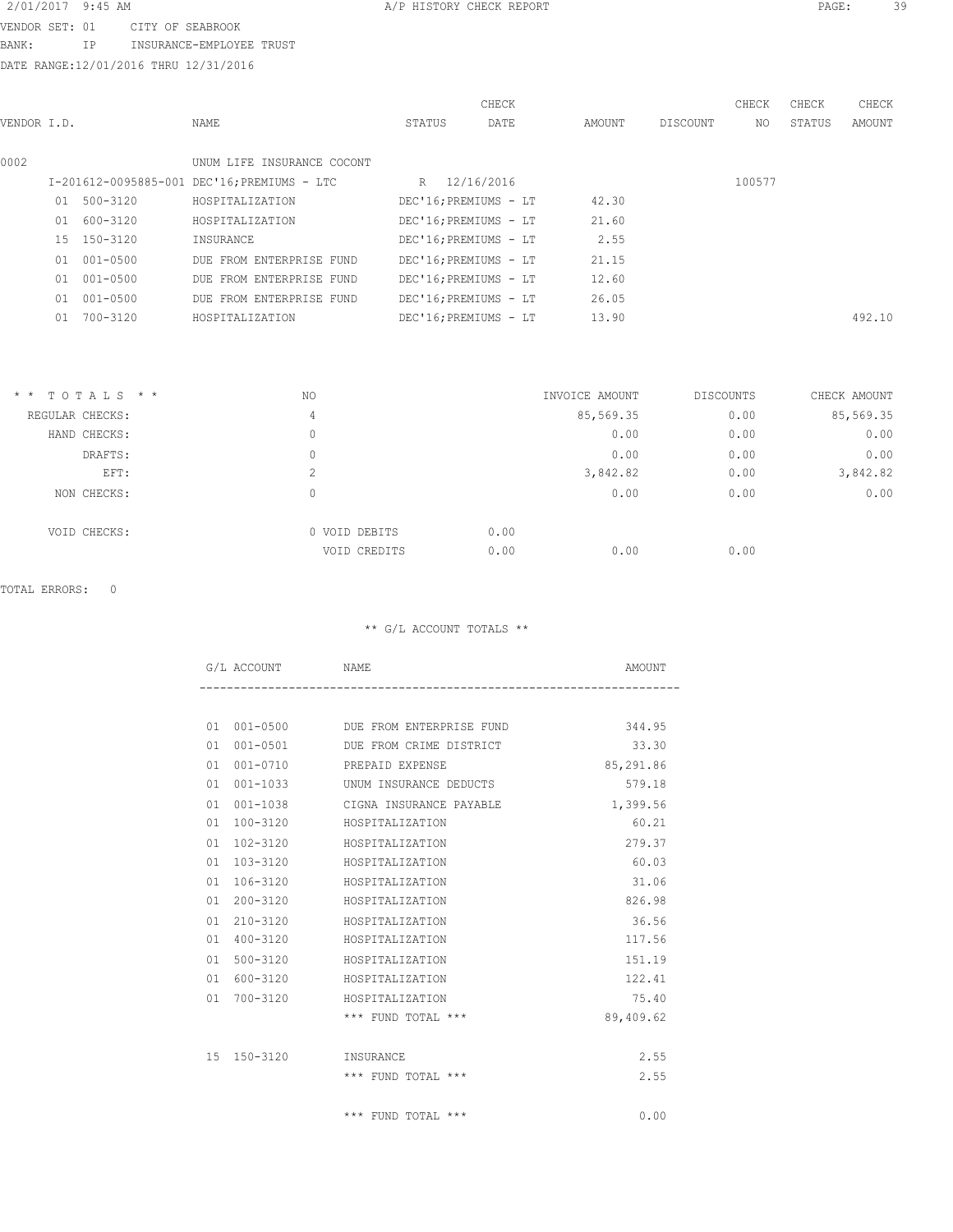2/01/2017 9:45 AM A/P HISTORY CHECK REPORT

VENDOR SET: 01 CITY OF SEABROOK
BANK: IP INSURANCE-EMPLOYEE TRUST
DATE RANGE:12/01/2016 THRU 12/31/2016

| VENDOR I.D. | NAME | STATUS | CHECK DATE | AMOUNT | DISCOUNT | CHECK NO | CHECK STATUS | CHECK AMOUNT |
|---|---|---|---|---|---|---|---|---|
| 0002 | UNUM LIFE INSURANCE COCONT | | | | | | | |
| I-201612-0095885-001 | DEC'16;PREMIUMS - LTC | R | 12/16/2016 | | | 100577 | | |
| 01 500-3120 | HOSPITALIZATION | DEC'16;PREMIUMS - LT | | 42.30 | | | | |
| 01 600-3120 | HOSPITALIZATION | DEC'16;PREMIUMS - LT | | 21.60 | | | | |
| 15 150-3120 | INSURANCE | DEC'16;PREMIUMS - LT | | 2.55 | | | | |
| 01 001-0500 | DUE FROM ENTERPRISE FUND | DEC'16;PREMIUMS - LT | | 21.15 | | | | |
| 01 001-0500 | DUE FROM ENTERPRISE FUND | DEC'16;PREMIUMS - LT | | 12.60 | | | | |
| 01 001-0500 | DUE FROM ENTERPRISE FUND | DEC'16;PREMIUMS - LT | | 26.05 | | | | |
| 01 700-3120 | HOSPITALIZATION | DEC'16;PREMIUMS - LT | | 13.90 | | | | 492.10 |

| * * T O T A L S * * | NO | | | INVOICE AMOUNT | DISCOUNTS | CHECK AMOUNT |
|---|---|---|---|---|---|---|
| REGULAR CHECKS: | 4 | | | 85,569.35 | 0.00 | 85,569.35 |
| HAND CHECKS: | 0 | | | 0.00 | 0.00 | 0.00 |
| DRAFTS: | 0 | | | 0.00 | 0.00 | 0.00 |
| EFT: | 2 | | | 3,842.82 | 0.00 | 3,842.82 |
| NON CHECKS: | 0 | | | 0.00 | 0.00 | 0.00 |
| VOID CHECKS: | 0 | VOID DEBITS | 0.00 | | | |
| | | VOID CREDITS | 0.00 | 0.00 | 0.00 | |

TOTAL ERRORS: 0

** G/L ACCOUNT TOTALS **

| G/L ACCOUNT | NAME | AMOUNT |
|---|---|---|
| 01 001-0500 | DUE FROM ENTERPRISE FUND | 344.95 |
| 01 001-0501 | DUE FROM CRIME DISTRICT | 33.30 |
| 01 001-0710 | PREPAID EXPENSE | 85,291.86 |
| 01 001-1033 | UNUM INSURANCE DEDUCTS | 579.18 |
| 01 001-1038 | CIGNA INSURANCE PAYABLE | 1,399.56 |
| 01 100-3120 | HOSPITALIZATION | 60.21 |
| 01 102-3120 | HOSPITALIZATION | 279.37 |
| 01 103-3120 | HOSPITALIZATION | 60.03 |
| 01 106-3120 | HOSPITALIZATION | 31.06 |
| 01 200-3120 | HOSPITALIZATION | 826.98 |
| 01 210-3120 | HOSPITALIZATION | 36.56 |
| 01 400-3120 | HOSPITALIZATION | 117.56 |
| 01 500-3120 | HOSPITALIZATION | 151.19 |
| 01 600-3120 | HOSPITALIZATION | 122.41 |
| 01 700-3120 | HOSPITALIZATION | 75.40 |
| | *** FUND TOTAL *** | 89,409.62 |
| 15 150-3120 | INSURANCE | 2.55 |
| | *** FUND TOTAL *** | 2.55 |
| | *** FUND TOTAL *** | 0.00 |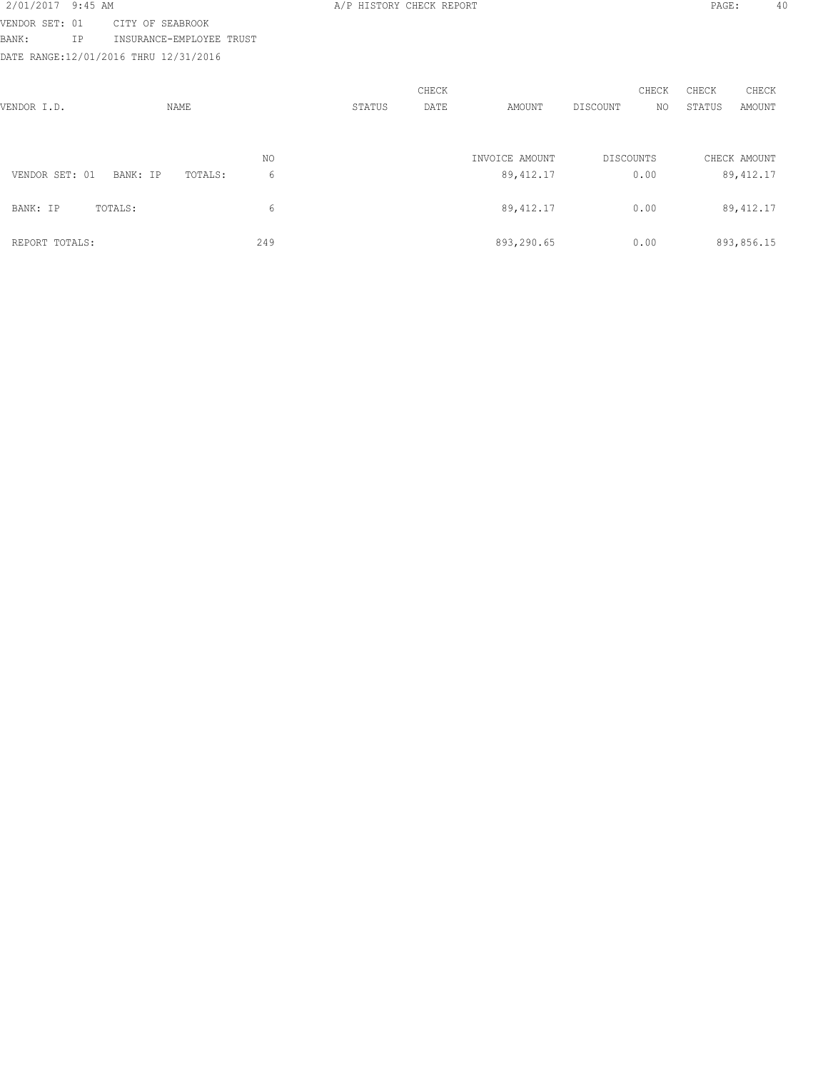2/01/2017 9:45 AM A/P HISTORY CHECK REPORT

VENDOR SET: 01 CITY OF SEABROOK

BANK: IP INSURANCE-EMPLOYEE TRUST

DATE RANGE:12/01/2016 THRU 12/31/2016

| VENDOR I.D. | NAME | STATUS | CHECK DATE | AMOUNT | DISCOUNT | CHECK NO | CHECK STATUS | CHECK AMOUNT |
|---|---|---|---|---|---|---|---|---|

| | NO | INVOICE AMOUNT | DISCOUNTS | CHECK AMOUNT |
|---|---|---|---|---|
| VENDOR SET: 01 BANK: IP TOTALS: | 6 | 89,412.17 | 0.00 | 89,412.17 |
| BANK: IP TOTALS: | 6 | 89,412.17 | 0.00 | 89,412.17 |
| REPORT TOTALS: | 249 | 893,290.65 | 0.00 | 893,856.15 |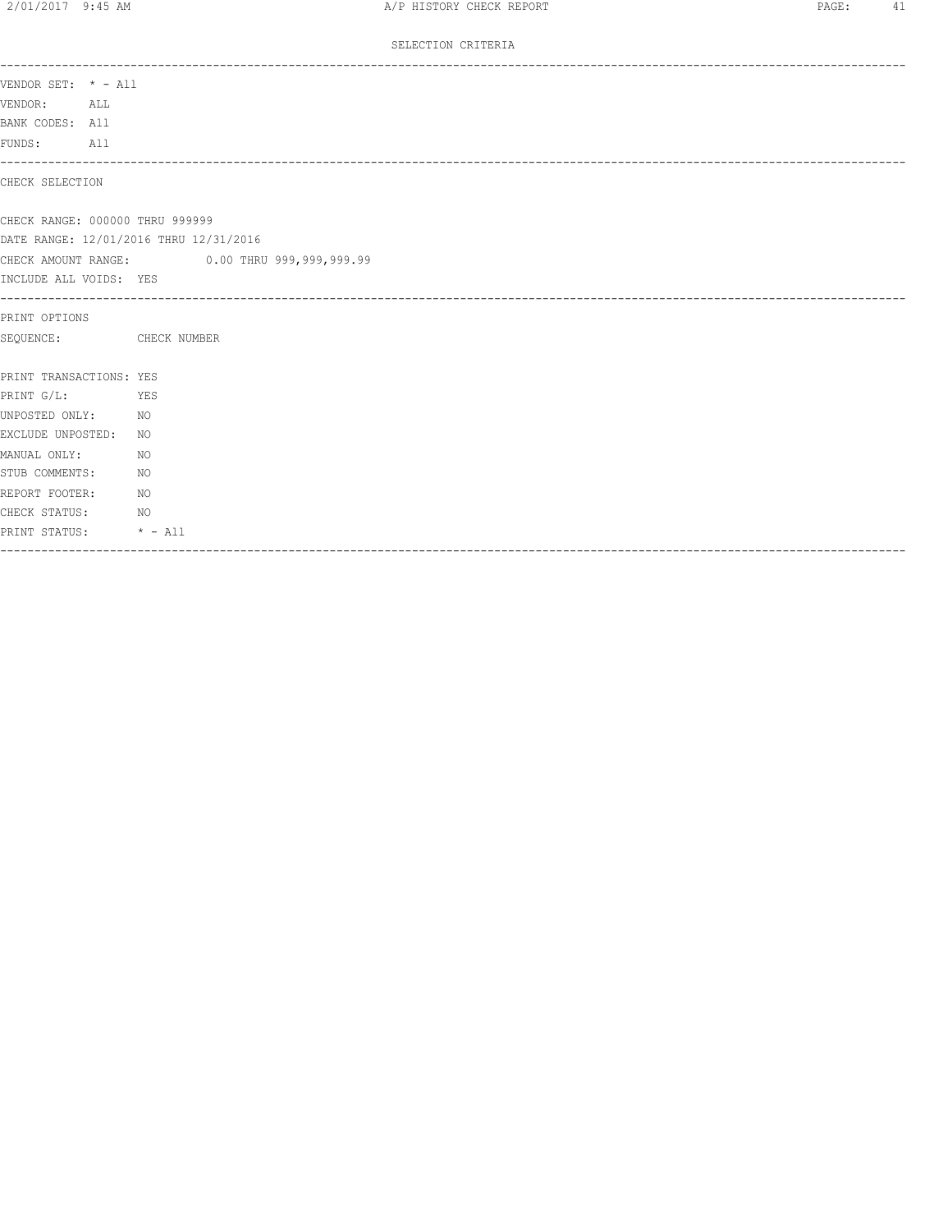SELECTION CRITERIA

---

VENDOR SET: * - All
VENDOR: ALL
BANK CODES: All
FUNDS: All

---

CHECK SELECTION

CHECK RANGE: 000000 THRU 999999
DATE RANGE: 12/01/2016 THRU 12/31/2016
CHECK AMOUNT RANGE: 0.00 THRU 999,999,999.99
INCLUDE ALL VOIDS: YES

---

PRINT OPTIONS
SEQUENCE: CHECK NUMBER

PRINT TRANSACTIONS: YES
PRINT G/L: YES
UNPOSTED ONLY: NO
EXCLUDE UNPOSTED: NO
MANUAL ONLY: NO
STUB COMMENTS: NO
REPORT FOOTER: NO
CHECK STATUS: NO
PRINT STATUS: * - All

---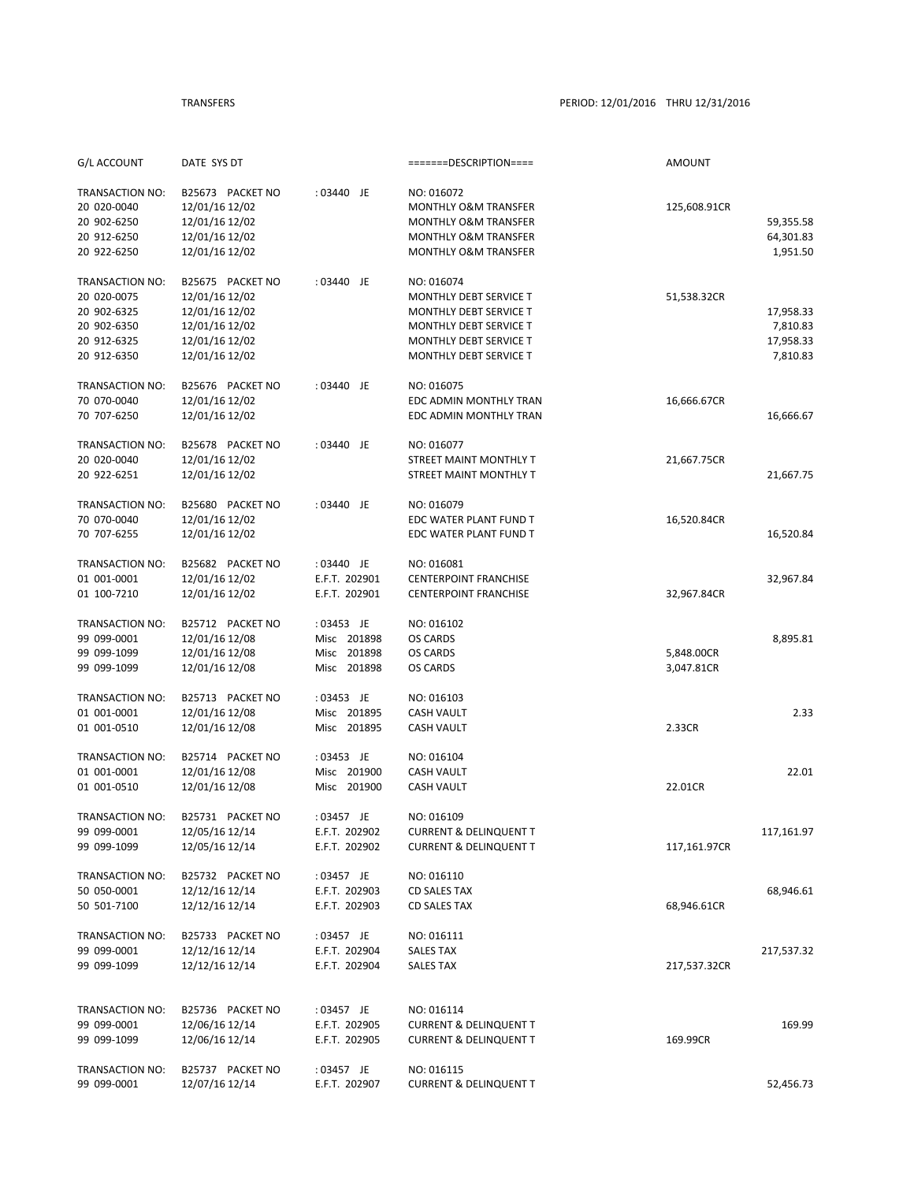TRANSFERS PERIOD: 12/01/2016 THRU 12/31/2016

| G/L ACCOUNT | DATE SYS DT | | =======DESCRIPTION==== | AMOUNT | |
|---|---|---|---|---|---|
| TRANSACTION NO: | B25673 PACKET NO | : 03440 JE | NO: 016072 | | |
| 20 020-0040 | 12/01/16 12/02 | | MONTHLY O&M TRANSFER | 125,608.91CR | |
| 20 902-6250 | 12/01/16 12/02 | | MONTHLY O&M TRANSFER | | 59,355.58 |
| 20 912-6250 | 12/01/16 12/02 | | MONTHLY O&M TRANSFER | | 64,301.83 |
| 20 922-6250 | 12/01/16 12/02 | | MONTHLY O&M TRANSFER | | 1,951.50 |
| TRANSACTION NO: | B25675 PACKET NO | : 03440 JE | NO: 016074 | | |
| 20 020-0075 | 12/01/16 12/02 | | MONTHLY DEBT SERVICE T | 51,538.32CR | |
| 20 902-6325 | 12/01/16 12/02 | | MONTHLY DEBT SERVICE T | | 17,958.33 |
| 20 902-6350 | 12/01/16 12/02 | | MONTHLY DEBT SERVICE T | | 7,810.83 |
| 20 912-6325 | 12/01/16 12/02 | | MONTHLY DEBT SERVICE T | | 17,958.33 |
| 20 912-6350 | 12/01/16 12/02 | | MONTHLY DEBT SERVICE T | | 7,810.83 |
| TRANSACTION NO: | B25676 PACKET NO | : 03440 JE | NO: 016075 | | |
| 70 070-0040 | 12/01/16 12/02 | | EDC ADMIN MONTHLY TRAN | 16,666.67CR | |
| 70 707-6250 | 12/01/16 12/02 | | EDC ADMIN MONTHLY TRAN | | 16,666.67 |
| TRANSACTION NO: | B25678 PACKET NO | : 03440 JE | NO: 016077 | | |
| 20 020-0040 | 12/01/16 12/02 | | STREET MAINT MONTHLY T | 21,667.75CR | |
| 20 922-6251 | 12/01/16 12/02 | | STREET MAINT MONTHLY T | | 21,667.75 |
| TRANSACTION NO: | B25680 PACKET NO | : 03440 JE | NO: 016079 | | |
| 70 070-0040 | 12/01/16 12/02 | | EDC WATER PLANT FUND T | 16,520.84CR | |
| 70 707-6255 | 12/01/16 12/02 | | EDC WATER PLANT FUND T | | 16,520.84 |
| TRANSACTION NO: | B25682 PACKET NO | : 03440 JE | NO: 016081 | | |
| 01 001-0001 | 12/01/16 12/02 | E.F.T. 202901 | CENTERPOINT FRANCHISE | | 32,967.84 |
| 01 100-7210 | 12/01/16 12/02 | E.F.T. 202901 | CENTERPOINT FRANCHISE | 32,967.84CR | |
| TRANSACTION NO: | B25712 PACKET NO | : 03453 JE | NO: 016102 | | |
| 99 099-0001 | 12/01/16 12/08 | Misc 201898 | OS CARDS | | 8,895.81 |
| 99 099-1099 | 12/01/16 12/08 | Misc 201898 | OS CARDS | 5,848.00CR | |
| 99 099-1099 | 12/01/16 12/08 | Misc 201898 | OS CARDS | 3,047.81CR | |
| TRANSACTION NO: | B25713 PACKET NO | : 03453 JE | NO: 016103 | | |
| 01 001-0001 | 12/01/16 12/08 | Misc 201895 | CASH VAULT | | 2.33 |
| 01 001-0510 | 12/01/16 12/08 | Misc 201895 | CASH VAULT | 2.33CR | |
| TRANSACTION NO: | B25714 PACKET NO | : 03453 JE | NO: 016104 | | |
| 01 001-0001 | 12/01/16 12/08 | Misc 201900 | CASH VAULT | | 22.01 |
| 01 001-0510 | 12/01/16 12/08 | Misc 201900 | CASH VAULT | 22.01CR | |
| TRANSACTION NO: | B25731 PACKET NO | : 03457 JE | NO: 016109 | | |
| 99 099-0001 | 12/05/16 12/14 | E.F.T. 202902 | CURRENT & DELINQUENT T | | 117,161.97 |
| 99 099-1099 | 12/05/16 12/14 | E.F.T. 202902 | CURRENT & DELINQUENT T | 117,161.97CR | |
| TRANSACTION NO: | B25732 PACKET NO | : 03457 JE | NO: 016110 | | |
| 50 050-0001 | 12/12/16 12/14 | E.F.T. 202903 | CD SALES TAX | | 68,946.61 |
| 50 501-7100 | 12/12/16 12/14 | E.F.T. 202903 | CD SALES TAX | 68,946.61CR | |
| TRANSACTION NO: | B25733 PACKET NO | : 03457 JE | NO: 016111 | | |
| 99 099-0001 | 12/12/16 12/14 | E.F.T. 202904 | SALES TAX | | 217,537.32 |
| 99 099-1099 | 12/12/16 12/14 | E.F.T. 202904 | SALES TAX | 217,537.32CR | |
| TRANSACTION NO: | B25736 PACKET NO | : 03457 JE | NO: 016114 | | |
| 99 099-0001 | 12/06/16 12/14 | E.F.T. 202905 | CURRENT & DELINQUENT T | | 169.99 |
| 99 099-1099 | 12/06/16 12/14 | E.F.T. 202905 | CURRENT & DELINQUENT T | 169.99CR | |
| TRANSACTION NO: | B25737 PACKET NO | : 03457 JE | NO: 016115 | | |
| 99 099-0001 | 12/07/16 12/14 | E.F.T. 202907 | CURRENT & DELINQUENT T | | 52,456.73 |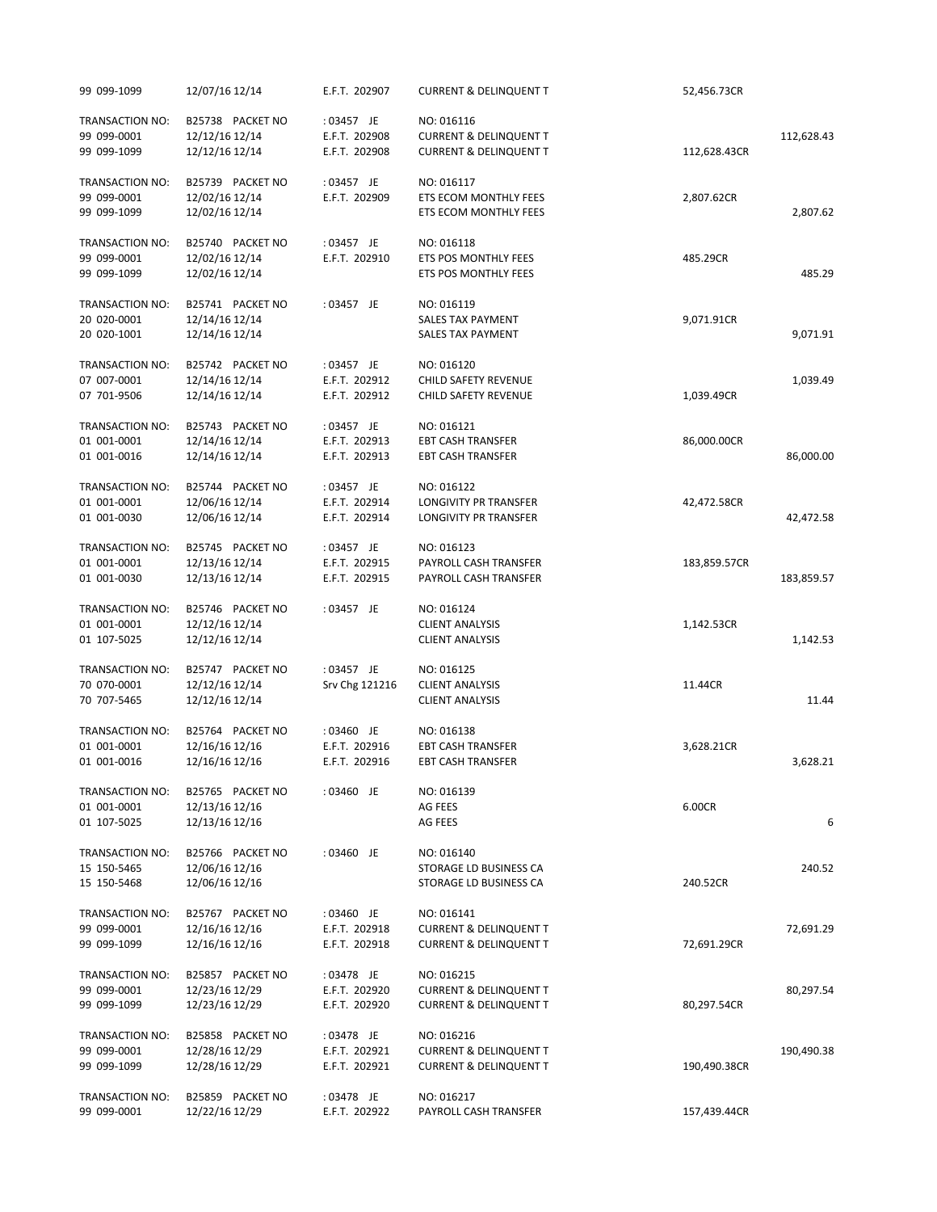| | | | | | |
|---|---|---|---|---|---|
| 99 099-1099 | 12/07/16 12/14 | E.F.T. 202907 | CURRENT & DELINQUENT T | 52,456.73CR | |
| TRANSACTION NO: | B25738 PACKET NO | : 03457 JE | NO: 016116 | | |
| 99 099-0001 | 12/12/16 12/14 | E.F.T. 202908 | CURRENT & DELINQUENT T | | 112,628.43 |
| 99 099-1099 | 12/12/16 12/14 | E.F.T. 202908 | CURRENT & DELINQUENT T | 112,628.43CR | |
| TRANSACTION NO: | B25739 PACKET NO | : 03457 JE | NO: 016117 | | |
| 99 099-0001 | 12/02/16 12/14 | E.F.T. 202909 | ETS ECOM MONTHLY FEES | 2,807.62CR | |
| 99 099-1099 | 12/02/16 12/14 | | ETS ECOM MONTHLY FEES | | 2,807.62 |
| TRANSACTION NO: | B25740 PACKET NO | : 03457 JE | NO: 016118 | | |
| 99 099-0001 | 12/02/16 12/14 | E.F.T. 202910 | ETS POS MONTHLY FEES | 485.29CR | |
| 99 099-1099 | 12/02/16 12/14 | | ETS POS MONTHLY FEES | | 485.29 |
| TRANSACTION NO: | B25741 PACKET NO | : 03457 JE | NO: 016119 | | |
| 20 020-0001 | 12/14/16 12/14 | | SALES TAX PAYMENT | 9,071.91CR | |
| 20 020-1001 | 12/14/16 12/14 | | SALES TAX PAYMENT | | 9,071.91 |
| TRANSACTION NO: | B25742 PACKET NO | : 03457 JE | NO: 016120 | | |
| 07 007-0001 | 12/14/16 12/14 | E.F.T. 202912 | CHILD SAFETY REVENUE | | 1,039.49 |
| 07 701-9506 | 12/14/16 12/14 | E.F.T. 202912 | CHILD SAFETY REVENUE | 1,039.49CR | |
| TRANSACTION NO: | B25743 PACKET NO | : 03457 JE | NO: 016121 | | |
| 01 001-0001 | 12/14/16 12/14 | E.F.T. 202913 | EBT CASH TRANSFER | 86,000.00CR | |
| 01 001-0016 | 12/14/16 12/14 | E.F.T. 202913 | EBT CASH TRANSFER | | 86,000.00 |
| TRANSACTION NO: | B25744 PACKET NO | : 03457 JE | NO: 016122 | | |
| 01 001-0001 | 12/06/16 12/14 | E.F.T. 202914 | LONGIVITY PR TRANSFER | 42,472.58CR | |
| 01 001-0030 | 12/06/16 12/14 | E.F.T. 202914 | LONGIVITY PR TRANSFER | | 42,472.58 |
| TRANSACTION NO: | B25745 PACKET NO | : 03457 JE | NO: 016123 | | |
| 01 001-0001 | 12/13/16 12/14 | E.F.T. 202915 | PAYROLL CASH TRANSFER | 183,859.57CR | |
| 01 001-0030 | 12/13/16 12/14 | E.F.T. 202915 | PAYROLL CASH TRANSFER | | 183,859.57 |
| TRANSACTION NO: | B25746 PACKET NO | : 03457 JE | NO: 016124 | | |
| 01 001-0001 | 12/12/16 12/14 | | CLIENT ANALYSIS | 1,142.53CR | |
| 01 107-5025 | 12/12/16 12/14 | | CLIENT ANALYSIS | | 1,142.53 |
| TRANSACTION NO: | B25747 PACKET NO | : 03457 JE | NO: 016125 | | |
| 70 070-0001 | 12/12/16 12/14 | Srv Chg 121216 | CLIENT ANALYSIS | 11.44CR | |
| 70 707-5465 | 12/12/16 12/14 | | CLIENT ANALYSIS | | 11.44 |
| TRANSACTION NO: | B25764 PACKET NO | : 03460 JE | NO: 016138 | | |
| 01 001-0001 | 12/16/16 12/16 | E.F.T. 202916 | EBT CASH TRANSFER | 3,628.21CR | |
| 01 001-0016 | 12/16/16 12/16 | E.F.T. 202916 | EBT CASH TRANSFER | | 3,628.21 |
| TRANSACTION NO: | B25765 PACKET NO | : 03460 JE | NO: 016139 | | |
| 01 001-0001 | 12/13/16 12/16 | | AG FEES | 6.00CR | |
| 01 107-5025 | 12/13/16 12/16 | | AG FEES | | 6 |
| TRANSACTION NO: | B25766 PACKET NO | : 03460 JE | NO: 016140 | | |
| 15 150-5465 | 12/06/16 12/16 | | STORAGE LD BUSINESS CA | | 240.52 |
| 15 150-5468 | 12/06/16 12/16 | | STORAGE LD BUSINESS CA | 240.52CR | |
| TRANSACTION NO: | B25767 PACKET NO | : 03460 JE | NO: 016141 | | |
| 99 099-0001 | 12/16/16 12/16 | E.F.T. 202918 | CURRENT & DELINQUENT T | | 72,691.29 |
| 99 099-1099 | 12/16/16 12/16 | E.F.T. 202918 | CURRENT & DELINQUENT T | 72,691.29CR | |
| TRANSACTION NO: | B25857 PACKET NO | : 03478 JE | NO: 016215 | | |
| 99 099-0001 | 12/23/16 12/29 | E.F.T. 202920 | CURRENT & DELINQUENT T | | 80,297.54 |
| 99 099-1099 | 12/23/16 12/29 | E.F.T. 202920 | CURRENT & DELINQUENT T | 80,297.54CR | |
| TRANSACTION NO: | B25858 PACKET NO | : 03478 JE | NO: 016216 | | |
| 99 099-0001 | 12/28/16 12/29 | E.F.T. 202921 | CURRENT & DELINQUENT T | | 190,490.38 |
| 99 099-1099 | 12/28/16 12/29 | E.F.T. 202921 | CURRENT & DELINQUENT T | 190,490.38CR | |
| TRANSACTION NO: | B25859 PACKET NO | : 03478 JE | NO: 016217 | | |
| 99 099-0001 | 12/22/16 12/29 | E.F.T. 202922 | PAYROLL CASH TRANSFER | 157,439.44CR | |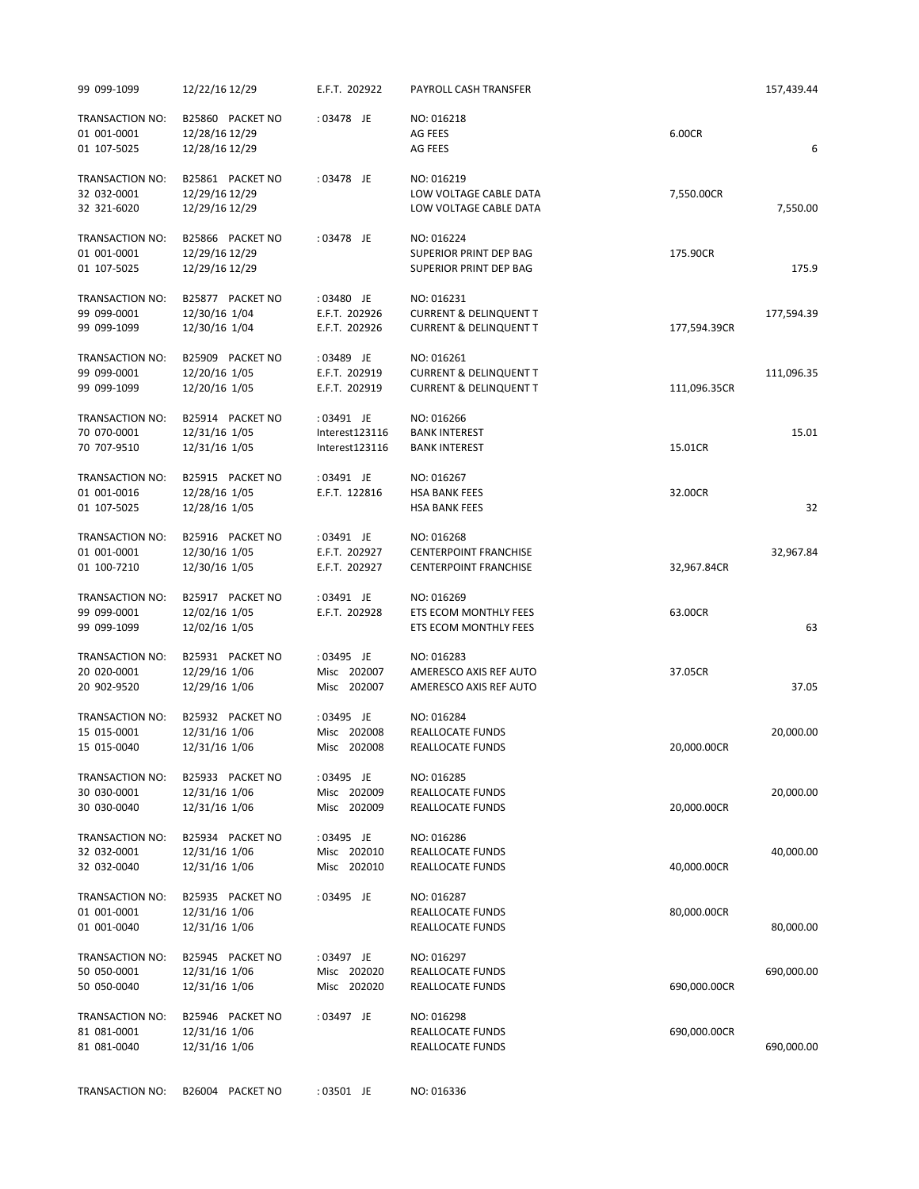| | | | | | |
|---|---|---|---|---|---|
| 99 099-1099 | 12/22/16 12/29 | E.F.T. 202922 | PAYROLL CASH TRANSFER | | 157,439.44 |
| | | | | | |
| TRANSACTION NO: | B25860 PACKET NO | : 03478 JE | NO: 016218 | | |
| 01 001-0001 | 12/28/16 12/29 | | AG FEES | 6.00CR | |
| 01 107-5025 | 12/28/16 12/29 | | AG FEES | | 6 |
| | | | | | |
| TRANSACTION NO: | B25861 PACKET NO | : 03478 JE | NO: 016219 | | |
| 32 032-0001 | 12/29/16 12/29 | | LOW VOLTAGE CABLE DATA | 7,550.00CR | |
| 32 321-6020 | 12/29/16 12/29 | | LOW VOLTAGE CABLE DATA | | 7,550.00 |
| | | | | | |
| TRANSACTION NO: | B25866 PACKET NO | : 03478 JE | NO: 016224 | | |
| 01 001-0001 | 12/29/16 12/29 | | SUPERIOR PRINT DEP BAG | 175.90CR | |
| 01 107-5025 | 12/29/16 12/29 | | SUPERIOR PRINT DEP BAG | | 175.9 |
| | | | | | |
| TRANSACTION NO: | B25877 PACKET NO | : 03480 JE | NO: 016231 | | |
| 99 099-0001 | 12/30/16 1/04 | E.F.T. 202926 | CURRENT & DELINQUENT T | | 177,594.39 |
| 99 099-1099 | 12/30/16 1/04 | E.F.T. 202926 | CURRENT & DELINQUENT T | 177,594.39CR | |
| | | | | | |
| TRANSACTION NO: | B25909 PACKET NO | : 03489 JE | NO: 016261 | | |
| 99 099-0001 | 12/20/16 1/05 | E.F.T. 202919 | CURRENT & DELINQUENT T | | 111,096.35 |
| 99 099-1099 | 12/20/16 1/05 | E.F.T. 202919 | CURRENT & DELINQUENT T | 111,096.35CR | |
| | | | | | |
| TRANSACTION NO: | B25914 PACKET NO | : 03491 JE | NO: 016266 | | |
| 70 070-0001 | 12/31/16 1/05 | Interest123116 | BANK INTEREST | | 15.01 |
| 70 707-9510 | 12/31/16 1/05 | Interest123116 | BANK INTEREST | 15.01CR | |
| | | | | | |
| TRANSACTION NO: | B25915 PACKET NO | : 03491 JE | NO: 016267 | | |
| 01 001-0016 | 12/28/16 1/05 | E.F.T. 122816 | HSA BANK FEES | 32.00CR | |
| 01 107-5025 | 12/28/16 1/05 | | HSA BANK FEES | | 32 |
| | | | | | |
| TRANSACTION NO: | B25916 PACKET NO | : 03491 JE | NO: 016268 | | |
| 01 001-0001 | 12/30/16 1/05 | E.F.T. 202927 | CENTERPOINT FRANCHISE | | 32,967.84 |
| 01 100-7210 | 12/30/16 1/05 | E.F.T. 202927 | CENTERPOINT FRANCHISE | 32,967.84CR | |
| | | | | | |
| TRANSACTION NO: | B25917 PACKET NO | : 03491 JE | NO: 016269 | | |
| 99 099-0001 | 12/02/16 1/05 | E.F.T. 202928 | ETS ECOM MONTHLY FEES | 63.00CR | |
| 99 099-1099 | 12/02/16 1/05 | | ETS ECOM MONTHLY FEES | | 63 |
| | | | | | |
| TRANSACTION NO: | B25931 PACKET NO | : 03495 JE | NO: 016283 | | |
| 20 020-0001 | 12/29/16 1/06 | Misc 202007 | AMERESCO AXIS REF AUTO | 37.05CR | |
| 20 902-9520 | 12/29/16 1/06 | Misc 202007 | AMERESCO AXIS REF AUTO | | 37.05 |
| | | | | | |
| TRANSACTION NO: | B25932 PACKET NO | : 03495 JE | NO: 016284 | | |
| 15 015-0001 | 12/31/16 1/06 | Misc 202008 | REALLOCATE FUNDS | | 20,000.00 |
| 15 015-0040 | 12/31/16 1/06 | Misc 202008 | REALLOCATE FUNDS | 20,000.00CR | |
| | | | | | |
| TRANSACTION NO: | B25933 PACKET NO | : 03495 JE | NO: 016285 | | |
| 30 030-0001 | 12/31/16 1/06 | Misc 202009 | REALLOCATE FUNDS | | 20,000.00 |
| 30 030-0040 | 12/31/16 1/06 | Misc 202009 | REALLOCATE FUNDS | 20,000.00CR | |
| | | | | | |
| TRANSACTION NO: | B25934 PACKET NO | : 03495 JE | NO: 016286 | | |
| 32 032-0001 | 12/31/16 1/06 | Misc 202010 | REALLOCATE FUNDS | | 40,000.00 |
| 32 032-0040 | 12/31/16 1/06 | Misc 202010 | REALLOCATE FUNDS | 40,000.00CR | |
| | | | | | |
| TRANSACTION NO: | B25935 PACKET NO | : 03495 JE | NO: 016287 | | |
| 01 001-0001 | 12/31/16 1/06 | | REALLOCATE FUNDS | 80,000.00CR | |
| 01 001-0040 | 12/31/16 1/06 | | REALLOCATE FUNDS | | 80,000.00 |
| | | | | | |
| TRANSACTION NO: | B25945 PACKET NO | : 03497 JE | NO: 016297 | | |
| 50 050-0001 | 12/31/16 1/06 | Misc 202020 | REALLOCATE FUNDS | | 690,000.00 |
| 50 050-0040 | 12/31/16 1/06 | Misc 202020 | REALLOCATE FUNDS | 690,000.00CR | |
| | | | | | |
| TRANSACTION NO: | B25946 PACKET NO | : 03497 JE | NO: 016298 | | |
| 81 081-0001 | 12/31/16 1/06 | | REALLOCATE FUNDS | 690,000.00CR | |
| 81 081-0040 | 12/31/16 1/06 | | REALLOCATE FUNDS | | 690,000.00 |
| | | | | | |
| TRANSACTION NO: | B26004 PACKET NO | : 03501 JE | NO: 016336 | | |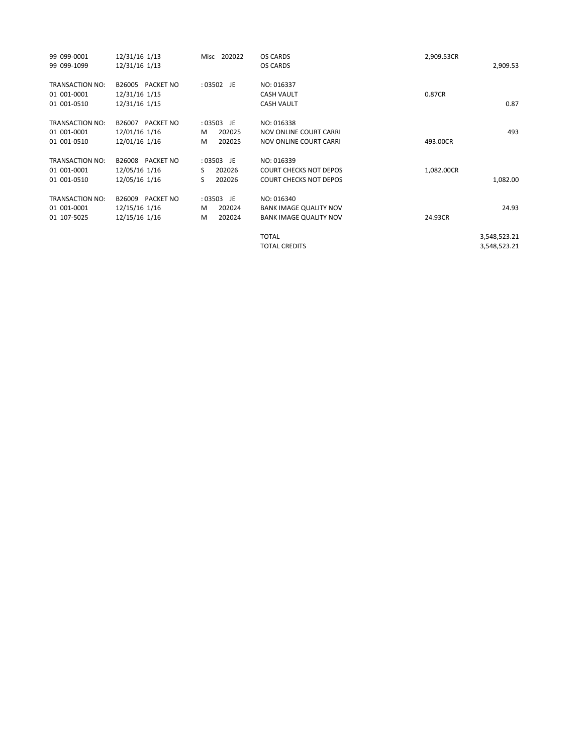| | | | | | |
|---|---|---|---|---|---|
| 99 099-0001 | 12/31/16 1/13 | Misc 202022 | OS CARDS | 2,909.53CR | |
| 99 099-1099 | 12/31/16 1/13 | | OS CARDS | | 2,909.53 |
| | | | | | |
| TRANSACTION NO: | B26005 PACKET NO | : 03502 JE | NO: 016337 | | |
| 01 001-0001 | 12/31/16 1/15 | | CASH VAULT | 0.87CR | |
| 01 001-0510 | 12/31/16 1/15 | | CASH VAULT | | 0.87 |
| | | | | | |
| TRANSACTION NO: | B26007 PACKET NO | : 03503 JE | NO: 016338 | | |
| 01 001-0001 | 12/01/16 1/16 | M 202025 | NOV ONLINE COURT CARRI | | 493 |
| 01 001-0510 | 12/01/16 1/16 | M 202025 | NOV ONLINE COURT CARRI | 493.00CR | |
| | | | | | |
| TRANSACTION NO: | B26008 PACKET NO | : 03503 JE | NO: 016339 | | |
| 01 001-0001 | 12/05/16 1/16 | S 202026 | COURT CHECKS NOT DEPOS | 1,082.00CR | |
| 01 001-0510 | 12/05/16 1/16 | S 202026 | COURT CHECKS NOT DEPOS | | 1,082.00 |
| | | | | | |
| TRANSACTION NO: | B26009 PACKET NO | : 03503 JE | NO: 016340 | | |
| 01 001-0001 | 12/15/16 1/16 | M 202024 | BANK IMAGE QUALITY NOV | | 24.93 |
| 01 107-5025 | 12/15/16 1/16 | M 202024 | BANK IMAGE QUALITY NOV | 24.93CR | |
| | | | | | |
| | | | TOTAL | | 3,548,523.21 |
| | | | TOTAL CREDITS | | 3,548,523.21 |